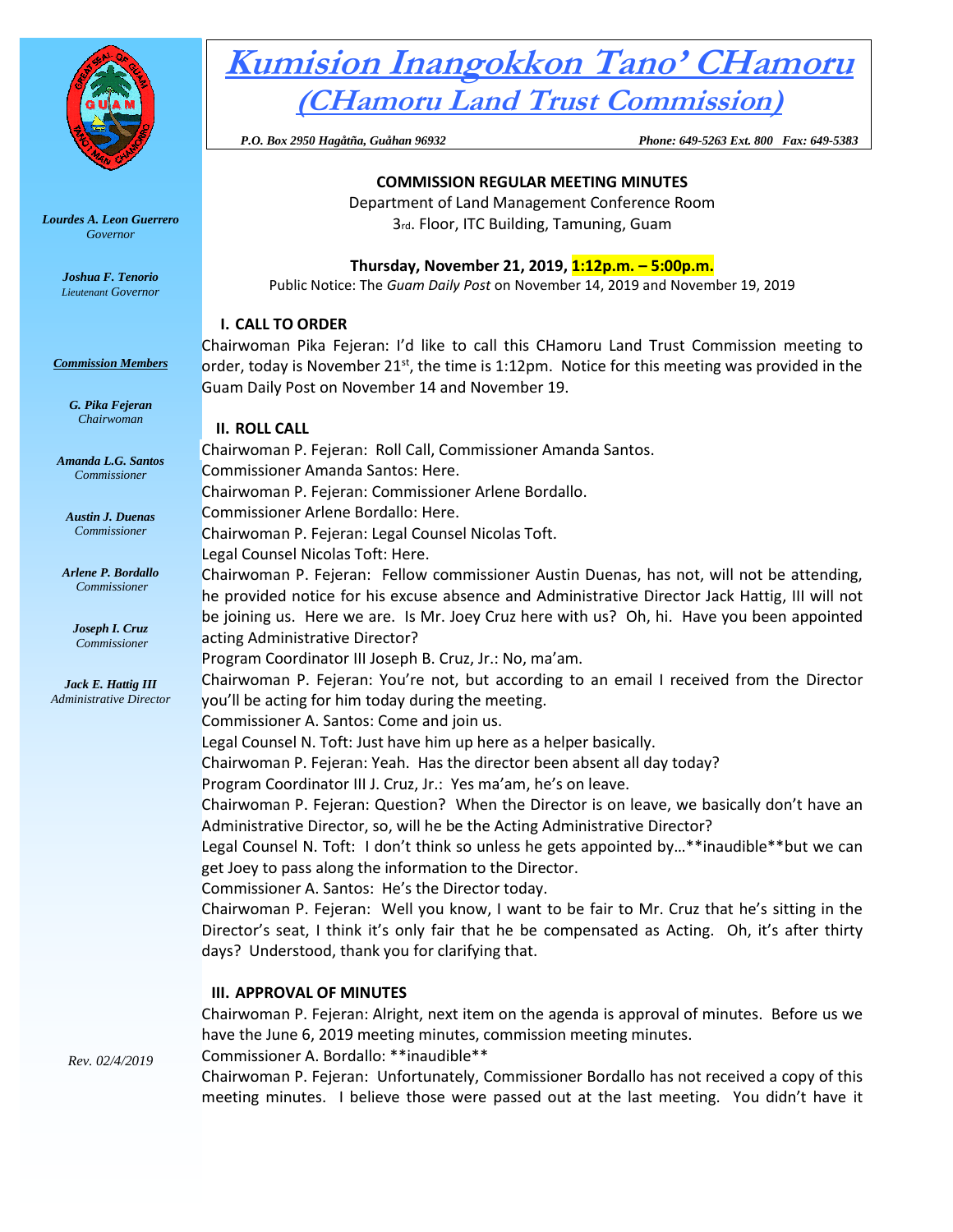# Kumision Inangokkon Tano' CHamoru
## (CHamoru Land Trust Commission)

*P.O. Box 2950 Hagåtña, Guåhan 96932* *Phone: 649-5263 Ext. 800 Fax: 649-5383*

*Lourdes A. Leon Guerrero*
*Governor*

*Joshua F. Tenorio*
*Lieutenant Governor*

***Commission Members***

*G. Pika Fejeran*
*Chairwoman*

*Amanda L.G. Santos*
*Commissioner*

*Austin J. Duenas*
*Commissioner*

*Arlene P. Bordallo*
*Commissioner*

*Joseph I. Cruz*
*Commissioner*

*Jack E. Hattig III*
*Administrative Director*

*Rev. 02/4/2019*

**COMMISSION REGULAR MEETING MINUTES**

Department of Land Management Conference Room
3rd. Floor, ITC Building, Tamuning, Guam

**Thursday, November 21, 2019, 1:12p.m. – 5:00p.m.**

Public Notice: The *Guam Daily Post* on November 14, 2019 and November 19, 2019

**I. CALL TO ORDER**

Chairwoman Pika Fejeran: I'd like to call this CHamoru Land Trust Commission meeting to order, today is November 21st, the time is 1:12pm. Notice for this meeting was provided in the Guam Daily Post on November 14 and November 19.

**II. ROLL CALL**

Chairwoman P. Fejeran: Roll Call, Commissioner Amanda Santos.
Commissioner Amanda Santos: Here.
Chairwoman P. Fejeran: Commissioner Arlene Bordallo.
Commissioner Arlene Bordallo: Here.
Chairwoman P. Fejeran: Legal Counsel Nicolas Toft.
Legal Counsel Nicolas Toft: Here.
Chairwoman P. Fejeran: Fellow commissioner Austin Duenas, has not, will not be attending, he provided notice for his excuse absence and Administrative Director Jack Hattig, III will not be joining us. Here we are. Is Mr. Joey Cruz here with us? Oh, hi. Have you been appointed acting Administrative Director?
Program Coordinator III Joseph B. Cruz, Jr.: No, ma'am.
Chairwoman P. Fejeran: You're not, but according to an email I received from the Director you'll be acting for him today during the meeting.
Commissioner A. Santos: Come and join us.
Legal Counsel N. Toft: Just have him up here as a helper basically.
Chairwoman P. Fejeran: Yeah. Has the director been absent all day today?
Program Coordinator III J. Cruz, Jr.: Yes ma'am, he's on leave.
Chairwoman P. Fejeran: Question? When the Director is on leave, we basically don't have an Administrative Director, so, will he be the Acting Administrative Director?
Legal Counsel N. Toft: I don't think so unless he gets appointed by…**inaudible**but we can get Joey to pass along the information to the Director.
Commissioner A. Santos: He's the Director today.
Chairwoman P. Fejeran: Well you know, I want to be fair to Mr. Cruz that he's sitting in the Director's seat, I think it's only fair that he be compensated as Acting. Oh, it's after thirty days? Understood, thank you for clarifying that.

**III. APPROVAL OF MINUTES**

Chairwoman P. Fejeran: Alright, next item on the agenda is approval of minutes. Before us we have the June 6, 2019 meeting minutes, commission meeting minutes.
Commissioner A. Bordallo: **inaudible**
Chairwoman P. Fejeran: Unfortunately, Commissioner Bordallo has not received a copy of this meeting minutes. I believe those were passed out at the last meeting. You didn't have it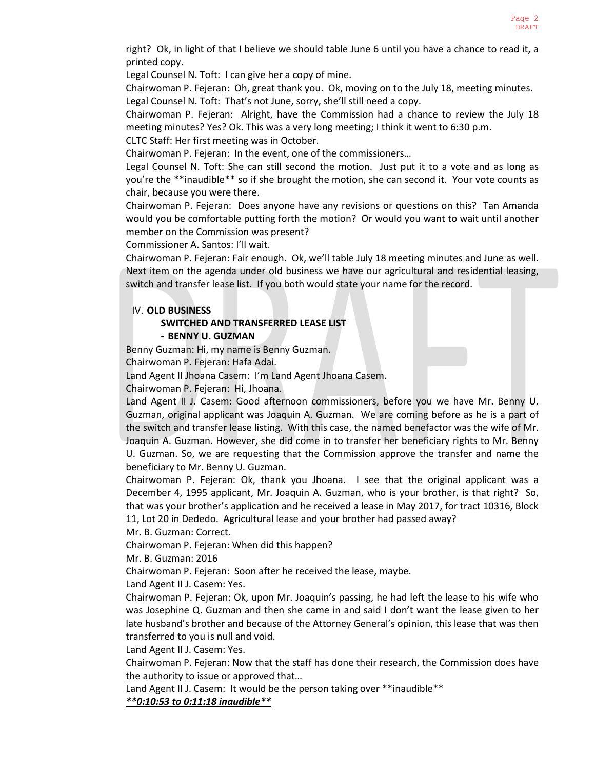right? Ok, in light of that I believe we should table June 6 until you have a chance to read it, a printed copy.

Legal Counsel N. Toft: I can give her a copy of mine.

Chairwoman P. Fejeran: Oh, great thank you. Ok, moving on to the July 18, meeting minutes.

Legal Counsel N. Toft: That's not June, sorry, she'll still need a copy.

Chairwoman P. Fejeran: Alright, have the Commission had a chance to review the July 18 meeting minutes? Yes? Ok. This was a very long meeting; I think it went to 6:30 p.m.

CLTC Staff: Her first meeting was in October.

Chairwoman P. Fejeran: In the event, one of the commissioners…

Legal Counsel N. Toft: She can still second the motion. Just put it to a vote and as long as you're the **inaudible** so if she brought the motion, she can second it. Your vote counts as chair, because you were there.

Chairwoman P. Fejeran: Does anyone have any revisions or questions on this? Tan Amanda would you be comfortable putting forth the motion? Or would you want to wait until another member on the Commission was present?

Commissioner A. Santos: I'll wait.

Chairwoman P. Fejeran: Fair enough. Ok, we'll table July 18 meeting minutes and June as well. Next item on the agenda under old business we have our agricultural and residential leasing, switch and transfer lease list. If you both would state your name for the record.

IV. **OLD BUSINESS**

**SWITCHED AND TRANSFERRED LEASE LIST**

**- BENNY U. GUZMAN**

Benny Guzman: Hi, my name is Benny Guzman.

Chairwoman P. Fejeran: Hafa Adai.

Land Agent II Jhoana Casem: I'm Land Agent Jhoana Casem.

Chairwoman P. Fejeran: Hi, Jhoana.

Land Agent II J. Casem: Good afternoon commissioners, before you we have Mr. Benny U. Guzman, original applicant was Joaquin A. Guzman. We are coming before as he is a part of the switch and transfer lease listing. With this case, the named benefactor was the wife of Mr. Joaquin A. Guzman. However, she did come in to transfer her beneficiary rights to Mr. Benny U. Guzman. So, we are requesting that the Commission approve the transfer and name the beneficiary to Mr. Benny U. Guzman.

Chairwoman P. Fejeran: Ok, thank you Jhoana. I see that the original applicant was a December 4, 1995 applicant, Mr. Joaquin A. Guzman, who is your brother, is that right? So, that was your brother's application and he received a lease in May 2017, for tract 10316, Block 11, Lot 20 in Dededo. Agricultural lease and your brother had passed away?

Mr. B. Guzman: Correct.

Chairwoman P. Fejeran: When did this happen?

Mr. B. Guzman: 2016

Chairwoman P. Fejeran: Soon after he received the lease, maybe.

Land Agent II J. Casem: Yes.

Chairwoman P. Fejeran: Ok, upon Mr. Joaquin's passing, he had left the lease to his wife who was Josephine Q. Guzman and then she came in and said I don't want the lease given to her late husband's brother and because of the Attorney General's opinion, this lease that was then transferred to you is null and void.

Land Agent II J. Casem: Yes.

Chairwoman P. Fejeran: Now that the staff has done their research, the Commission does have the authority to issue or approved that…

Land Agent II J. Casem: It would be the person taking over **inaudible**

***<u>**0:10:53 to 0:11:18 inaudible**</u>***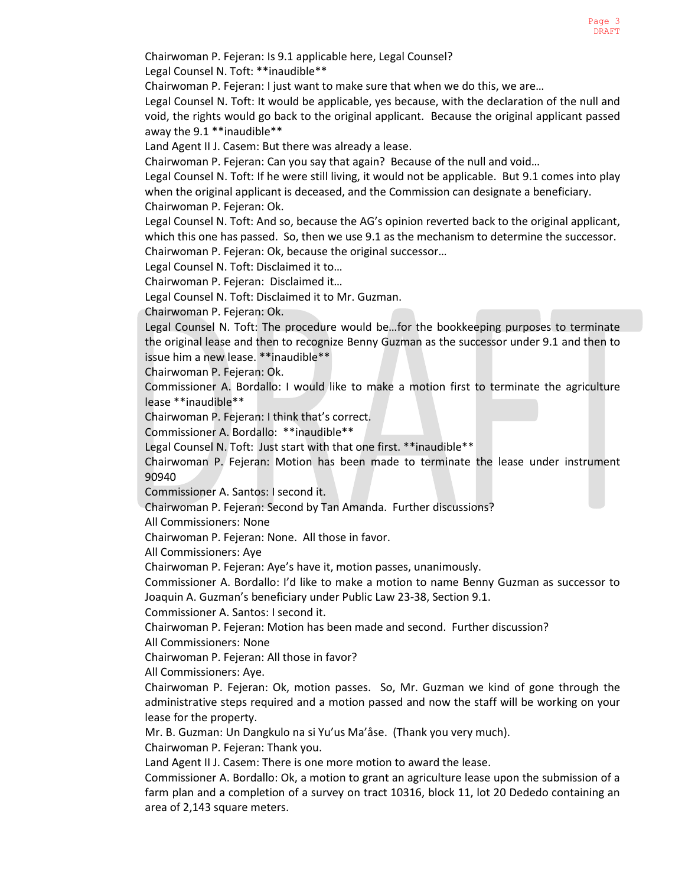Chairwoman P. Fejeran: Is 9.1 applicable here, Legal Counsel?

Legal Counsel N. Toft: **inaudible**

Chairwoman P. Fejeran: I just want to make sure that when we do this, we are…

Legal Counsel N. Toft: It would be applicable, yes because, with the declaration of the null and void, the rights would go back to the original applicant. Because the original applicant passed away the 9.1 **inaudible**

Land Agent II J. Casem: But there was already a lease.

Chairwoman P. Fejeran: Can you say that again? Because of the null and void…

Legal Counsel N. Toft: If he were still living, it would not be applicable. But 9.1 comes into play when the original applicant is deceased, and the Commission can designate a beneficiary.

Chairwoman P. Fejeran: Ok.

Legal Counsel N. Toft: And so, because the AG's opinion reverted back to the original applicant, which this one has passed. So, then we use 9.1 as the mechanism to determine the successor.

Chairwoman P. Fejeran: Ok, because the original successor…

Legal Counsel N. Toft: Disclaimed it to…

Chairwoman P. Fejeran: Disclaimed it…

Legal Counsel N. Toft: Disclaimed it to Mr. Guzman.

Chairwoman P. Fejeran: Ok.

Legal Counsel N. Toft: The procedure would be…for the bookkeeping purposes to terminate the original lease and then to recognize Benny Guzman as the successor under 9.1 and then to issue him a new lease. **inaudible**

Chairwoman P. Fejeran: Ok.

Commissioner A. Bordallo: I would like to make a motion first to terminate the agriculture lease **inaudible**

Chairwoman P. Fejeran: I think that's correct.

Commissioner A. Bordallo: **inaudible**

Legal Counsel N. Toft: Just start with that one first. **inaudible**

Chairwoman P. Fejeran: Motion has been made to terminate the lease under instrument 90940

Commissioner A. Santos: I second it.

Chairwoman P. Fejeran: Second by Tan Amanda. Further discussions?

All Commissioners: None

Chairwoman P. Fejeran: None. All those in favor.

All Commissioners: Aye

Chairwoman P. Fejeran: Aye's have it, motion passes, unanimously.

Commissioner A. Bordallo: I'd like to make a motion to name Benny Guzman as successor to Joaquin A. Guzman's beneficiary under Public Law 23-38, Section 9.1.

Commissioner A. Santos: I second it.

Chairwoman P. Fejeran: Motion has been made and second. Further discussion?

All Commissioners: None

Chairwoman P. Fejeran: All those in favor?

All Commissioners: Aye.

Chairwoman P. Fejeran: Ok, motion passes. So, Mr. Guzman we kind of gone through the administrative steps required and a motion passed and now the staff will be working on your lease for the property.

Mr. B. Guzman: Un Dangkulo na si Yu'us Ma'åse. (Thank you very much).

Chairwoman P. Fejeran: Thank you.

Land Agent II J. Casem: There is one more motion to award the lease.

Commissioner A. Bordallo: Ok, a motion to grant an agriculture lease upon the submission of a farm plan and a completion of a survey on tract 10316, block 11, lot 20 Dededo containing an area of 2,143 square meters.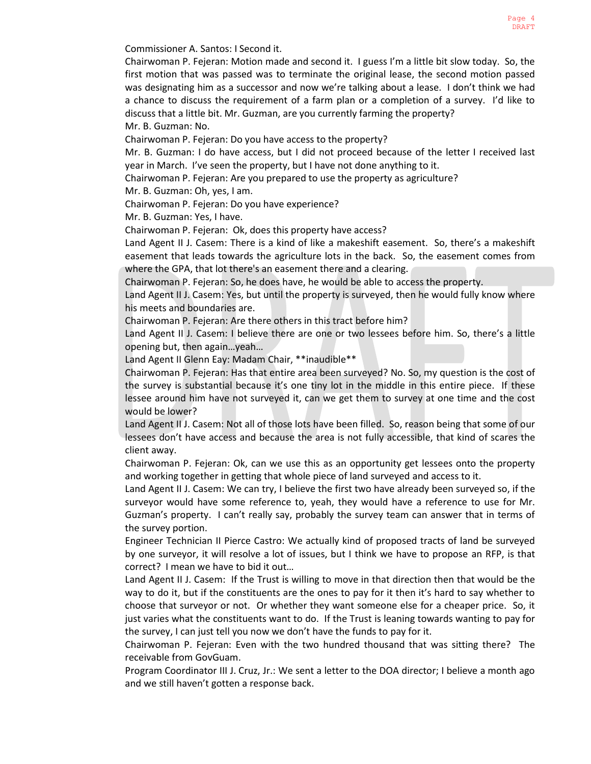Commissioner A. Santos: I Second it.

Chairwoman P. Fejeran: Motion made and second it. I guess I'm a little bit slow today. So, the first motion that was passed was to terminate the original lease, the second motion passed was designating him as a successor and now we're talking about a lease. I don't think we had a chance to discuss the requirement of a farm plan or a completion of a survey. I'd like to discuss that a little bit. Mr. Guzman, are you currently farming the property?

Mr. B. Guzman: No.

Chairwoman P. Fejeran: Do you have access to the property?

Mr. B. Guzman: I do have access, but I did not proceed because of the letter I received last year in March. I've seen the property, but I have not done anything to it.

Chairwoman P. Fejeran: Are you prepared to use the property as agriculture?

Mr. B. Guzman: Oh, yes, I am.

Chairwoman P. Fejeran: Do you have experience?

Mr. B. Guzman: Yes, I have.

Chairwoman P. Fejeran: Ok, does this property have access?

Land Agent II J. Casem: There is a kind of like a makeshift easement. So, there's a makeshift easement that leads towards the agriculture lots in the back. So, the easement comes from where the GPA, that lot there's an easement there and a clearing.

Chairwoman P. Fejeran: So, he does have, he would be able to access the property.

Land Agent II J. Casem: Yes, but until the property is surveyed, then he would fully know where his meets and boundaries are.

Chairwoman P. Fejeran: Are there others in this tract before him?

Land Agent II J. Casem: I believe there are one or two lessees before him. So, there's a little opening but, then again…yeah…

Land Agent II Glenn Eay: Madam Chair, **inaudible**

Chairwoman P. Fejeran: Has that entire area been surveyed? No. So, my question is the cost of the survey is substantial because it's one tiny lot in the middle in this entire piece. If these lessee around him have not surveyed it, can we get them to survey at one time and the cost would be lower?

Land Agent II J. Casem: Not all of those lots have been filled. So, reason being that some of our lessees don't have access and because the area is not fully accessible, that kind of scares the client away.

Chairwoman P. Fejeran: Ok, can we use this as an opportunity get lessees onto the property and working together in getting that whole piece of land surveyed and access to it.

Land Agent II J. Casem: We can try, I believe the first two have already been surveyed so, if the surveyor would have some reference to, yeah, they would have a reference to use for Mr. Guzman's property. I can't really say, probably the survey team can answer that in terms of the survey portion.

Engineer Technician II Pierce Castro: We actually kind of proposed tracts of land be surveyed by one surveyor, it will resolve a lot of issues, but I think we have to propose an RFP, is that correct? I mean we have to bid it out…

Land Agent II J. Casem: If the Trust is willing to move in that direction then that would be the way to do it, but if the constituents are the ones to pay for it then it's hard to say whether to choose that surveyor or not. Or whether they want someone else for a cheaper price. So, it just varies what the constituents want to do. If the Trust is leaning towards wanting to pay for the survey, I can just tell you now we don't have the funds to pay for it.

Chairwoman P. Fejeran: Even with the two hundred thousand that was sitting there? The receivable from GovGuam.

Program Coordinator III J. Cruz, Jr.: We sent a letter to the DOA director; I believe a month ago and we still haven't gotten a response back.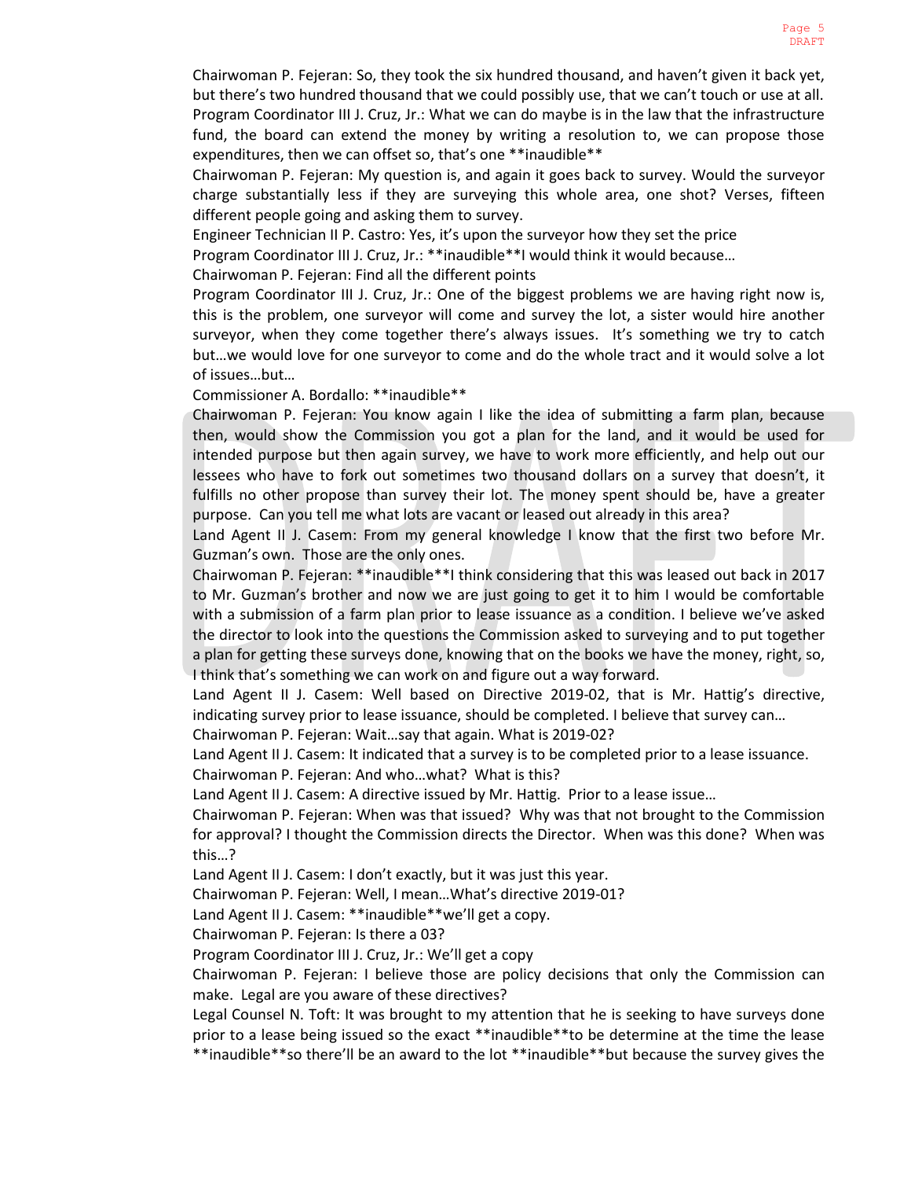Chairwoman P. Fejeran: So, they took the six hundred thousand, and haven't given it back yet, but there's two hundred thousand that we could possibly use, that we can't touch or use at all.

Program Coordinator III J. Cruz, Jr.: What we can do maybe is in the law that the infrastructure fund, the board can extend the money by writing a resolution to, we can propose those expenditures, then we can offset so, that's one **inaudible**

Chairwoman P. Fejeran: My question is, and again it goes back to survey. Would the surveyor charge substantially less if they are surveying this whole area, one shot? Verses, fifteen different people going and asking them to survey.

Engineer Technician II P. Castro: Yes, it's upon the surveyor how they set the price

Program Coordinator III J. Cruz, Jr.: **inaudible**I would think it would because…

Chairwoman P. Fejeran: Find all the different points

Program Coordinator III J. Cruz, Jr.: One of the biggest problems we are having right now is, this is the problem, one surveyor will come and survey the lot, a sister would hire another surveyor, when they come together there's always issues. It's something we try to catch but…we would love for one surveyor to come and do the whole tract and it would solve a lot of issues…but…

Commissioner A. Bordallo: **inaudible**

Chairwoman P. Fejeran: You know again I like the idea of submitting a farm plan, because then, would show the Commission you got a plan for the land, and it would be used for intended purpose but then again survey, we have to work more efficiently, and help out our lessees who have to fork out sometimes two thousand dollars on a survey that doesn't, it fulfills no other propose than survey their lot. The money spent should be, have a greater purpose. Can you tell me what lots are vacant or leased out already in this area?

Land Agent II J. Casem: From my general knowledge I know that the first two before Mr. Guzman's own. Those are the only ones.

Chairwoman P. Fejeran: **inaudible**I think considering that this was leased out back in 2017 to Mr. Guzman's brother and now we are just going to get it to him I would be comfortable with a submission of a farm plan prior to lease issuance as a condition. I believe we've asked the director to look into the questions the Commission asked to surveying and to put together a plan for getting these surveys done, knowing that on the books we have the money, right, so, I think that's something we can work on and figure out a way forward.

Land Agent II J. Casem: Well based on Directive 2019-02, that is Mr. Hattig's directive, indicating survey prior to lease issuance, should be completed. I believe that survey can…

Chairwoman P. Fejeran: Wait…say that again. What is 2019-02?

Land Agent II J. Casem: It indicated that a survey is to be completed prior to a lease issuance.

Chairwoman P. Fejeran: And who…what? What is this?

Land Agent II J. Casem: A directive issued by Mr. Hattig. Prior to a lease issue…

Chairwoman P. Fejeran: When was that issued? Why was that not brought to the Commission for approval? I thought the Commission directs the Director. When was this done? When was this…?

Land Agent II J. Casem: I don't exactly, but it was just this year.

Chairwoman P. Fejeran: Well, I mean…What's directive 2019-01?

Land Agent II J. Casem: **inaudible**we'll get a copy.

Chairwoman P. Fejeran: Is there a 03?

Program Coordinator III J. Cruz, Jr.: We'll get a copy

Chairwoman P. Fejeran: I believe those are policy decisions that only the Commission can make. Legal are you aware of these directives?

Legal Counsel N. Toft: It was brought to my attention that he is seeking to have surveys done prior to a lease being issued so the exact **inaudible**to be determine at the time the lease **inaudible**so there'll be an award to the lot **inaudible**but because the survey gives the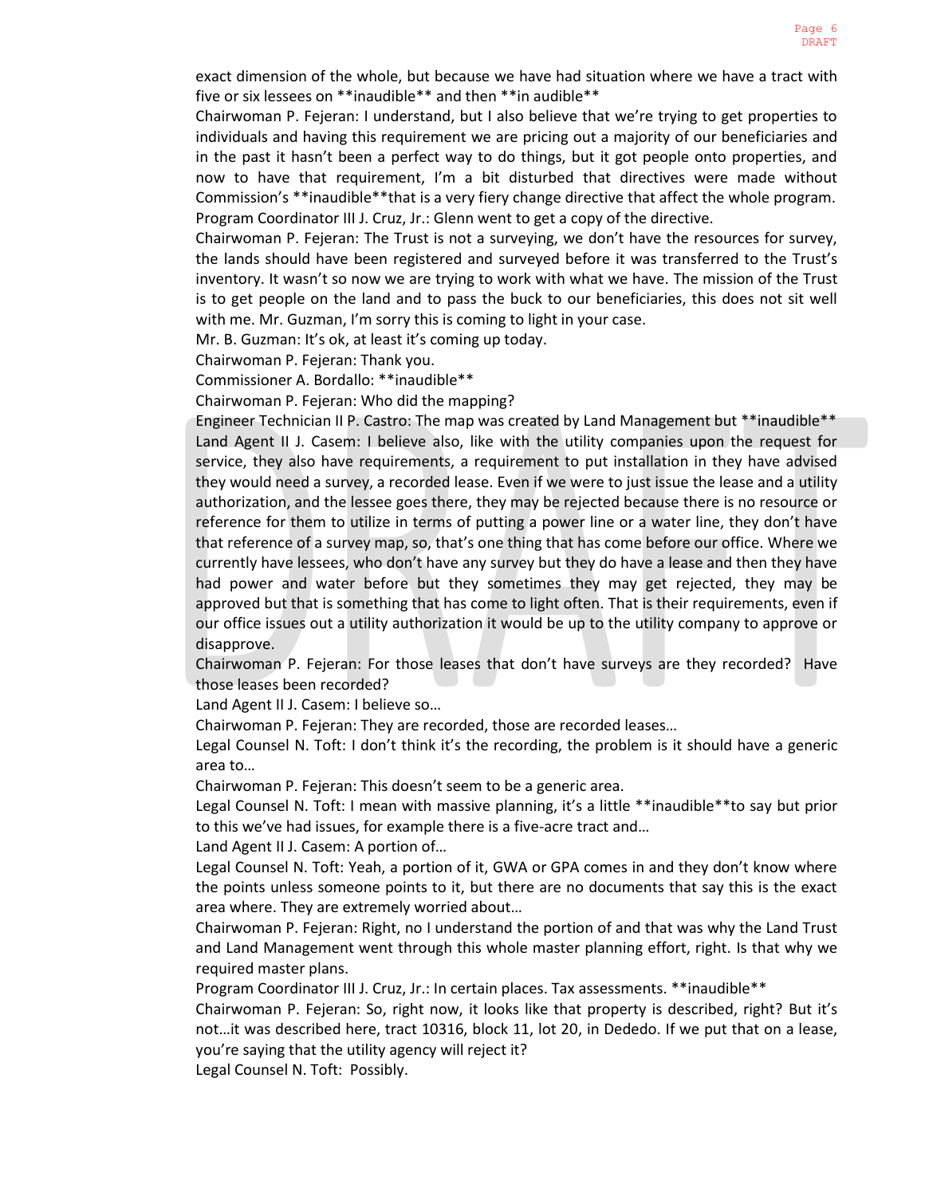exact dimension of the whole, but because we have had situation where we have a tract with five or six lessees on **inaudible** and then **in audible**

Chairwoman P. Fejeran: I understand, but I also believe that we're trying to get properties to individuals and having this requirement we are pricing out a majority of our beneficiaries and in the past it hasn't been a perfect way to do things, but it got people onto properties, and now to have that requirement, I'm a bit disturbed that directives were made without Commission's **inaudible**that is a very fiery change directive that affect the whole program.

Program Coordinator III J. Cruz, Jr.: Glenn went to get a copy of the directive.

Chairwoman P. Fejeran: The Trust is not a surveying, we don't have the resources for survey, the lands should have been registered and surveyed before it was transferred to the Trust's inventory. It wasn't so now we are trying to work with what we have. The mission of the Trust is to get people on the land and to pass the buck to our beneficiaries, this does not sit well with me. Mr. Guzman, I'm sorry this is coming to light in your case.

Mr. B. Guzman: It's ok, at least it's coming up today.

Chairwoman P. Fejeran: Thank you.

Commissioner A. Bordallo: **inaudible**

Chairwoman P. Fejeran: Who did the mapping?

Engineer Technician II P. Castro: The map was created by Land Management but **inaudible**

Land Agent II J. Casem: I believe also, like with the utility companies upon the request for service, they also have requirements, a requirement to put installation in they have advised they would need a survey, a recorded lease. Even if we were to just issue the lease and a utility authorization, and the lessee goes there, they may be rejected because there is no resource or reference for them to utilize in terms of putting a power line or a water line, they don't have that reference of a survey map, so, that's one thing that has come before our office. Where we currently have lessees, who don't have any survey but they do have a lease and then they have had power and water before but they sometimes they may get rejected, they may be approved but that is something that has come to light often. That is their requirements, even if our office issues out a utility authorization it would be up to the utility company to approve or disapprove.

Chairwoman P. Fejeran: For those leases that don't have surveys are they recorded? Have those leases been recorded?

Land Agent II J. Casem: I believe so…

Chairwoman P. Fejeran: They are recorded, those are recorded leases…

Legal Counsel N. Toft: I don't think it's the recording, the problem is it should have a generic area to…

Chairwoman P. Fejeran: This doesn't seem to be a generic area.

Legal Counsel N. Toft: I mean with massive planning, it's a little **inaudible**to say but prior to this we've had issues, for example there is a five-acre tract and…

Land Agent II J. Casem: A portion of…

Legal Counsel N. Toft: Yeah, a portion of it, GWA or GPA comes in and they don't know where the points unless someone points to it, but there are no documents that say this is the exact area where. They are extremely worried about…

Chairwoman P. Fejeran: Right, no I understand the portion of and that was why the Land Trust and Land Management went through this whole master planning effort, right. Is that why we required master plans.

Program Coordinator III J. Cruz, Jr.: In certain places. Tax assessments. **inaudible**

Chairwoman P. Fejeran: So, right now, it looks like that property is described, right? But it's not…it was described here, tract 10316, block 11, lot 20, in Dededo. If we put that on a lease, you're saying that the utility agency will reject it?

Legal Counsel N. Toft: Possibly.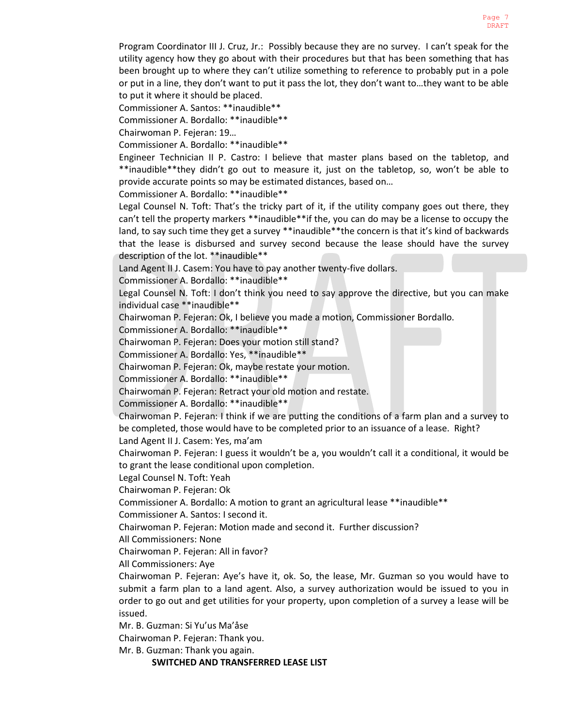Program Coordinator III J. Cruz, Jr.: Possibly because they are no survey. I can't speak for the utility agency how they go about with their procedures but that has been something that has been brought up to where they can't utilize something to reference to probably put in a pole or put in a line, they don't want to put it pass the lot, they don't want to…they want to be able to put it where it should be placed.

Commissioner A. Santos: **inaudible**

Commissioner A. Bordallo: **inaudible**

Chairwoman P. Fejeran: 19…

Commissioner A. Bordallo: **inaudible**

Engineer Technician II P. Castro: I believe that master plans based on the tabletop, and **inaudible**they didn't go out to measure it, just on the tabletop, so, won't be able to provide accurate points so may be estimated distances, based on…

Commissioner A. Bordallo: **inaudible**

Legal Counsel N. Toft: That's the tricky part of it, if the utility company goes out there, they can't tell the property markers **inaudible**if the, you can do may be a license to occupy the land, to say such time they get a survey **inaudible**the concern is that it's kind of backwards that the lease is disbursed and survey second because the lease should have the survey description of the lot. **inaudible**

Land Agent II J. Casem: You have to pay another twenty-five dollars.

Commissioner A. Bordallo: **inaudible**

Legal Counsel N. Toft: I don't think you need to say approve the directive, but you can make individual case **inaudible**

Chairwoman P. Fejeran: Ok, I believe you made a motion, Commissioner Bordallo.

Commissioner A. Bordallo: **inaudible**

Chairwoman P. Fejeran: Does your motion still stand?

Commissioner A. Bordallo: Yes, **inaudible**

Chairwoman P. Fejeran: Ok, maybe restate your motion.

Commissioner A. Bordallo: **inaudible**

Chairwoman P. Fejeran: Retract your old motion and restate.

Commissioner A. Bordallo: **inaudible**

Chairwoman P. Fejeran: I think if we are putting the conditions of a farm plan and a survey to be completed, those would have to be completed prior to an issuance of a lease. Right?

Land Agent II J. Casem: Yes, ma'am

Chairwoman P. Fejeran: I guess it wouldn't be a, you wouldn't call it a conditional, it would be to grant the lease conditional upon completion.

Legal Counsel N. Toft: Yeah

Chairwoman P. Fejeran: Ok

Commissioner A. Bordallo: A motion to grant an agricultural lease **inaudible**

Commissioner A. Santos: I second it.

Chairwoman P. Fejeran: Motion made and second it. Further discussion?

All Commissioners: None

Chairwoman P. Fejeran: All in favor?

All Commissioners: Aye

Chairwoman P. Fejeran: Aye's have it, ok. So, the lease, Mr. Guzman so you would have to submit a farm plan to a land agent. Also, a survey authorization would be issued to you in order to go out and get utilities for your property, upon completion of a survey a lease will be issued.

Mr. B. Guzman: Si Yu'us Ma'åse

Chairwoman P. Fejeran: Thank you.

Mr. B. Guzman: Thank you again.

**SWITCHED AND TRANSFERRED LEASE LIST**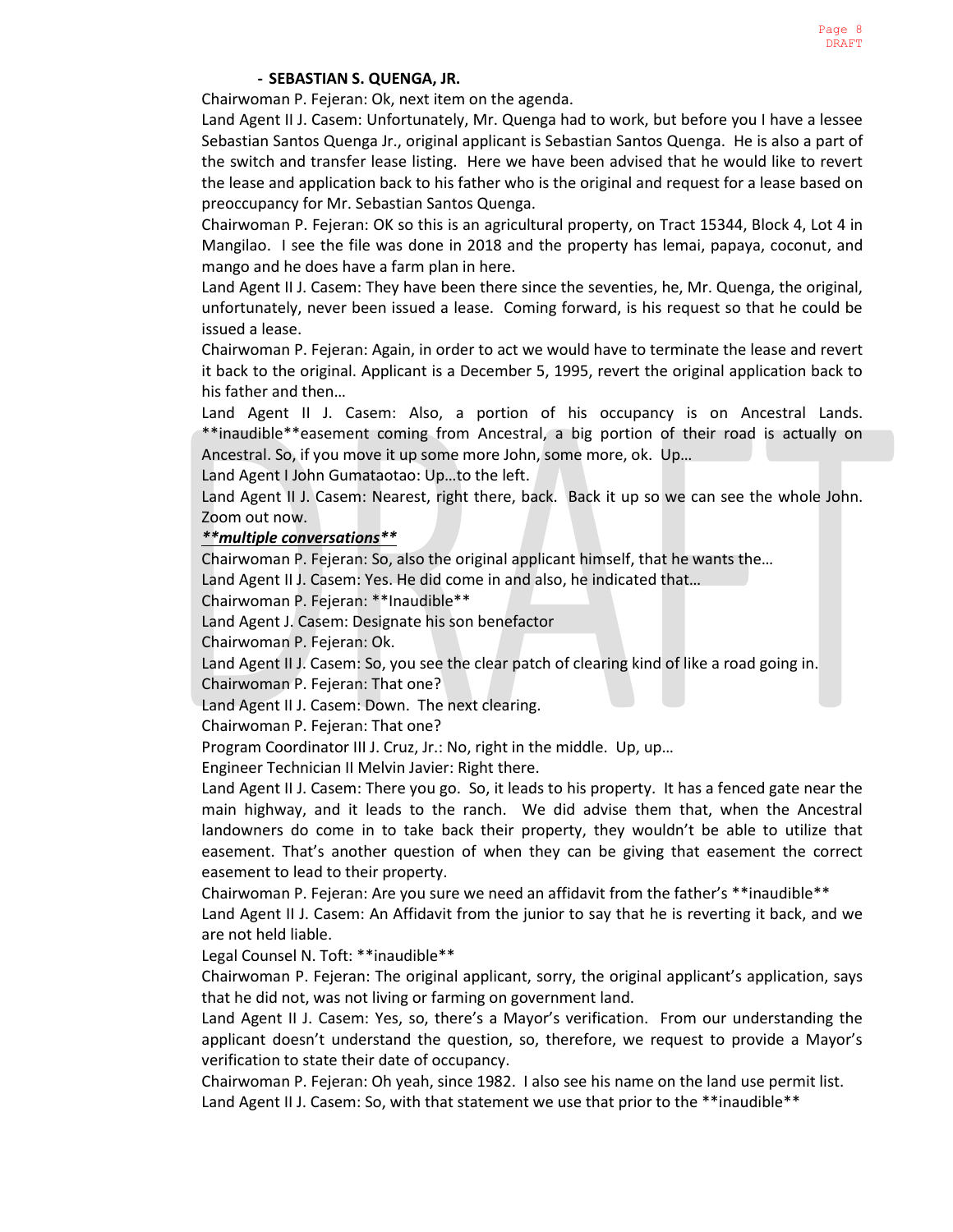**- SEBASTIAN S. QUENGA, JR.**

Chairwoman P. Fejeran: Ok, next item on the agenda.

Land Agent II J. Casem: Unfortunately, Mr. Quenga had to work, but before you I have a lessee Sebastian Santos Quenga Jr., original applicant is Sebastian Santos Quenga. He is also a part of the switch and transfer lease listing. Here we have been advised that he would like to revert the lease and application back to his father who is the original and request for a lease based on preoccupancy for Mr. Sebastian Santos Quenga.

Chairwoman P. Fejeran: OK so this is an agricultural property, on Tract 15344, Block 4, Lot 4 in Mangilao. I see the file was done in 2018 and the property has lemai, papaya, coconut, and mango and he does have a farm plan in here.

Land Agent II J. Casem: They have been there since the seventies, he, Mr. Quenga, the original, unfortunately, never been issued a lease. Coming forward, is his request so that he could be issued a lease.

Chairwoman P. Fejeran: Again, in order to act we would have to terminate the lease and revert it back to the original. Applicant is a December 5, 1995, revert the original application back to his father and then…

Land Agent II J. Casem: Also, a portion of his occupancy is on Ancestral Lands. **inaudible**easement coming from Ancestral, a big portion of their road is actually on Ancestral. So, if you move it up some more John, some more, ok. Up…

Land Agent I John Gumataotao: Up…to the left.

Land Agent II J. Casem: Nearest, right there, back. Back it up so we can see the whole John. Zoom out now.

***__multiple conversations__***

Chairwoman P. Fejeran: So, also the original applicant himself, that he wants the…

Land Agent II J. Casem: Yes. He did come in and also, he indicated that…

Chairwoman P. Fejeran: **Inaudible**

Land Agent J. Casem: Designate his son benefactor

Chairwoman P. Fejeran: Ok.

Land Agent II J. Casem: So, you see the clear patch of clearing kind of like a road going in.

Chairwoman P. Fejeran: That one?

Land Agent II J. Casem: Down. The next clearing.

Chairwoman P. Fejeran: That one?

Program Coordinator III J. Cruz, Jr.: No, right in the middle. Up, up…

Engineer Technician II Melvin Javier: Right there.

Land Agent II J. Casem: There you go. So, it leads to his property. It has a fenced gate near the main highway, and it leads to the ranch. We did advise them that, when the Ancestral landowners do come in to take back their property, they wouldn't be able to utilize that easement. That's another question of when they can be giving that easement the correct easement to lead to their property.

Chairwoman P. Fejeran: Are you sure we need an affidavit from the father's **inaudible**

Land Agent II J. Casem: An Affidavit from the junior to say that he is reverting it back, and we are not held liable.

Legal Counsel N. Toft: **inaudible**

Chairwoman P. Fejeran: The original applicant, sorry, the original applicant's application, says that he did not, was not living or farming on government land.

Land Agent II J. Casem: Yes, so, there's a Mayor's verification. From our understanding the applicant doesn't understand the question, so, therefore, we request to provide a Mayor's verification to state their date of occupancy.

Chairwoman P. Fejeran: Oh yeah, since 1982. I also see his name on the land use permit list.

Land Agent II J. Casem: So, with that statement we use that prior to the **inaudible**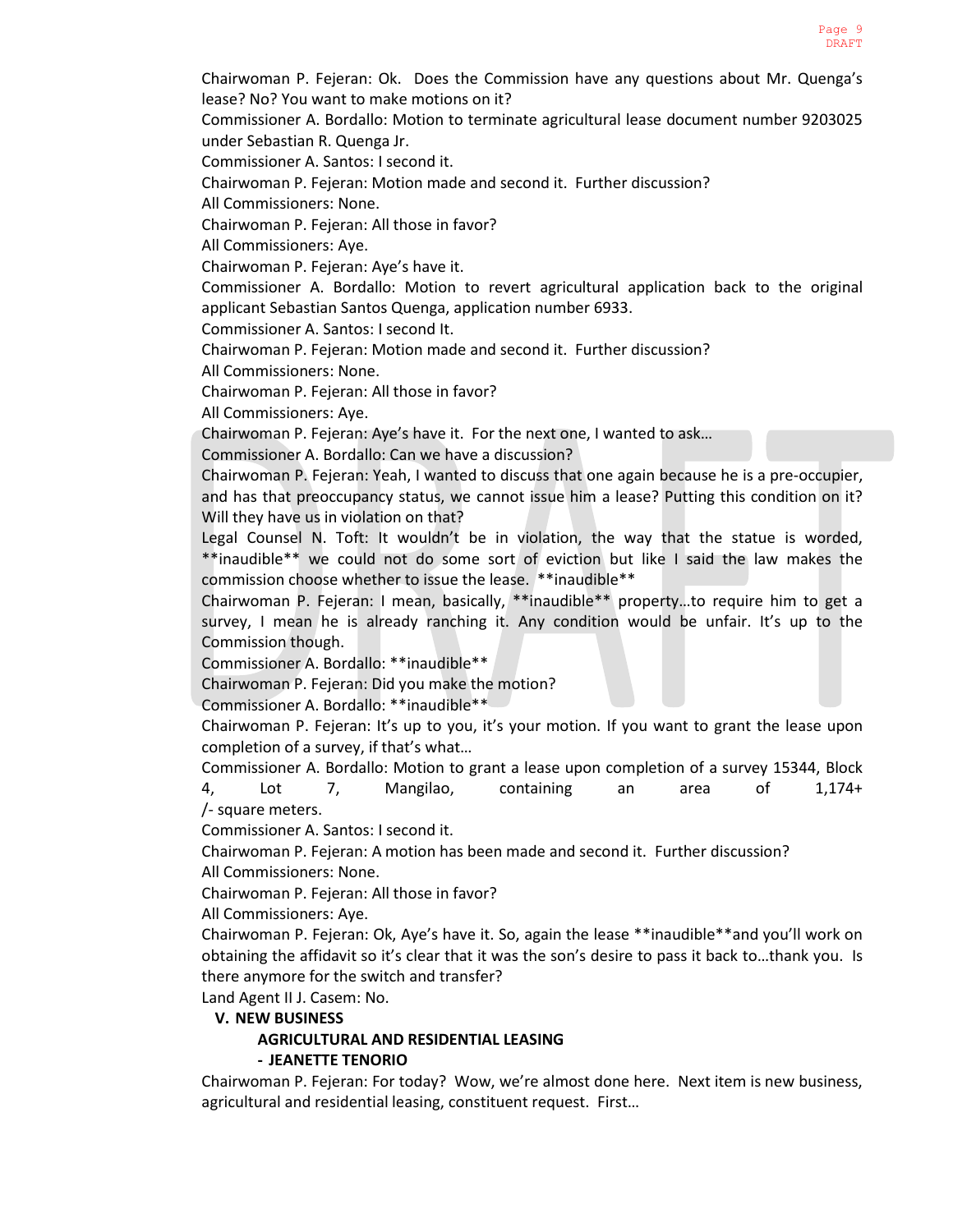Chairwoman P. Fejeran: Ok. Does the Commission have any questions about Mr. Quenga's lease? No? You want to make motions on it?

Commissioner A. Bordallo: Motion to terminate agricultural lease document number 9203025 under Sebastian R. Quenga Jr.

Commissioner A. Santos: I second it.

Chairwoman P. Fejeran: Motion made and second it. Further discussion?

All Commissioners: None.

Chairwoman P. Fejeran: All those in favor?

All Commissioners: Aye.

Chairwoman P. Fejeran: Aye's have it.

Commissioner A. Bordallo: Motion to revert agricultural application back to the original applicant Sebastian Santos Quenga, application number 6933.

Commissioner A. Santos: I second It.

Chairwoman P. Fejeran: Motion made and second it. Further discussion?

All Commissioners: None.

Chairwoman P. Fejeran: All those in favor?

All Commissioners: Aye.

Chairwoman P. Fejeran: Aye's have it. For the next one, I wanted to ask…

Commissioner A. Bordallo: Can we have a discussion?

Chairwoman P. Fejeran: Yeah, I wanted to discuss that one again because he is a pre-occupier, and has that preoccupancy status, we cannot issue him a lease? Putting this condition on it? Will they have us in violation on that?

Legal Counsel N. Toft: It wouldn't be in violation, the way that the statue is worded, **inaudible** we could not do some sort of eviction but like I said the law makes the commission choose whether to issue the lease. **inaudible**

Chairwoman P. Fejeran: I mean, basically, **inaudible** property…to require him to get a survey, I mean he is already ranching it. Any condition would be unfair. It's up to the Commission though.

Commissioner A. Bordallo: **inaudible**

Chairwoman P. Fejeran: Did you make the motion?

Commissioner A. Bordallo: **inaudible**

Chairwoman P. Fejeran: It's up to you, it's your motion. If you want to grant the lease upon completion of a survey, if that's what…

Commissioner A. Bordallo: Motion to grant a lease upon completion of a survey 15344, Block 4, Lot 7, Mangilao, containing an area of 1,174+/- square meters.

Commissioner A. Santos: I second it.

Chairwoman P. Fejeran: A motion has been made and second it. Further discussion?

All Commissioners: None.

Chairwoman P. Fejeran: All those in favor?

All Commissioners: Aye.

Chairwoman P. Fejeran: Ok, Aye's have it. So, again the lease **inaudible**and you'll work on obtaining the affidavit so it's clear that it was the son's desire to pass it back to…thank you. Is there anymore for the switch and transfer?

Land Agent II J. Casem: No.

## V. NEW BUSINESS

### AGRICULTURAL AND RESIDENTIAL LEASING

### - JEANETTE TENORIO

Chairwoman P. Fejeran: For today? Wow, we're almost done here. Next item is new business, agricultural and residential leasing, constituent request. First…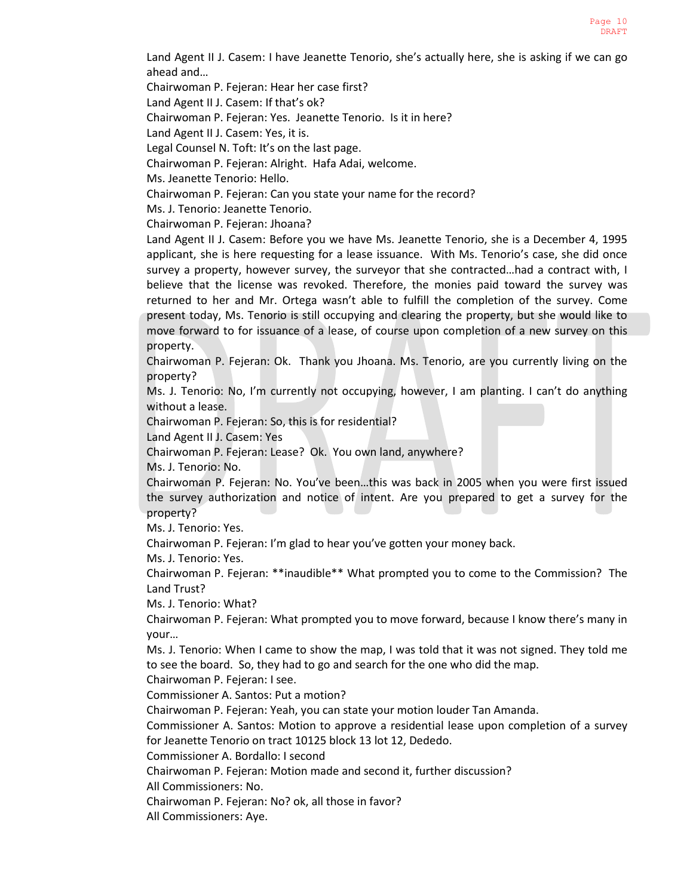Land Agent II J. Casem: I have Jeanette Tenorio, she's actually here, she is asking if we can go ahead and…

Chairwoman P. Fejeran: Hear her case first?

Land Agent II J. Casem: If that's ok?

Chairwoman P. Fejeran: Yes. Jeanette Tenorio. Is it in here?

Land Agent II J. Casem: Yes, it is.

Legal Counsel N. Toft: It's on the last page.

Chairwoman P. Fejeran: Alright. Hafa Adai, welcome.

Ms. Jeanette Tenorio: Hello.

Chairwoman P. Fejeran: Can you state your name for the record?

Ms. J. Tenorio: Jeanette Tenorio.

Chairwoman P. Fejeran: Jhoana?

Land Agent II J. Casem: Before you we have Ms. Jeanette Tenorio, she is a December 4, 1995 applicant, she is here requesting for a lease issuance. With Ms. Tenorio's case, she did once survey a property, however survey, the surveyor that she contracted…had a contract with, I believe that the license was revoked. Therefore, the monies paid toward the survey was returned to her and Mr. Ortega wasn't able to fulfill the completion of the survey. Come present today, Ms. Tenorio is still occupying and clearing the property, but she would like to move forward to for issuance of a lease, of course upon completion of a new survey on this property.

Chairwoman P. Fejeran: Ok. Thank you Jhoana. Ms. Tenorio, are you currently living on the property?

Ms. J. Tenorio: No, I'm currently not occupying, however, I am planting. I can't do anything without a lease.

Chairwoman P. Fejeran: So, this is for residential?

Land Agent II J. Casem: Yes

Chairwoman P. Fejeran: Lease? Ok. You own land, anywhere?

Ms. J. Tenorio: No.

Chairwoman P. Fejeran: No. You've been…this was back in 2005 when you were first issued the survey authorization and notice of intent. Are you prepared to get a survey for the property?

Ms. J. Tenorio: Yes.

Chairwoman P. Fejeran: I'm glad to hear you've gotten your money back.

Ms. J. Tenorio: Yes.

Chairwoman P. Fejeran: **inaudible** What prompted you to come to the Commission? The Land Trust?

Ms. J. Tenorio: What?

Chairwoman P. Fejeran: What prompted you to move forward, because I know there's many in your…

Ms. J. Tenorio: When I came to show the map, I was told that it was not signed. They told me to see the board. So, they had to go and search for the one who did the map.

Chairwoman P. Fejeran: I see.

Commissioner A. Santos: Put a motion?

Chairwoman P. Fejeran: Yeah, you can state your motion louder Tan Amanda.

Commissioner A. Santos: Motion to approve a residential lease upon completion of a survey for Jeanette Tenorio on tract 10125 block 13 lot 12, Dededo.

Commissioner A. Bordallo: I second

Chairwoman P. Fejeran: Motion made and second it, further discussion?

All Commissioners: No.

Chairwoman P. Fejeran: No? ok, all those in favor?

All Commissioners: Aye.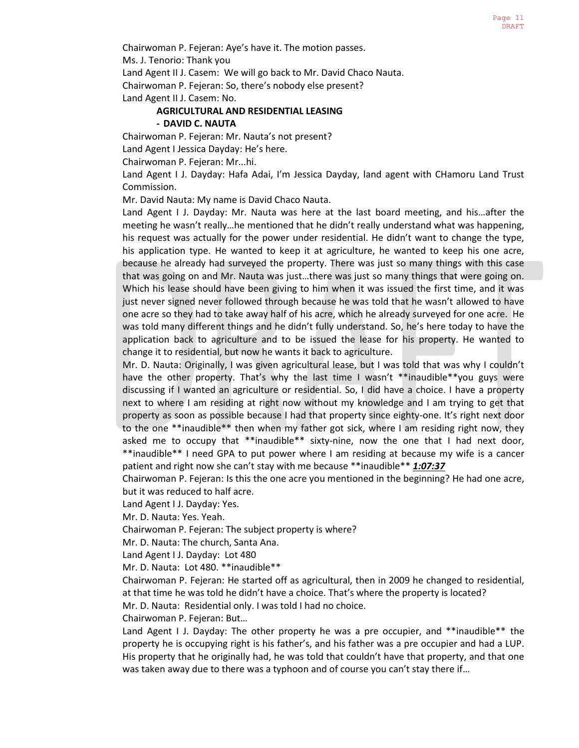Chairwoman P. Fejeran: Aye's have it. The motion passes.

Ms. J. Tenorio: Thank you

Land Agent II J. Casem: We will go back to Mr. David Chaco Nauta.

Chairwoman P. Fejeran: So, there's nobody else present?

Land Agent II J. Casem: No.

**AGRICULTURAL AND RESIDENTIAL LEASING**

**- DAVID C. NAUTA**

Chairwoman P. Fejeran: Mr. Nauta's not present?

Land Agent I Jessica Dayday: He's here.

Chairwoman P. Fejeran: Mr...hi.

Land Agent I J. Dayday: Hafa Adai, I'm Jessica Dayday, land agent with CHamoru Land Trust Commission.

Mr. David Nauta: My name is David Chaco Nauta.

Land Agent I J. Dayday: Mr. Nauta was here at the last board meeting, and his…after the meeting he wasn't really…he mentioned that he didn't really understand what was happening, his request was actually for the power under residential. He didn't want to change the type, his application type. He wanted to keep it at agriculture, he wanted to keep his one acre, because he already had surveyed the property. There was just so many things with this case that was going on and Mr. Nauta was just…there was just so many things that were going on. Which his lease should have been giving to him when it was issued the first time, and it was just never signed never followed through because he was told that he wasn't allowed to have one acre so they had to take away half of his acre, which he already surveyed for one acre. He was told many different things and he didn't fully understand. So, he's here today to have the application back to agriculture and to be issued the lease for his property. He wanted to change it to residential, but now he wants it back to agriculture.

Mr. D. Nauta: Originally, I was given agricultural lease, but I was told that was why I couldn't have the other property. That's why the last time I wasn't **inaudible**you guys were discussing if I wanted an agriculture or residential. So, I did have a choice. I have a property next to where I am residing at right now without my knowledge and I am trying to get that property as soon as possible because I had that property since eighty-one. It's right next door to the one **inaudible** then when my father got sick, where I am residing right now, they asked me to occupy that **inaudible** sixty-nine, now the one that I had next door, **inaudible** I need GPA to put power where I am residing at because my wife is a cancer patient and right now she can't stay with me because **inaudible** ***1:07:37***

Chairwoman P. Fejeran: Is this the one acre you mentioned in the beginning? He had one acre, but it was reduced to half acre.

Land Agent I J. Dayday: Yes.

Mr. D. Nauta: Yes. Yeah.

Chairwoman P. Fejeran: The subject property is where?

Mr. D. Nauta: The church, Santa Ana.

Land Agent I J. Dayday: Lot 480

Mr. D. Nauta: Lot 480. **inaudible**

Chairwoman P. Fejeran: He started off as agricultural, then in 2009 he changed to residential, at that time he was told he didn't have a choice. That's where the property is located?

Mr. D. Nauta: Residential only. I was told I had no choice.

Chairwoman P. Fejeran: But…

Land Agent I J. Dayday: The other property he was a pre occupier, and **inaudible** the property he is occupying right is his father's, and his father was a pre occupier and had a LUP. His property that he originally had, he was told that couldn't have that property, and that one was taken away due to there was a typhoon and of course you can't stay there if…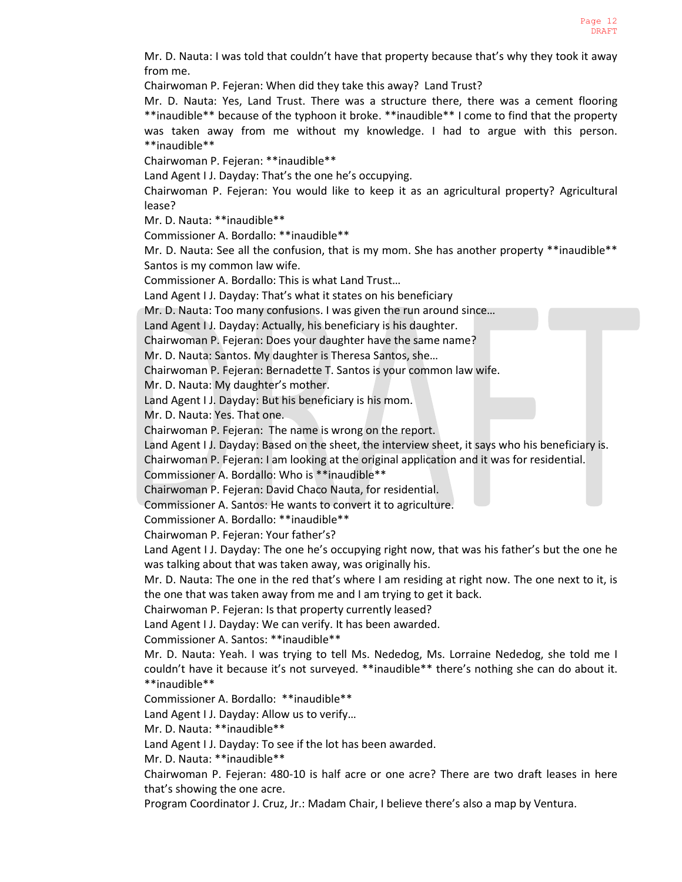Mr. D. Nauta: I was told that couldn't have that property because that's why they took it away from me.

Chairwoman P. Fejeran: When did they take this away? Land Trust?

Mr. D. Nauta: Yes, Land Trust. There was a structure there, there was a cement flooring **inaudible** because of the typhoon it broke. **inaudible** I come to find that the property was taken away from me without my knowledge. I had to argue with this person. **inaudible**

Chairwoman P. Fejeran: **inaudible**

Land Agent I J. Dayday: That's the one he's occupying.

Chairwoman P. Fejeran: You would like to keep it as an agricultural property? Agricultural lease?

Mr. D. Nauta: **inaudible**

Commissioner A. Bordallo: **inaudible**

Mr. D. Nauta: See all the confusion, that is my mom. She has another property **inaudible** Santos is my common law wife.

Commissioner A. Bordallo: This is what Land Trust…

Land Agent I J. Dayday: That's what it states on his beneficiary

Mr. D. Nauta: Too many confusions. I was given the run around since…

Land Agent I J. Dayday: Actually, his beneficiary is his daughter.

Chairwoman P. Fejeran: Does your daughter have the same name?

Mr. D. Nauta: Santos. My daughter is Theresa Santos, she…

Chairwoman P. Fejeran: Bernadette T. Santos is your common law wife.

Mr. D. Nauta: My daughter's mother.

Land Agent I J. Dayday: But his beneficiary is his mom.

Mr. D. Nauta: Yes. That one.

Chairwoman P. Fejeran: The name is wrong on the report.

Land Agent I J. Dayday: Based on the sheet, the interview sheet, it says who his beneficiary is.

Chairwoman P. Fejeran: I am looking at the original application and it was for residential.

Commissioner A. Bordallo: Who is **inaudible**

Chairwoman P. Fejeran: David Chaco Nauta, for residential.

Commissioner A. Santos: He wants to convert it to agriculture.

Commissioner A. Bordallo: **inaudible**

Chairwoman P. Fejeran: Your father's?

Land Agent I J. Dayday: The one he's occupying right now, that was his father's but the one he was talking about that was taken away, was originally his.

Mr. D. Nauta: The one in the red that's where I am residing at right now. The one next to it, is the one that was taken away from me and I am trying to get it back.

Chairwoman P. Fejeran: Is that property currently leased?

Land Agent I J. Dayday: We can verify. It has been awarded.

Commissioner A. Santos: **inaudible**

Mr. D. Nauta: Yeah. I was trying to tell Ms. Nededog, Ms. Lorraine Nededog, she told me I couldn't have it because it's not surveyed. **inaudible** there's nothing she can do about it. **inaudible**

Commissioner A. Bordallo: **inaudible**

Land Agent I J. Dayday: Allow us to verify…

Mr. D. Nauta: **inaudible**

Land Agent I J. Dayday: To see if the lot has been awarded.

Mr. D. Nauta: **inaudible**

Chairwoman P. Fejeran: 480-10 is half acre or one acre? There are two draft leases in here that's showing the one acre.

Program Coordinator J. Cruz, Jr.: Madam Chair, I believe there's also a map by Ventura.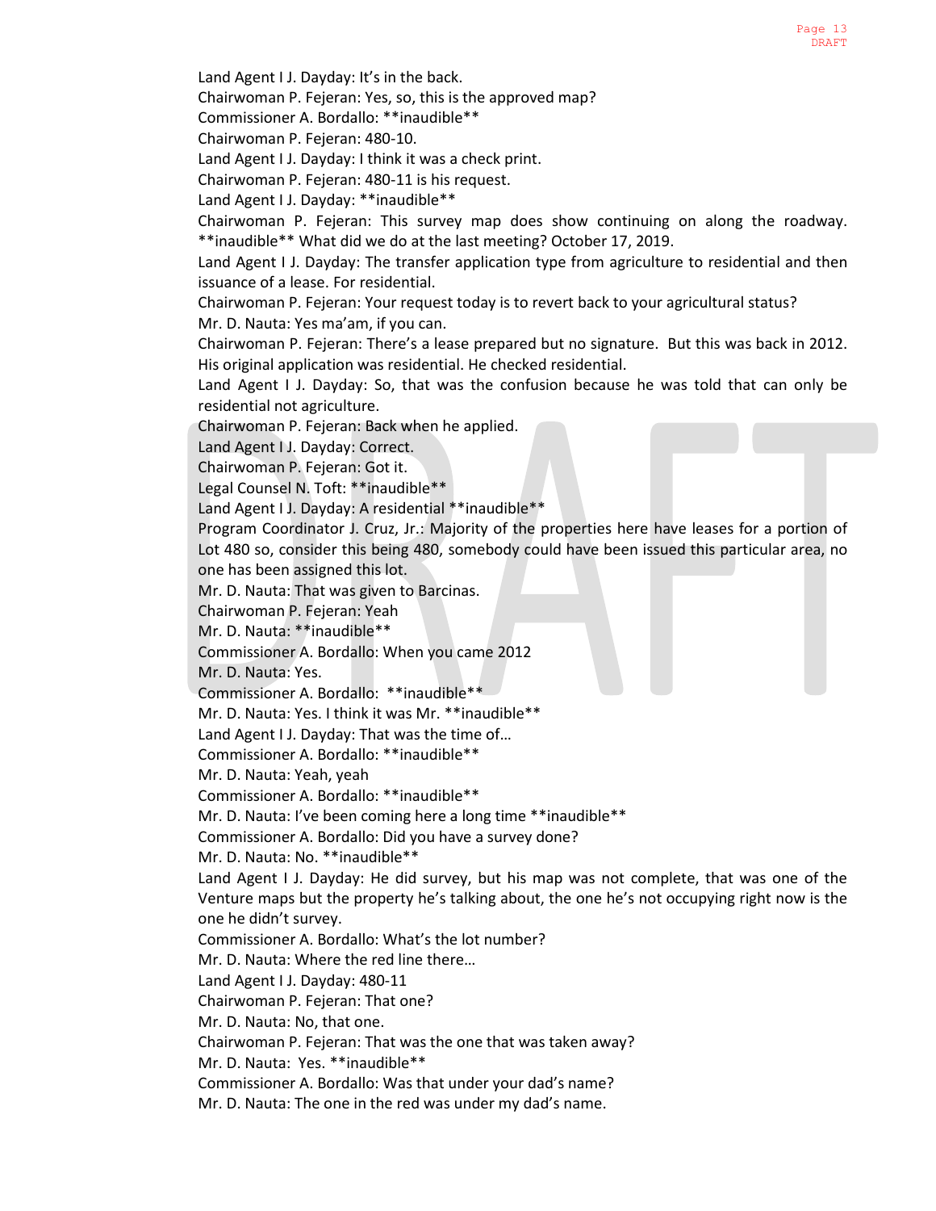Land Agent I J. Dayday: It's in the back.

Chairwoman P. Fejeran: Yes, so, this is the approved map?

Commissioner A. Bordallo: **inaudible**

Chairwoman P. Fejeran: 480-10.

Land Agent I J. Dayday: I think it was a check print.

Chairwoman P. Fejeran: 480-11 is his request.

Land Agent I J. Dayday: **inaudible**

Chairwoman P. Fejeran: This survey map does show continuing on along the roadway. **inaudible** What did we do at the last meeting? October 17, 2019.

Land Agent I J. Dayday: The transfer application type from agriculture to residential and then issuance of a lease. For residential.

Chairwoman P. Fejeran: Your request today is to revert back to your agricultural status?

Mr. D. Nauta: Yes ma'am, if you can.

Chairwoman P. Fejeran: There's a lease prepared but no signature. But this was back in 2012. His original application was residential. He checked residential.

Land Agent I J. Dayday: So, that was the confusion because he was told that can only be residential not agriculture.

Chairwoman P. Fejeran: Back when he applied.

Land Agent I J. Dayday: Correct.

Chairwoman P. Fejeran: Got it.

Legal Counsel N. Toft: **inaudible**

Land Agent I J. Dayday: A residential **inaudible**

Program Coordinator J. Cruz, Jr.: Majority of the properties here have leases for a portion of Lot 480 so, consider this being 480, somebody could have been issued this particular area, no one has been assigned this lot.

Mr. D. Nauta: That was given to Barcinas.

Chairwoman P. Fejeran: Yeah

Mr. D. Nauta: **inaudible**

Commissioner A. Bordallo: When you came 2012

Mr. D. Nauta: Yes.

Commissioner A. Bordallo: **inaudible**

Mr. D. Nauta: Yes. I think it was Mr. **inaudible**

Land Agent I J. Dayday: That was the time of…

Commissioner A. Bordallo: **inaudible**

Mr. D. Nauta: Yeah, yeah

Commissioner A. Bordallo: **inaudible**

Mr. D. Nauta: I've been coming here a long time **inaudible**

Commissioner A. Bordallo: Did you have a survey done?

Mr. D. Nauta: No. **inaudible**

Land Agent I J. Dayday: He did survey, but his map was not complete, that was one of the Venture maps but the property he's talking about, the one he's not occupying right now is the one he didn't survey.

Commissioner A. Bordallo: What's the lot number?

Mr. D. Nauta: Where the red line there…

Land Agent I J. Dayday: 480-11

Chairwoman P. Fejeran: That one?

Mr. D. Nauta: No, that one.

Chairwoman P. Fejeran: That was the one that was taken away?

Mr. D. Nauta: Yes. **inaudible**

Commissioner A. Bordallo: Was that under your dad's name?

Mr. D. Nauta: The one in the red was under my dad's name.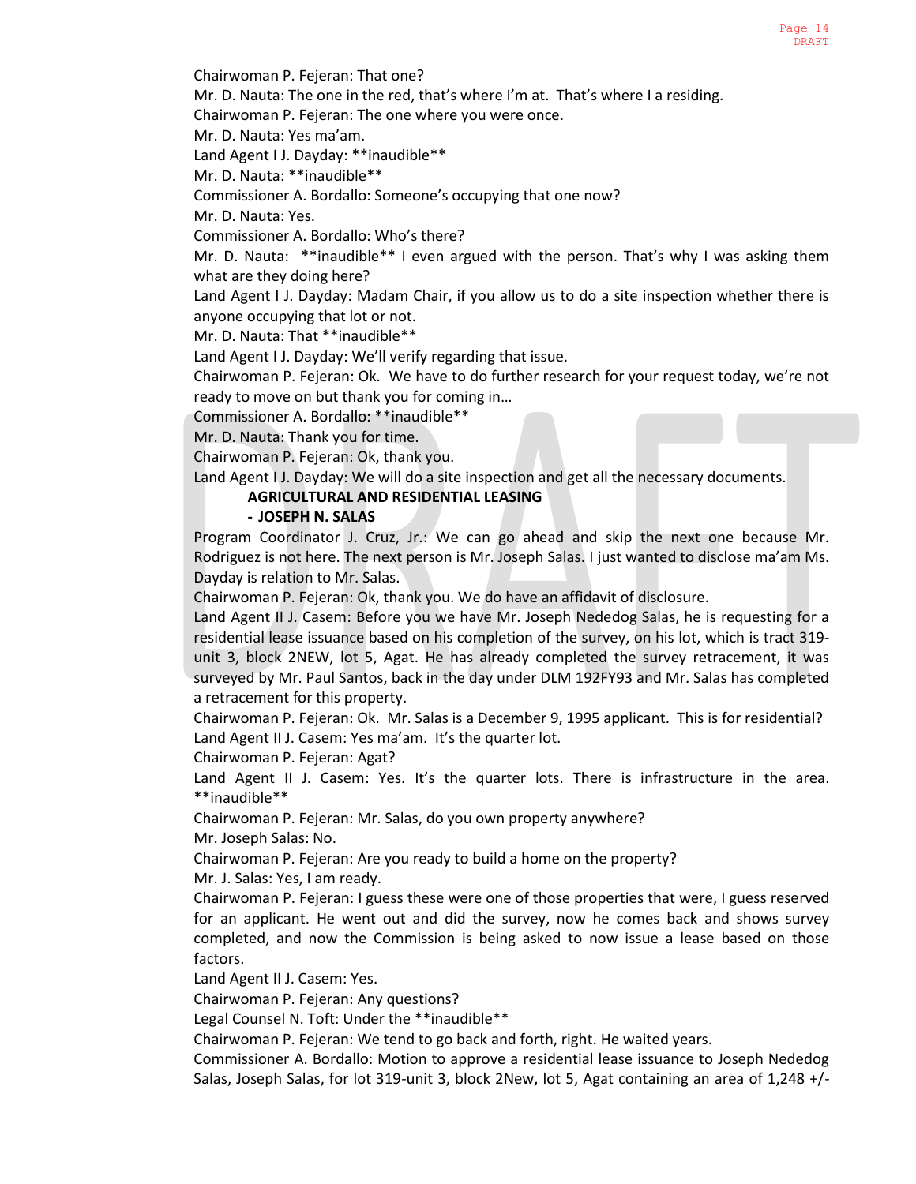Chairwoman P. Fejeran: That one?

Mr. D. Nauta: The one in the red, that's where I'm at. That's where I a residing.

Chairwoman P. Fejeran: The one where you were once.

Mr. D. Nauta: Yes ma'am.

Land Agent I J. Dayday: **inaudible**

Mr. D. Nauta: **inaudible**

Commissioner A. Bordallo: Someone's occupying that one now?

Mr. D. Nauta: Yes.

Commissioner A. Bordallo: Who's there?

Mr. D. Nauta: **inaudible** I even argued with the person. That's why I was asking them what are they doing here?

Land Agent I J. Dayday: Madam Chair, if you allow us to do a site inspection whether there is anyone occupying that lot or not.

Mr. D. Nauta: That **inaudible**

Land Agent I J. Dayday: We'll verify regarding that issue.

Chairwoman P. Fejeran: Ok. We have to do further research for your request today, we're not ready to move on but thank you for coming in…

Commissioner A. Bordallo: **inaudible**

Mr. D. Nauta: Thank you for time.

Chairwoman P. Fejeran: Ok, thank you.

Land Agent I J. Dayday: We will do a site inspection and get all the necessary documents.

**AGRICULTURAL AND RESIDENTIAL LEASING**

**- JOSEPH N. SALAS**

Program Coordinator J. Cruz, Jr.: We can go ahead and skip the next one because Mr. Rodriguez is not here. The next person is Mr. Joseph Salas. I just wanted to disclose ma'am Ms. Dayday is relation to Mr. Salas.

Chairwoman P. Fejeran: Ok, thank you. We do have an affidavit of disclosure.

Land Agent II J. Casem: Before you we have Mr. Joseph Nededog Salas, he is requesting for a residential lease issuance based on his completion of the survey, on his lot, which is tract 319-unit 3, block 2NEW, lot 5, Agat. He has already completed the survey retracement, it was surveyed by Mr. Paul Santos, back in the day under DLM 192FY93 and Mr. Salas has completed a retracement for this property.

Chairwoman P. Fejeran: Ok. Mr. Salas is a December 9, 1995 applicant. This is for residential?

Land Agent II J. Casem: Yes ma'am. It's the quarter lot.

Chairwoman P. Fejeran: Agat?

Land Agent II J. Casem: Yes. It's the quarter lots. There is infrastructure in the area. **inaudible**

Chairwoman P. Fejeran: Mr. Salas, do you own property anywhere?

Mr. Joseph Salas: No.

Chairwoman P. Fejeran: Are you ready to build a home on the property?

Mr. J. Salas: Yes, I am ready.

Chairwoman P. Fejeran: I guess these were one of those properties that were, I guess reserved for an applicant. He went out and did the survey, now he comes back and shows survey completed, and now the Commission is being asked to now issue a lease based on those factors.

Land Agent II J. Casem: Yes.

Chairwoman P. Fejeran: Any questions?

Legal Counsel N. Toft: Under the **inaudible**

Chairwoman P. Fejeran: We tend to go back and forth, right. He waited years.

Commissioner A. Bordallo: Motion to approve a residential lease issuance to Joseph Nededog Salas, Joseph Salas, for lot 319-unit 3, block 2New, lot 5, Agat containing an area of 1,248 +/-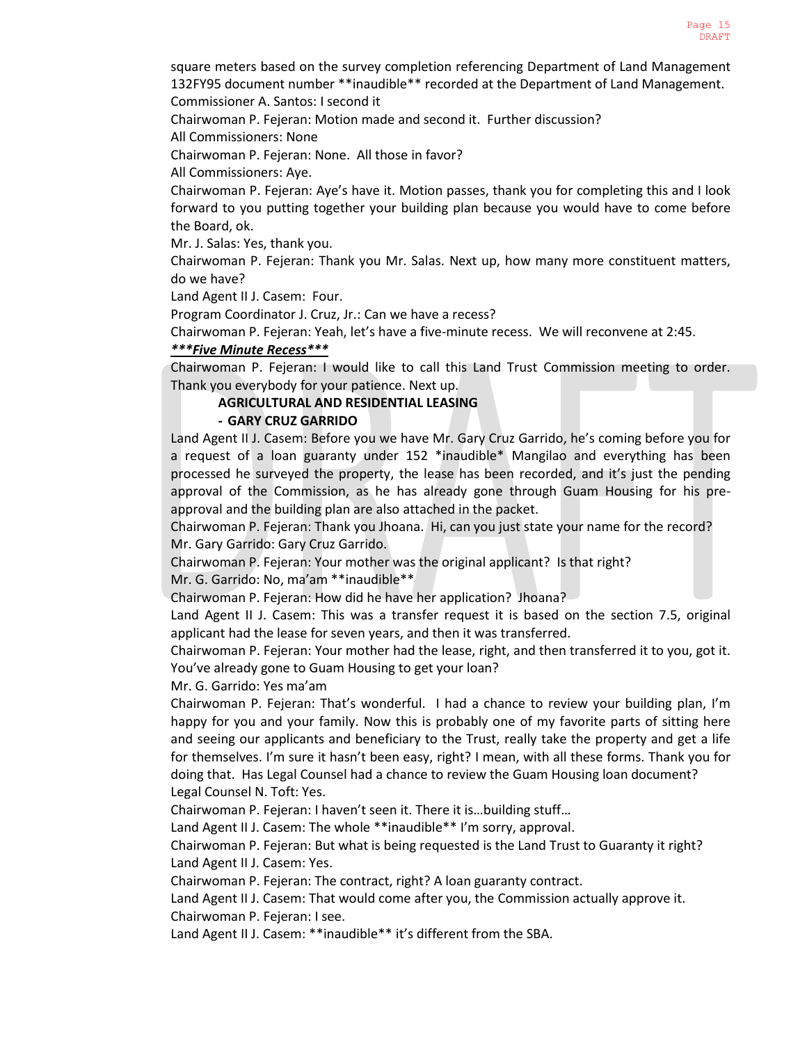square meters based on the survey completion referencing Department of Land Management 132FY95 document number **inaudible** recorded at the Department of Land Management.

Commissioner A. Santos: I second it

Chairwoman P. Fejeran: Motion made and second it. Further discussion?

All Commissioners: None

Chairwoman P. Fejeran: None. All those in favor?

All Commissioners: Aye.

Chairwoman P. Fejeran: Aye's have it. Motion passes, thank you for completing this and I look forward to you putting together your building plan because you would have to come before the Board, ok.

Mr. J. Salas: Yes, thank you.

Chairwoman P. Fejeran: Thank you Mr. Salas. Next up, how many more constituent matters, do we have?

Land Agent II J. Casem: Four.

Program Coordinator J. Cruz, Jr.: Can we have a recess?

Chairwoman P. Fejeran: Yeah, let's have a five-minute recess. We will reconvene at 2:45.

***<u>Five Minute Recess</u>***

Chairwoman P. Fejeran: I would like to call this Land Trust Commission meeting to order. Thank you everybody for your patience. Next up.

**AGRICULTURAL AND RESIDENTIAL LEASING**

**- GARY CRUZ GARRIDO**

Land Agent II J. Casem: Before you we have Mr. Gary Cruz Garrido, he's coming before you for a request of a loan guaranty under 152 *inaudible* Mangilao and everything has been processed he surveyed the property, the lease has been recorded, and it's just the pending approval of the Commission, as he has already gone through Guam Housing for his pre-approval and the building plan are also attached in the packet.

Chairwoman P. Fejeran: Thank you Jhoana. Hi, can you just state your name for the record?

Mr. Gary Garrido: Gary Cruz Garrido.

Chairwoman P. Fejeran: Your mother was the original applicant? Is that right?

Mr. G. Garrido: No, ma'am **inaudible**

Chairwoman P. Fejeran: How did he have her application? Jhoana?

Land Agent II J. Casem: This was a transfer request it is based on the section 7.5, original applicant had the lease for seven years, and then it was transferred.

Chairwoman P. Fejeran: Your mother had the lease, right, and then transferred it to you, got it. You've already gone to Guam Housing to get your loan?

Mr. G. Garrido: Yes ma'am

Chairwoman P. Fejeran: That's wonderful. I had a chance to review your building plan, I'm happy for you and your family. Now this is probably one of my favorite parts of sitting here and seeing our applicants and beneficiary to the Trust, really take the property and get a life for themselves. I'm sure it hasn't been easy, right? I mean, with all these forms. Thank you for doing that. Has Legal Counsel had a chance to review the Guam Housing loan document?

Legal Counsel N. Toft: Yes.

Chairwoman P. Fejeran: I haven't seen it. There it is…building stuff…

Land Agent II J. Casem: The whole **inaudible** I'm sorry, approval.

Chairwoman P. Fejeran: But what is being requested is the Land Trust to Guaranty it right?

Land Agent II J. Casem: Yes.

Chairwoman P. Fejeran: The contract, right? A loan guaranty contract.

Land Agent II J. Casem: That would come after you, the Commission actually approve it.

Chairwoman P. Fejeran: I see.

Land Agent II J. Casem: **inaudible** it's different from the SBA.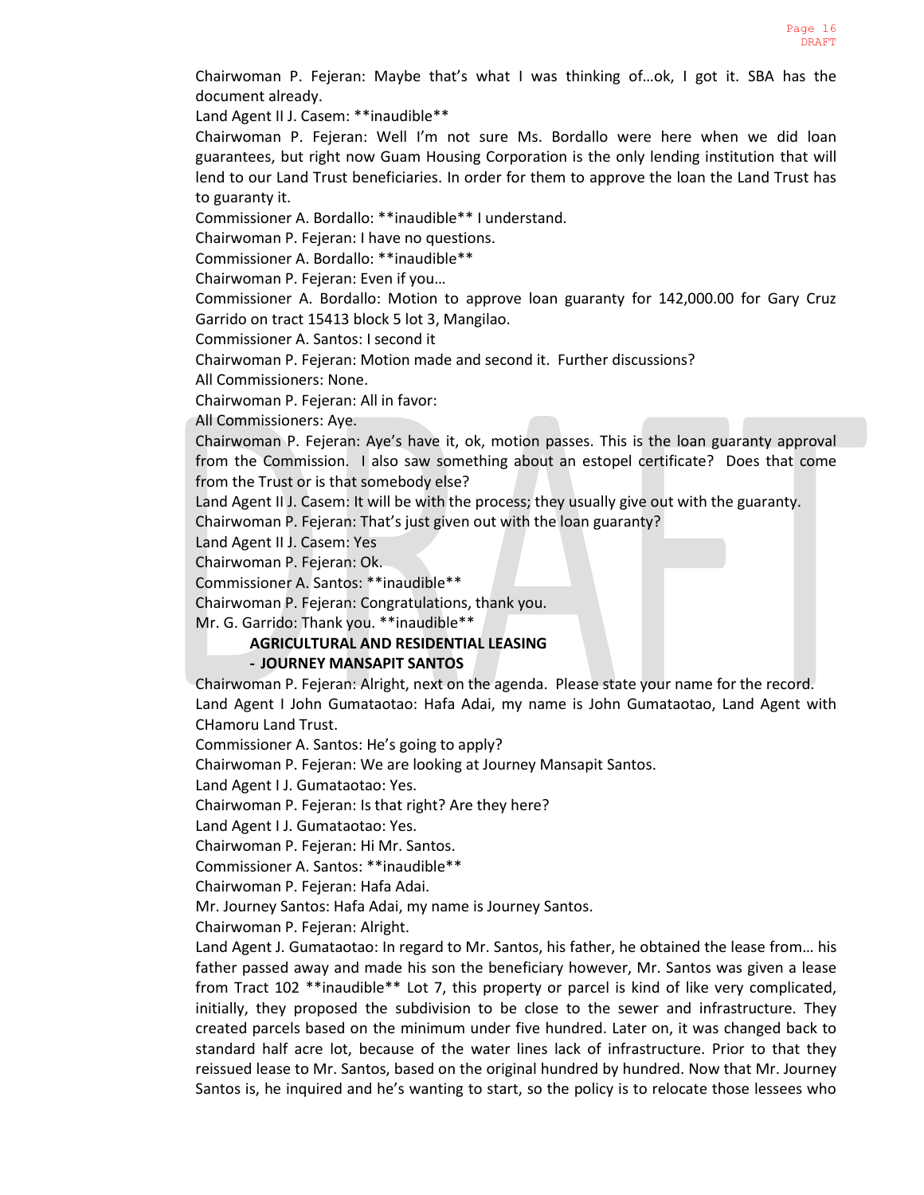Chairwoman P. Fejeran: Maybe that's what I was thinking of…ok, I got it. SBA has the document already.

Land Agent II J. Casem: **inaudible**

Chairwoman P. Fejeran: Well I'm not sure Ms. Bordallo were here when we did loan guarantees, but right now Guam Housing Corporation is the only lending institution that will lend to our Land Trust beneficiaries. In order for them to approve the loan the Land Trust has to guaranty it.

Commissioner A. Bordallo: **inaudible** I understand.

Chairwoman P. Fejeran: I have no questions.

Commissioner A. Bordallo: **inaudible**

Chairwoman P. Fejeran: Even if you…

Commissioner A. Bordallo: Motion to approve loan guaranty for 142,000.00 for Gary Cruz Garrido on tract 15413 block 5 lot 3, Mangilao.

Commissioner A. Santos: I second it

Chairwoman P. Fejeran: Motion made and second it. Further discussions?

All Commissioners: None.

Chairwoman P. Fejeran: All in favor:

All Commissioners: Aye.

Chairwoman P. Fejeran: Aye's have it, ok, motion passes. This is the loan guaranty approval from the Commission. I also saw something about an estopel certificate? Does that come from the Trust or is that somebody else?

Land Agent II J. Casem: It will be with the process; they usually give out with the guaranty.

Chairwoman P. Fejeran: That's just given out with the loan guaranty?

Land Agent II J. Casem: Yes

Chairwoman P. Fejeran: Ok.

Commissioner A. Santos: **inaudible**

Chairwoman P. Fejeran: Congratulations, thank you.

Mr. G. Garrido: Thank you. **inaudible**

**AGRICULTURAL AND RESIDENTIAL LEASING**
**- JOURNEY MANSAPIT SANTOS**

Chairwoman P. Fejeran: Alright, next on the agenda. Please state your name for the record.

Land Agent I John Gumataotao: Hafa Adai, my name is John Gumataotao, Land Agent with CHamoru Land Trust.

Commissioner A. Santos: He's going to apply?

Chairwoman P. Fejeran: We are looking at Journey Mansapit Santos.

Land Agent I J. Gumataotao: Yes.

Chairwoman P. Fejeran: Is that right? Are they here?

Land Agent I J. Gumataotao: Yes.

Chairwoman P. Fejeran: Hi Mr. Santos.

Commissioner A. Santos: **inaudible**

Chairwoman P. Fejeran: Hafa Adai.

Mr. Journey Santos: Hafa Adai, my name is Journey Santos.

Chairwoman P. Fejeran: Alright.

Land Agent J. Gumataotao: In regard to Mr. Santos, his father, he obtained the lease from… his father passed away and made his son the beneficiary however, Mr. Santos was given a lease from Tract 102 **inaudible** Lot 7, this property or parcel is kind of like very complicated, initially, they proposed the subdivision to be close to the sewer and infrastructure. They created parcels based on the minimum under five hundred. Later on, it was changed back to standard half acre lot, because of the water lines lack of infrastructure. Prior to that they reissued lease to Mr. Santos, based on the original hundred by hundred. Now that Mr. Journey Santos is, he inquired and he's wanting to start, so the policy is to relocate those lessees who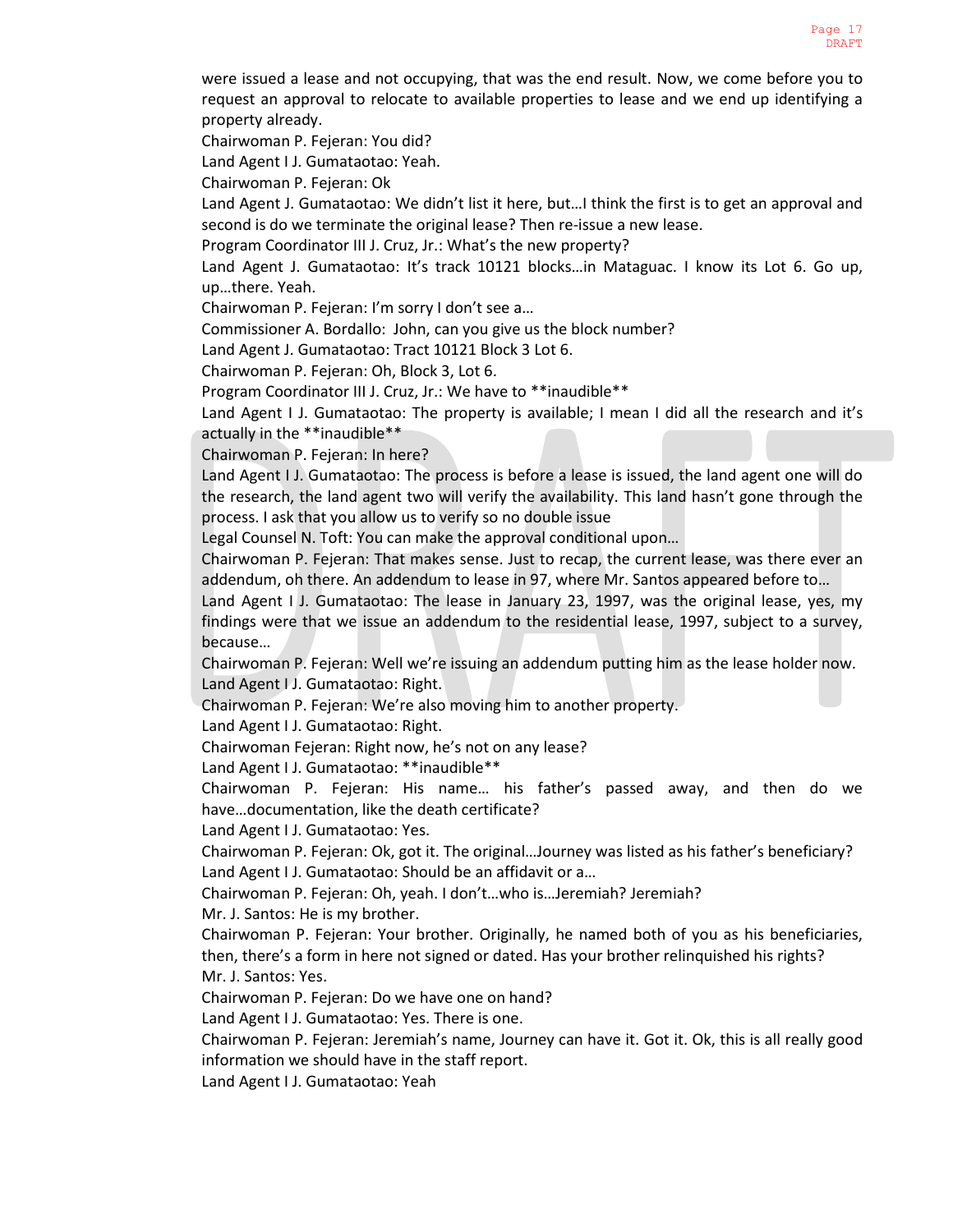were issued a lease and not occupying, that was the end result. Now, we come before you to request an approval to relocate to available properties to lease and we end up identifying a property already.

Chairwoman P. Fejeran: You did?

Land Agent I J. Gumataotao: Yeah.

Chairwoman P. Fejeran: Ok

Land Agent J. Gumataotao: We didn't list it here, but…I think the first is to get an approval and second is do we terminate the original lease? Then re-issue a new lease.

Program Coordinator III J. Cruz, Jr.: What's the new property?

Land Agent J. Gumataotao: It's track 10121 blocks…in Mataguac. I know its Lot 6. Go up, up…there. Yeah.

Chairwoman P. Fejeran: I'm sorry I don't see a…

Commissioner A. Bordallo: John, can you give us the block number?

Land Agent J. Gumataotao: Tract 10121 Block 3 Lot 6.

Chairwoman P. Fejeran: Oh, Block 3, Lot 6.

Program Coordinator III J. Cruz, Jr.: We have to **inaudible**

Land Agent I J. Gumataotao: The property is available; I mean I did all the research and it's actually in the **inaudible**

Chairwoman P. Fejeran: In here?

Land Agent I J. Gumataotao: The process is before a lease is issued, the land agent one will do the research, the land agent two will verify the availability. This land hasn't gone through the process. I ask that you allow us to verify so no double issue

Legal Counsel N. Toft: You can make the approval conditional upon…

Chairwoman P. Fejeran: That makes sense. Just to recap, the current lease, was there ever an addendum, oh there. An addendum to lease in 97, where Mr. Santos appeared before to…

Land Agent I J. Gumataotao: The lease in January 23, 1997, was the original lease, yes, my findings were that we issue an addendum to the residential lease, 1997, subject to a survey, because…

Chairwoman P. Fejeran: Well we're issuing an addendum putting him as the lease holder now.

Land Agent I J. Gumataotao: Right.

Chairwoman P. Fejeran: We're also moving him to another property.

Land Agent I J. Gumataotao: Right.

Chairwoman Fejeran: Right now, he's not on any lease?

Land Agent I J. Gumataotao: **inaudible**

Chairwoman P. Fejeran: His name… his father's passed away, and then do we have…documentation, like the death certificate?

Land Agent I J. Gumataotao: Yes.

Chairwoman P. Fejeran: Ok, got it. The original…Journey was listed as his father's beneficiary?

Land Agent I J. Gumataotao: Should be an affidavit or a…

Chairwoman P. Fejeran: Oh, yeah. I don't…who is…Jeremiah? Jeremiah?

Mr. J. Santos: He is my brother.

Chairwoman P. Fejeran: Your brother. Originally, he named both of you as his beneficiaries, then, there's a form in here not signed or dated. Has your brother relinquished his rights?

Mr. J. Santos: Yes.

Chairwoman P. Fejeran: Do we have one on hand?

Land Agent I J. Gumataotao: Yes. There is one.

Chairwoman P. Fejeran: Jeremiah's name, Journey can have it. Got it. Ok, this is all really good information we should have in the staff report.

Land Agent I J. Gumataotao: Yeah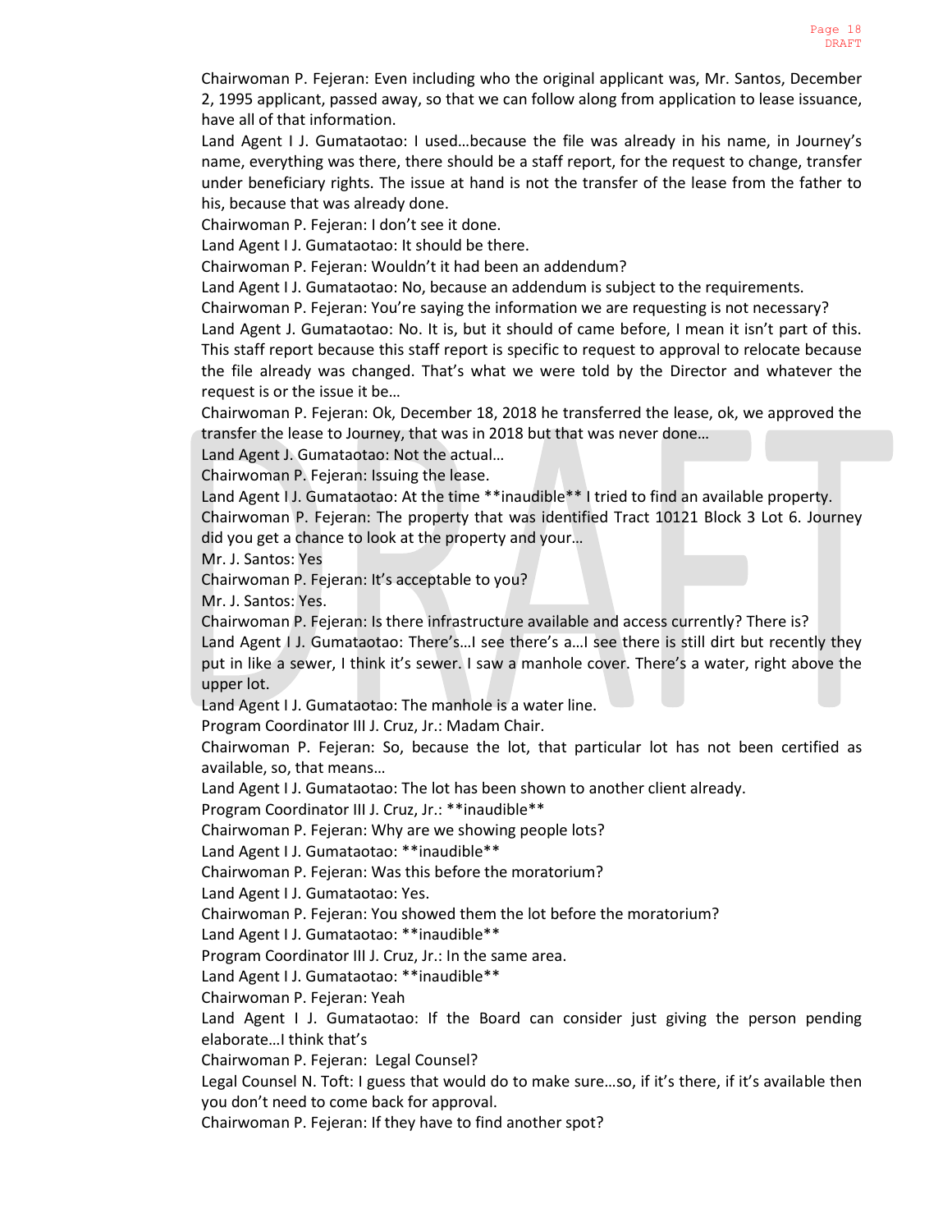Chairwoman P. Fejeran: Even including who the original applicant was, Mr. Santos, December 2, 1995 applicant, passed away, so that we can follow along from application to lease issuance, have all of that information.

Land Agent I J. Gumataotao: I used…because the file was already in his name, in Journey's name, everything was there, there should be a staff report, for the request to change, transfer under beneficiary rights. The issue at hand is not the transfer of the lease from the father to his, because that was already done.

Chairwoman P. Fejeran: I don't see it done.

Land Agent I J. Gumataotao: It should be there.

Chairwoman P. Fejeran: Wouldn't it had been an addendum?

Land Agent I J. Gumataotao: No, because an addendum is subject to the requirements.

Chairwoman P. Fejeran: You're saying the information we are requesting is not necessary?

Land Agent J. Gumataotao: No. It is, but it should of came before, I mean it isn't part of this. This staff report because this staff report is specific to request to approval to relocate because the file already was changed. That's what we were told by the Director and whatever the request is or the issue it be…

Chairwoman P. Fejeran: Ok, December 18, 2018 he transferred the lease, ok, we approved the transfer the lease to Journey, that was in 2018 but that was never done…

Land Agent J. Gumataotao: Not the actual…

Chairwoman P. Fejeran: Issuing the lease.

Land Agent I J. Gumataotao: At the time **inaudible** I tried to find an available property.

Chairwoman P. Fejeran: The property that was identified Tract 10121 Block 3 Lot 6. Journey did you get a chance to look at the property and your…

Mr. J. Santos: Yes

Chairwoman P. Fejeran: It's acceptable to you?

Mr. J. Santos: Yes.

Chairwoman P. Fejeran: Is there infrastructure available and access currently? There is?

Land Agent I J. Gumataotao: There's…I see there's a…I see there is still dirt but recently they put in like a sewer, I think it's sewer. I saw a manhole cover. There's a water, right above the upper lot.

Land Agent I J. Gumataotao: The manhole is a water line.

Program Coordinator III J. Cruz, Jr.: Madam Chair.

Chairwoman P. Fejeran: So, because the lot, that particular lot has not been certified as available, so, that means…

Land Agent I J. Gumataotao: The lot has been shown to another client already.

Program Coordinator III J. Cruz, Jr.: **inaudible**

Chairwoman P. Fejeran: Why are we showing people lots?

Land Agent I J. Gumataotao: **inaudible**

Chairwoman P. Fejeran: Was this before the moratorium?

Land Agent I J. Gumataotao: Yes.

Chairwoman P. Fejeran: You showed them the lot before the moratorium?

Land Agent I J. Gumataotao: **inaudible**

Program Coordinator III J. Cruz, Jr.: In the same area.

Land Agent I J. Gumataotao: **inaudible**

Chairwoman P. Fejeran: Yeah

Land Agent I J. Gumataotao: If the Board can consider just giving the person pending elaborate…I think that's

Chairwoman P. Fejeran: Legal Counsel?

Legal Counsel N. Toft: I guess that would do to make sure…so, if it's there, if it's available then you don't need to come back for approval.

Chairwoman P. Fejeran: If they have to find another spot?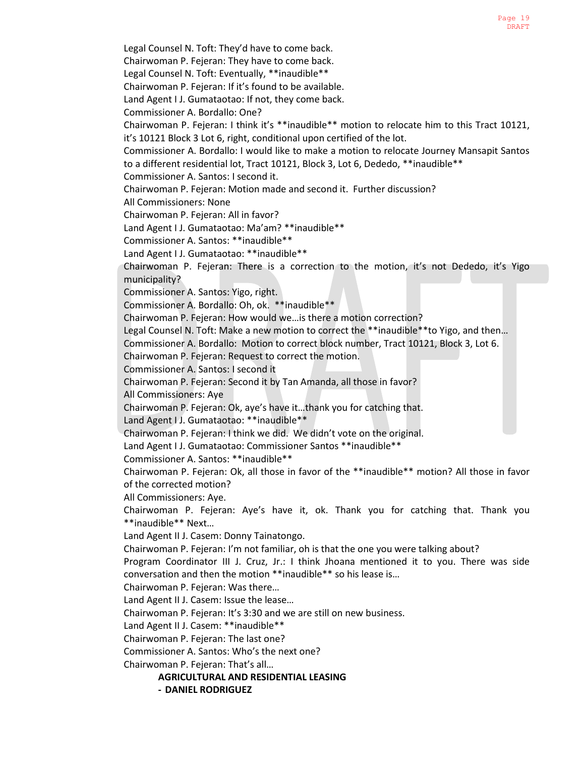Legal Counsel N. Toft: They'd have to come back.
Chairwoman P. Fejeran: They have to come back.
Legal Counsel N. Toft: Eventually, **inaudible**
Chairwoman P. Fejeran: If it's found to be available.
Land Agent I J. Gumataotao: If not, they come back.
Commissioner A. Bordallo: One?
Chairwoman P. Fejeran: I think it's **inaudible** motion to relocate him to this Tract 10121, it's 10121 Block 3 Lot 6, right, conditional upon certified of the lot.
Commissioner A. Bordallo: I would like to make a motion to relocate Journey Mansapit Santos to a different residential lot, Tract 10121, Block 3, Lot 6, Dededo, **inaudible**
Commissioner A. Santos: I second it.
Chairwoman P. Fejeran: Motion made and second it. Further discussion?
All Commissioners: None
Chairwoman P. Fejeran: All in favor?
Land Agent I J. Gumataotao: Ma'am? **inaudible**
Commissioner A. Santos: **inaudible**
Land Agent I J. Gumataotao: **inaudible**
Chairwoman P. Fejeran: There is a correction to the motion, it's not Dededo, it's Yigo municipality?
Commissioner A. Santos: Yigo, right.
Commissioner A. Bordallo: Oh, ok. **inaudible**
Chairwoman P. Fejeran: How would we…is there a motion correction?
Legal Counsel N. Toft: Make a new motion to correct the **inaudible**to Yigo, and then…
Commissioner A. Bordallo: Motion to correct block number, Tract 10121, Block 3, Lot 6.
Chairwoman P. Fejeran: Request to correct the motion.
Commissioner A. Santos: I second it
Chairwoman P. Fejeran: Second it by Tan Amanda, all those in favor?
All Commissioners: Aye
Chairwoman P. Fejeran: Ok, aye's have it…thank you for catching that.
Land Agent I J. Gumataotao: **inaudible**
Chairwoman P. Fejeran: I think we did. We didn't vote on the original.
Land Agent I J. Gumataotao: Commissioner Santos **inaudible**
Commissioner A. Santos: **inaudible**
Chairwoman P. Fejeran: Ok, all those in favor of the **inaudible** motion? All those in favor of the corrected motion?
All Commissioners: Aye.
Chairwoman P. Fejeran: Aye's have it, ok. Thank you for catching that. Thank you **inaudible** Next…
Land Agent II J. Casem: Donny Tainatongo.
Chairwoman P. Fejeran: I'm not familiar, oh is that the one you were talking about?
Program Coordinator III J. Cruz, Jr.: I think Jhoana mentioned it to you. There was side conversation and then the motion **inaudible** so his lease is…
Chairwoman P. Fejeran: Was there…
Land Agent II J. Casem: Issue the lease…
Chairwoman P. Fejeran: It's 3:30 and we are still on new business.
Land Agent II J. Casem: **inaudible**
Chairwoman P. Fejeran: The last one?
Commissioner A. Santos: Who's the next one?
Chairwoman P. Fejeran: That's all…

**AGRICULTURAL AND RESIDENTIAL LEASING**

**- DANIEL RODRIGUEZ**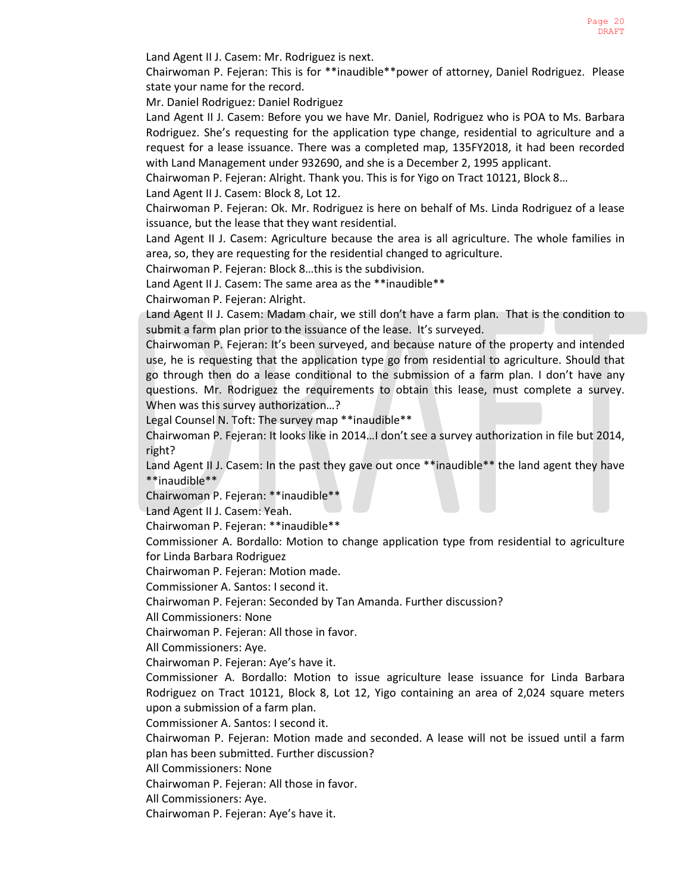Land Agent II J. Casem: Mr. Rodriguez is next.

Chairwoman P. Fejeran: This is for **inaudible**power of attorney, Daniel Rodriguez. Please state your name for the record.

Mr. Daniel Rodriguez: Daniel Rodriguez

Land Agent II J. Casem: Before you we have Mr. Daniel, Rodriguez who is POA to Ms. Barbara Rodriguez. She's requesting for the application type change, residential to agriculture and a request for a lease issuance. There was a completed map, 135FY2018, it had been recorded with Land Management under 932690, and she is a December 2, 1995 applicant.

Chairwoman P. Fejeran: Alright. Thank you. This is for Yigo on Tract 10121, Block 8…

Land Agent II J. Casem: Block 8, Lot 12.

Chairwoman P. Fejeran: Ok. Mr. Rodriguez is here on behalf of Ms. Linda Rodriguez of a lease issuance, but the lease that they want residential.

Land Agent II J. Casem: Agriculture because the area is all agriculture. The whole families in area, so, they are requesting for the residential changed to agriculture.

Chairwoman P. Fejeran: Block 8…this is the subdivision.

Land Agent II J. Casem: The same area as the **inaudible**

Chairwoman P. Fejeran: Alright.

Land Agent II J. Casem: Madam chair, we still don't have a farm plan. That is the condition to submit a farm plan prior to the issuance of the lease. It's surveyed.

Chairwoman P. Fejeran: It's been surveyed, and because nature of the property and intended use, he is requesting that the application type go from residential to agriculture. Should that go through then do a lease conditional to the submission of a farm plan. I don't have any questions. Mr. Rodriguez the requirements to obtain this lease, must complete a survey. When was this survey authorization…?

Legal Counsel N. Toft: The survey map **inaudible**

Chairwoman P. Fejeran: It looks like in 2014…I don't see a survey authorization in file but 2014, right?

Land Agent II J. Casem: In the past they gave out once **inaudible** the land agent they have **inaudible**

Chairwoman P. Fejeran: **inaudible**

Land Agent II J. Casem: Yeah.

Chairwoman P. Fejeran: **inaudible**

Commissioner A. Bordallo: Motion to change application type from residential to agriculture for Linda Barbara Rodriguez

Chairwoman P. Fejeran: Motion made.

Commissioner A. Santos: I second it.

Chairwoman P. Fejeran: Seconded by Tan Amanda. Further discussion?

All Commissioners: None

Chairwoman P. Fejeran: All those in favor.

All Commissioners: Aye.

Chairwoman P. Fejeran: Aye's have it.

Commissioner A. Bordallo: Motion to issue agriculture lease issuance for Linda Barbara Rodriguez on Tract 10121, Block 8, Lot 12, Yigo containing an area of 2,024 square meters upon a submission of a farm plan.

Commissioner A. Santos: I second it.

Chairwoman P. Fejeran: Motion made and seconded. A lease will not be issued until a farm plan has been submitted. Further discussion?

All Commissioners: None

Chairwoman P. Fejeran: All those in favor.

All Commissioners: Aye.

Chairwoman P. Fejeran: Aye's have it.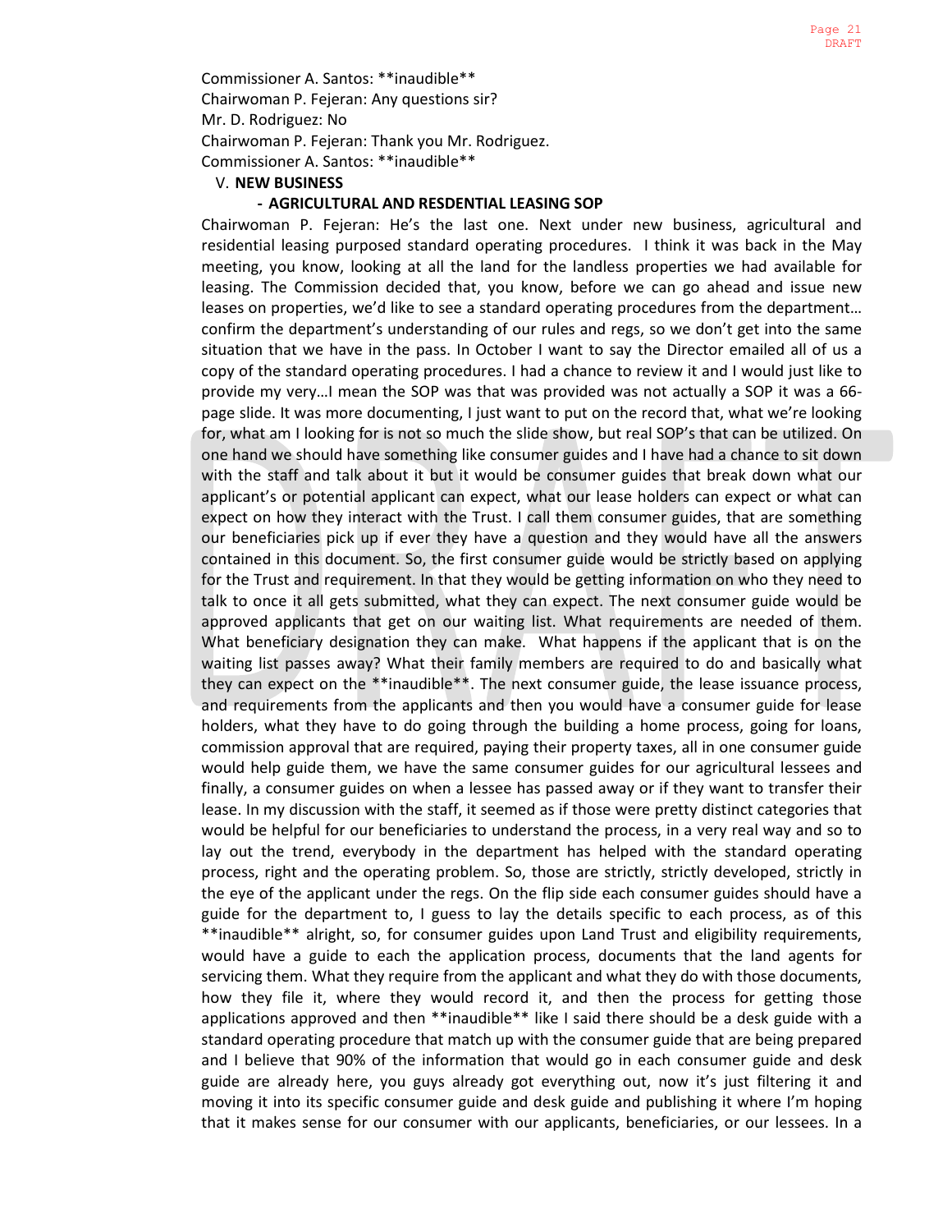Commissioner A. Santos: **inaudible**
Chairwoman P. Fejeran: Any questions sir?
Mr. D. Rodriguez: No
Chairwoman P. Fejeran: Thank you Mr. Rodriguez.
Commissioner A. Santos: **inaudible**

V. **NEW BUSINESS**

- **AGRICULTURAL AND RESDENTIAL LEASING SOP**

Chairwoman P. Fejeran: He's the last one. Next under new business, agricultural and residential leasing purposed standard operating procedures. I think it was back in the May meeting, you know, looking at all the land for the landless properties we had available for leasing. The Commission decided that, you know, before we can go ahead and issue new leases on properties, we'd like to see a standard operating procedures from the department… confirm the department's understanding of our rules and regs, so we don't get into the same situation that we have in the pass. In October I want to say the Director emailed all of us a copy of the standard operating procedures. I had a chance to review it and I would just like to provide my very…I mean the SOP was that was provided was not actually a SOP it was a 66-page slide. It was more documenting, I just want to put on the record that, what we're looking for, what am I looking for is not so much the slide show, but real SOP's that can be utilized. On one hand we should have something like consumer guides and I have had a chance to sit down with the staff and talk about it but it would be consumer guides that break down what our applicant's or potential applicant can expect, what our lease holders can expect or what can expect on how they interact with the Trust. I call them consumer guides, that are something our beneficiaries pick up if ever they have a question and they would have all the answers contained in this document. So, the first consumer guide would be strictly based on applying for the Trust and requirement. In that they would be getting information on who they need to talk to once it all gets submitted, what they can expect. The next consumer guide would be approved applicants that get on our waiting list. What requirements are needed of them. What beneficiary designation they can make. What happens if the applicant that is on the waiting list passes away? What their family members are required to do and basically what they can expect on the **inaudible**. The next consumer guide, the lease issuance process, and requirements from the applicants and then you would have a consumer guide for lease holders, what they have to do going through the building a home process, going for loans, commission approval that are required, paying their property taxes, all in one consumer guide would help guide them, we have the same consumer guides for our agricultural lessees and finally, a consumer guides on when a lessee has passed away or if they want to transfer their lease. In my discussion with the staff, it seemed as if those were pretty distinct categories that would be helpful for our beneficiaries to understand the process, in a very real way and so to lay out the trend, everybody in the department has helped with the standard operating process, right and the operating problem. So, those are strictly, strictly developed, strictly in the eye of the applicant under the regs. On the flip side each consumer guides should have a guide for the department to, I guess to lay the details specific to each process, as of this **inaudible** alright, so, for consumer guides upon Land Trust and eligibility requirements, would have a guide to each the application process, documents that the land agents for servicing them. What they require from the applicant and what they do with those documents, how they file it, where they would record it, and then the process for getting those applications approved and then **inaudible** like I said there should be a desk guide with a standard operating procedure that match up with the consumer guide that are being prepared and I believe that 90% of the information that would go in each consumer guide and desk guide are already here, you guys already got everything out, now it's just filtering it and moving it into its specific consumer guide and desk guide and publishing it where I'm hoping that it makes sense for our consumer with our applicants, beneficiaries, or our lessees. In a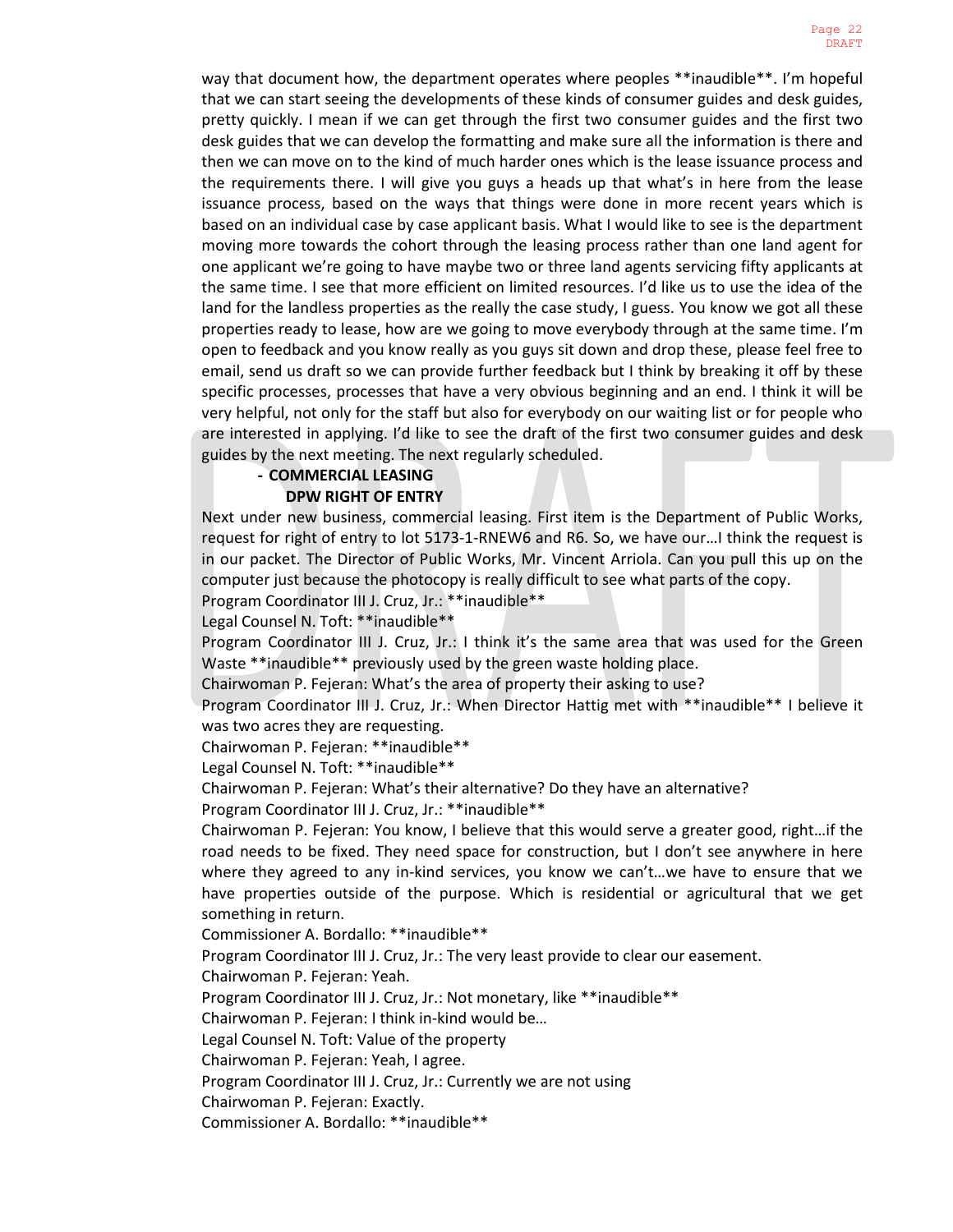way that document how, the department operates where peoples **inaudible**. I'm hopeful that we can start seeing the developments of these kinds of consumer guides and desk guides, pretty quickly. I mean if we can get through the first two consumer guides and the first two desk guides that we can develop the formatting and make sure all the information is there and then we can move on to the kind of much harder ones which is the lease issuance process and the requirements there. I will give you guys a heads up that what's in here from the lease issuance process, based on the ways that things were done in more recent years which is based on an individual case by case applicant basis. What I would like to see is the department moving more towards the cohort through the leasing process rather than one land agent for one applicant we're going to have maybe two or three land agents servicing fifty applicants at the same time. I see that more efficient on limited resources. I'd like us to use the idea of the land for the landless properties as the really the case study, I guess. You know we got all these properties ready to lease, how are we going to move everybody through at the same time. I'm open to feedback and you know really as you guys sit down and drop these, please feel free to email, send us draft so we can provide further feedback but I think by breaking it off by these specific processes, processes that have a very obvious beginning and an end. I think it will be very helpful, not only for the staff but also for everybody on our waiting list or for people who are interested in applying. I'd like to see the draft of the first two consumer guides and desk guides by the next meeting. The next regularly scheduled.

- **COMMERCIAL LEASING**
  **DPW RIGHT OF ENTRY**

Next under new business, commercial leasing. First item is the Department of Public Works, request for right of entry to lot 5173-1-RNEW6 and R6. So, we have our…I think the request is in our packet. The Director of Public Works, Mr. Vincent Arriola. Can you pull this up on the computer just because the photocopy is really difficult to see what parts of the copy.

Program Coordinator III J. Cruz, Jr.: **inaudible**

Legal Counsel N. Toft: **inaudible**

Program Coordinator III J. Cruz, Jr.: I think it's the same area that was used for the Green Waste **inaudible** previously used by the green waste holding place.

Chairwoman P. Fejeran: What's the area of property their asking to use?

Program Coordinator III J. Cruz, Jr.: When Director Hattig met with **inaudible** I believe it was two acres they are requesting.

Chairwoman P. Fejeran: **inaudible**

Legal Counsel N. Toft: **inaudible**

Chairwoman P. Fejeran: What's their alternative? Do they have an alternative?

Program Coordinator III J. Cruz, Jr.: **inaudible**

Chairwoman P. Fejeran: You know, I believe that this would serve a greater good, right…if the road needs to be fixed. They need space for construction, but I don't see anywhere in here where they agreed to any in-kind services, you know we can't…we have to ensure that we have properties outside of the purpose. Which is residential or agricultural that we get something in return.

Commissioner A. Bordallo: **inaudible**

Program Coordinator III J. Cruz, Jr.: The very least provide to clear our easement.

Chairwoman P. Fejeran: Yeah.

Program Coordinator III J. Cruz, Jr.: Not monetary, like **inaudible**

Chairwoman P. Fejeran: I think in-kind would be…

Legal Counsel N. Toft: Value of the property

Chairwoman P. Fejeran: Yeah, I agree.

Program Coordinator III J. Cruz, Jr.: Currently we are not using

Chairwoman P. Fejeran: Exactly.

Commissioner A. Bordallo: **inaudible**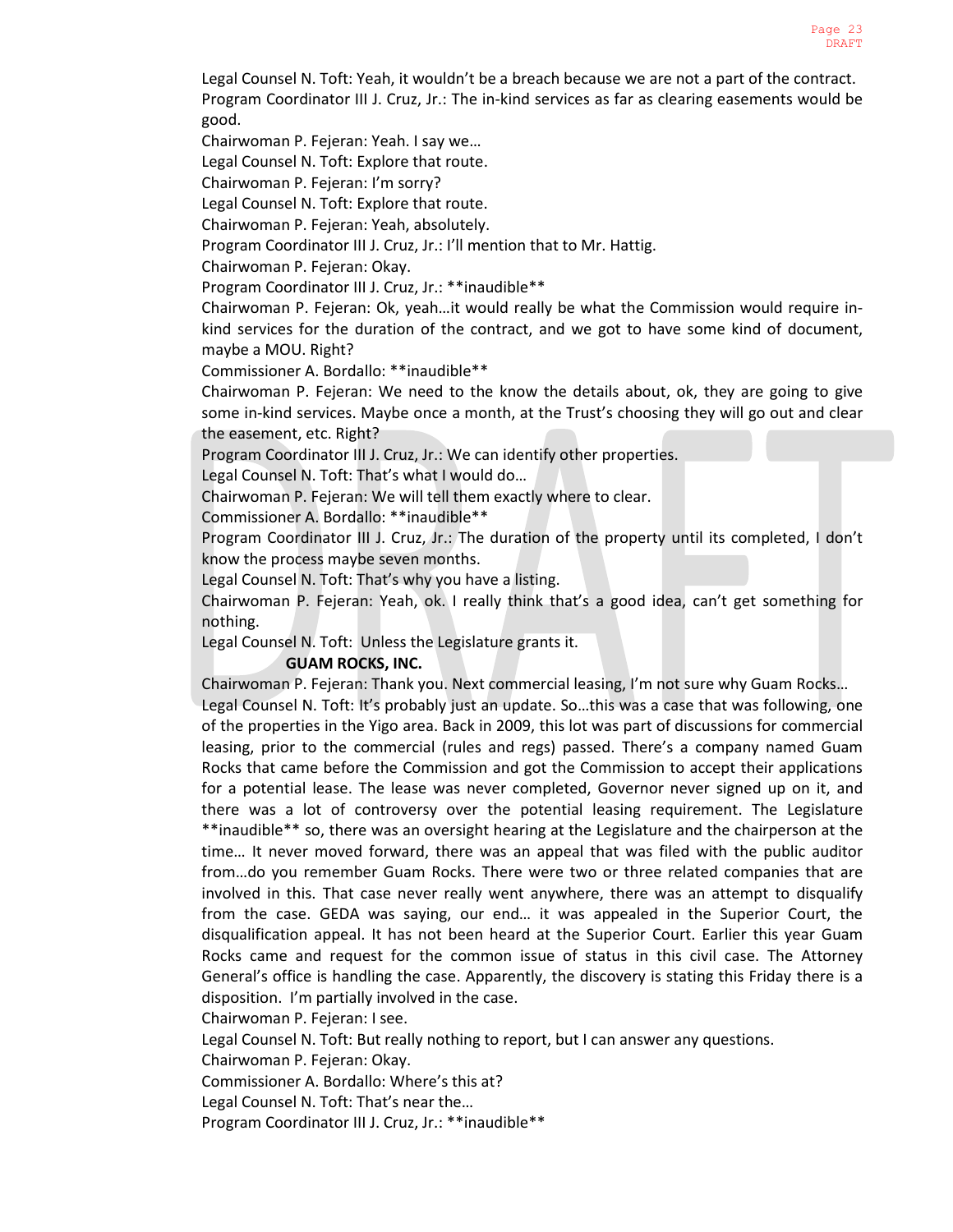Legal Counsel N. Toft: Yeah, it wouldn't be a breach because we are not a part of the contract.
Program Coordinator III J. Cruz, Jr.: The in-kind services as far as clearing easements would be good.
Chairwoman P. Fejeran: Yeah. I say we…
Legal Counsel N. Toft: Explore that route.
Chairwoman P. Fejeran: I'm sorry?
Legal Counsel N. Toft: Explore that route.
Chairwoman P. Fejeran: Yeah, absolutely.
Program Coordinator III J. Cruz, Jr.: I'll mention that to Mr. Hattig.
Chairwoman P. Fejeran: Okay.
Program Coordinator III J. Cruz, Jr.: **inaudible**
Chairwoman P. Fejeran: Ok, yeah…it would really be what the Commission would require in-kind services for the duration of the contract, and we got to have some kind of document, maybe a MOU. Right?
Commissioner A. Bordallo: **inaudible**
Chairwoman P. Fejeran: We need to the know the details about, ok, they are going to give some in-kind services. Maybe once a month, at the Trust's choosing they will go out and clear the easement, etc. Right?
Program Coordinator III J. Cruz, Jr.: We can identify other properties.
Legal Counsel N. Toft: That's what I would do…
Chairwoman P. Fejeran: We will tell them exactly where to clear.
Commissioner A. Bordallo: **inaudible**
Program Coordinator III J. Cruz, Jr.: The duration of the property until its completed, I don't know the process maybe seven months.
Legal Counsel N. Toft: That's why you have a listing.
Chairwoman P. Fejeran: Yeah, ok. I really think that's a good idea, can't get something for nothing.
Legal Counsel N. Toft: Unless the Legislature grants it.

**GUAM ROCKS, INC.**

Chairwoman P. Fejeran: Thank you. Next commercial leasing, I'm not sure why Guam Rocks…
Legal Counsel N. Toft: It's probably just an update. So…this was a case that was following, one of the properties in the Yigo area. Back in 2009, this lot was part of discussions for commercial leasing, prior to the commercial (rules and regs) passed. There's a company named Guam Rocks that came before the Commission and got the Commission to accept their applications for a potential lease. The lease was never completed, Governor never signed up on it, and there was a lot of controversy over the potential leasing requirement. The Legislature **inaudible** so, there was an oversight hearing at the Legislature and the chairperson at the time… It never moved forward, there was an appeal that was filed with the public auditor from…do you remember Guam Rocks. There were two or three related companies that are involved in this. That case never really went anywhere, there was an attempt to disqualify from the case. GEDA was saying, our end… it was appealed in the Superior Court, the disqualification appeal. It has not been heard at the Superior Court. Earlier this year Guam Rocks came and request for the common issue of status in this civil case. The Attorney General's office is handling the case. Apparently, the discovery is stating this Friday there is a disposition. I'm partially involved in the case.
Chairwoman P. Fejeran: I see.
Legal Counsel N. Toft: But really nothing to report, but I can answer any questions.
Chairwoman P. Fejeran: Okay.
Commissioner A. Bordallo: Where's this at?
Legal Counsel N. Toft: That's near the…
Program Coordinator III J. Cruz, Jr.: **inaudible**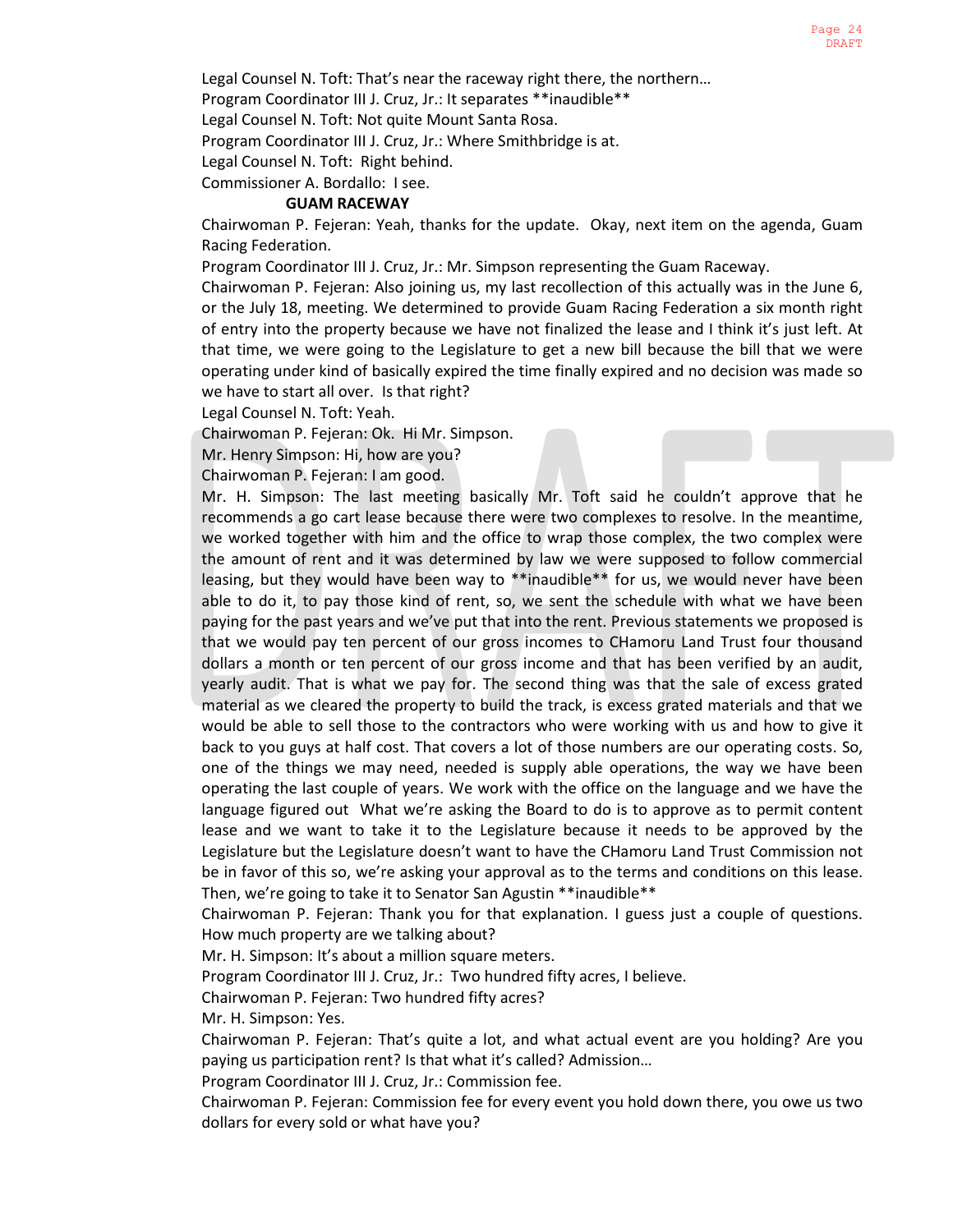Legal Counsel N. Toft: That's near the raceway right there, the northern…

Program Coordinator III J. Cruz, Jr.: It separates **inaudible**

Legal Counsel N. Toft: Not quite Mount Santa Rosa.

Program Coordinator III J. Cruz, Jr.: Where Smithbridge is at.

Legal Counsel N. Toft: Right behind.

Commissioner A. Bordallo: I see.

**GUAM RACEWAY**

Chairwoman P. Fejeran: Yeah, thanks for the update. Okay, next item on the agenda, Guam Racing Federation.

Program Coordinator III J. Cruz, Jr.: Mr. Simpson representing the Guam Raceway.

Chairwoman P. Fejeran: Also joining us, my last recollection of this actually was in the June 6, or the July 18, meeting. We determined to provide Guam Racing Federation a six month right of entry into the property because we have not finalized the lease and I think it's just left. At that time, we were going to the Legislature to get a new bill because the bill that we were operating under kind of basically expired the time finally expired and no decision was made so we have to start all over. Is that right?

Legal Counsel N. Toft: Yeah.

Chairwoman P. Fejeran: Ok. Hi Mr. Simpson.

Mr. Henry Simpson: Hi, how are you?

Chairwoman P. Fejeran: I am good.

Mr. H. Simpson: The last meeting basically Mr. Toft said he couldn't approve that he recommends a go cart lease because there were two complexes to resolve. In the meantime, we worked together with him and the office to wrap those complex, the two complex were the amount of rent and it was determined by law we were supposed to follow commercial leasing, but they would have been way to **inaudible** for us, we would never have been able to do it, to pay those kind of rent, so, we sent the schedule with what we have been paying for the past years and we've put that into the rent. Previous statements we proposed is that we would pay ten percent of our gross incomes to CHamoru Land Trust four thousand dollars a month or ten percent of our gross income and that has been verified by an audit, yearly audit. That is what we pay for. The second thing was that the sale of excess grated material as we cleared the property to build the track, is excess grated materials and that we would be able to sell those to the contractors who were working with us and how to give it back to you guys at half cost. That covers a lot of those numbers are our operating costs. So, one of the things we may need, needed is supply able operations, the way we have been operating the last couple of years. We work with the office on the language and we have the language figured out What we're asking the Board to do is to approve as to permit content lease and we want to take it to the Legislature because it needs to be approved by the Legislature but the Legislature doesn't want to have the CHamoru Land Trust Commission not be in favor of this so, we're asking your approval as to the terms and conditions on this lease. Then, we're going to take it to Senator San Agustin **inaudible**

Chairwoman P. Fejeran: Thank you for that explanation. I guess just a couple of questions. How much property are we talking about?

Mr. H. Simpson: It's about a million square meters.

Program Coordinator III J. Cruz, Jr.: Two hundred fifty acres, I believe.

Chairwoman P. Fejeran: Two hundred fifty acres?

Mr. H. Simpson: Yes.

Chairwoman P. Fejeran: That's quite a lot, and what actual event are you holding? Are you paying us participation rent? Is that what it's called? Admission…

Program Coordinator III J. Cruz, Jr.: Commission fee.

Chairwoman P. Fejeran: Commission fee for every event you hold down there, you owe us two dollars for every sold or what have you?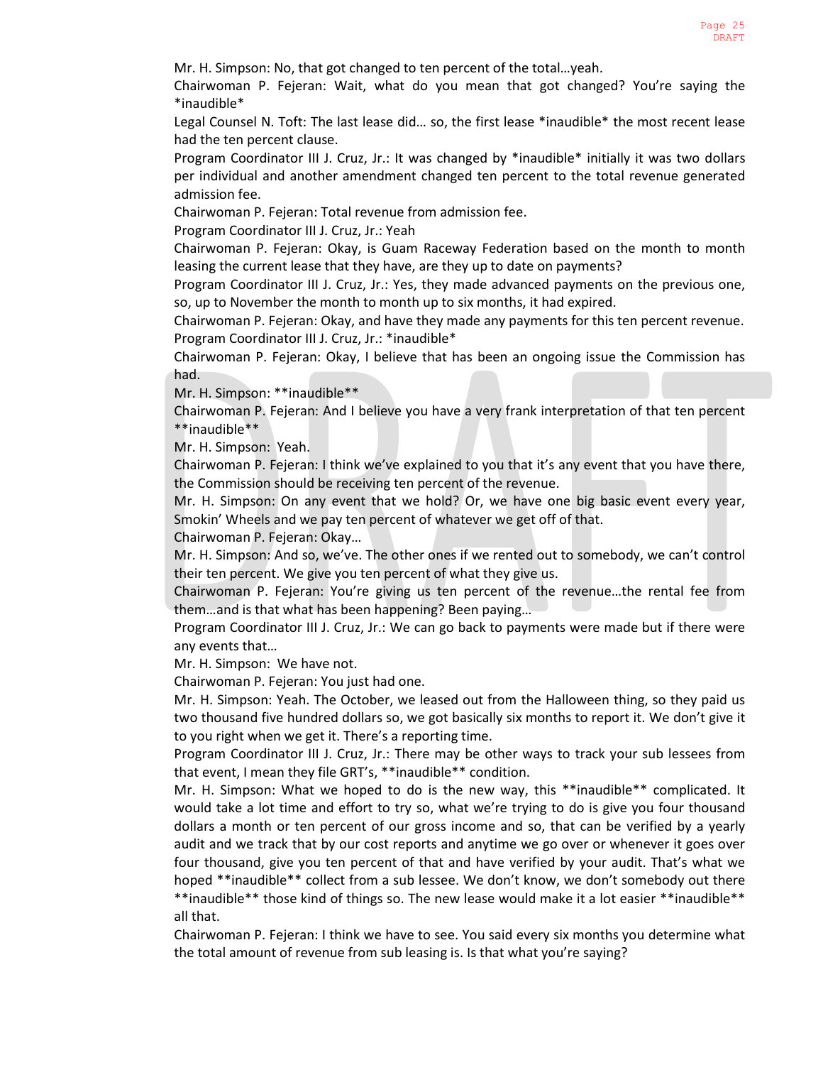Mr. H. Simpson: No, that got changed to ten percent of the total…yeah.

Chairwoman P. Fejeran: Wait, what do you mean that got changed? You're saying the *inaudible*

Legal Counsel N. Toft: The last lease did… so, the first lease *inaudible* the most recent lease had the ten percent clause.

Program Coordinator III J. Cruz, Jr.: It was changed by *inaudible* initially it was two dollars per individual and another amendment changed ten percent to the total revenue generated admission fee.

Chairwoman P. Fejeran: Total revenue from admission fee.

Program Coordinator III J. Cruz, Jr.: Yeah

Chairwoman P. Fejeran: Okay, is Guam Raceway Federation based on the month to month leasing the current lease that they have, are they up to date on payments?

Program Coordinator III J. Cruz, Jr.: Yes, they made advanced payments on the previous one, so, up to November the month to month up to six months, it had expired.

Chairwoman P. Fejeran: Okay, and have they made any payments for this ten percent revenue.

Program Coordinator III J. Cruz, Jr.: *inaudible*

Chairwoman P. Fejeran: Okay, I believe that has been an ongoing issue the Commission has had.

Mr. H. Simpson: **inaudible**

Chairwoman P. Fejeran: And I believe you have a very frank interpretation of that ten percent **inaudible**

Mr. H. Simpson: Yeah.

Chairwoman P. Fejeran: I think we've explained to you that it's any event that you have there, the Commission should be receiving ten percent of the revenue.

Mr. H. Simpson: On any event that we hold? Or, we have one big basic event every year, Smokin' Wheels and we pay ten percent of whatever we get off of that.

Chairwoman P. Fejeran: Okay…

Mr. H. Simpson: And so, we've. The other ones if we rented out to somebody, we can't control their ten percent. We give you ten percent of what they give us.

Chairwoman P. Fejeran: You're giving us ten percent of the revenue…the rental fee from them…and is that what has been happening? Been paying…

Program Coordinator III J. Cruz, Jr.: We can go back to payments were made but if there were any events that…

Mr. H. Simpson: We have not.

Chairwoman P. Fejeran: You just had one.

Mr. H. Simpson: Yeah. The October, we leased out from the Halloween thing, so they paid us two thousand five hundred dollars so, we got basically six months to report it. We don't give it to you right when we get it. There's a reporting time.

Program Coordinator III J. Cruz, Jr.: There may be other ways to track your sub lessees from that event, I mean they file GRT's, **inaudible** condition.

Mr. H. Simpson: What we hoped to do is the new way, this **inaudible** complicated. It would take a lot time and effort to try so, what we're trying to do is give you four thousand dollars a month or ten percent of our gross income and so, that can be verified by a yearly audit and we track that by our cost reports and anytime we go over or whenever it goes over four thousand, give you ten percent of that and have verified by your audit. That's what we hoped **inaudible** collect from a sub lessee. We don't know, we don't somebody out there **inaudible** those kind of things so. The new lease would make it a lot easier **inaudible** all that.

Chairwoman P. Fejeran: I think we have to see. You said every six months you determine what the total amount of revenue from sub leasing is. Is that what you're saying?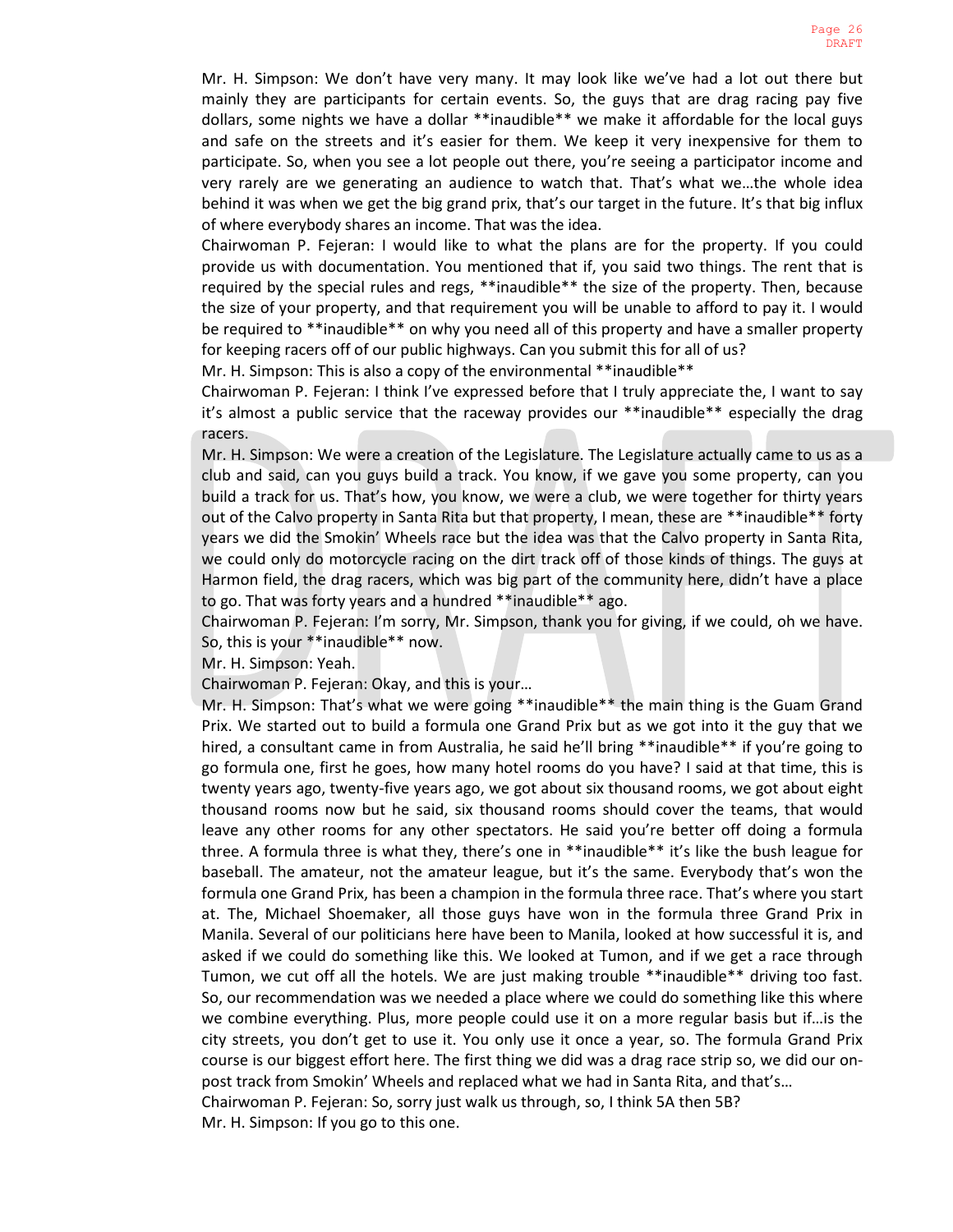Mr. H. Simpson: We don't have very many. It may look like we've had a lot out there but mainly they are participants for certain events. So, the guys that are drag racing pay five dollars, some nights we have a dollar **inaudible** we make it affordable for the local guys and safe on the streets and it's easier for them. We keep it very inexpensive for them to participate. So, when you see a lot people out there, you're seeing a participator income and very rarely are we generating an audience to watch that. That's what we…the whole idea behind it was when we get the big grand prix, that's our target in the future. It's that big influx of where everybody shares an income. That was the idea.

Chairwoman P. Fejeran: I would like to what the plans are for the property. If you could provide us with documentation. You mentioned that if, you said two things. The rent that is required by the special rules and regs, **inaudible** the size of the property. Then, because the size of your property, and that requirement you will be unable to afford to pay it. I would be required to **inaudible** on why you need all of this property and have a smaller property for keeping racers off of our public highways. Can you submit this for all of us?

Mr. H. Simpson: This is also a copy of the environmental **inaudible**

Chairwoman P. Fejeran: I think I've expressed before that I truly appreciate the, I want to say it's almost a public service that the raceway provides our **inaudible** especially the drag racers.

Mr. H. Simpson: We were a creation of the Legislature. The Legislature actually came to us as a club and said, can you guys build a track. You know, if we gave you some property, can you build a track for us. That's how, you know, we were a club, we were together for thirty years out of the Calvo property in Santa Rita but that property, I mean, these are **inaudible** forty years we did the Smokin' Wheels race but the idea was that the Calvo property in Santa Rita, we could only do motorcycle racing on the dirt track off of those kinds of things. The guys at Harmon field, the drag racers, which was big part of the community here, didn't have a place to go. That was forty years and a hundred **inaudible** ago.

Chairwoman P. Fejeran: I'm sorry, Mr. Simpson, thank you for giving, if we could, oh we have. So, this is your **inaudible** now.

Mr. H. Simpson: Yeah.

Chairwoman P. Fejeran: Okay, and this is your…

Mr. H. Simpson: That's what we were going **inaudible** the main thing is the Guam Grand Prix. We started out to build a formula one Grand Prix but as we got into it the guy that we hired, a consultant came in from Australia, he said he'll bring **inaudible** if you're going to go formula one, first he goes, how many hotel rooms do you have? I said at that time, this is twenty years ago, twenty-five years ago, we got about six thousand rooms, we got about eight thousand rooms now but he said, six thousand rooms should cover the teams, that would leave any other rooms for any other spectators. He said you're better off doing a formula three. A formula three is what they, there's one in **inaudible** it's like the bush league for baseball. The amateur, not the amateur league, but it's the same. Everybody that's won the formula one Grand Prix, has been a champion in the formula three race. That's where you start at. The, Michael Shoemaker, all those guys have won in the formula three Grand Prix in Manila. Several of our politicians here have been to Manila, looked at how successful it is, and asked if we could do something like this. We looked at Tumon, and if we get a race through Tumon, we cut off all the hotels. We are just making trouble **inaudible** driving too fast. So, our recommendation was we needed a place where we could do something like this where we combine everything. Plus, more people could use it on a more regular basis but if…is the city streets, you don't get to use it. You only use it once a year, so. The formula Grand Prix course is our biggest effort here. The first thing we did was a drag race strip so, we did our on-post track from Smokin' Wheels and replaced what we had in Santa Rita, and that's…

Chairwoman P. Fejeran: So, sorry just walk us through, so, I think 5A then 5B?

Mr. H. Simpson: If you go to this one.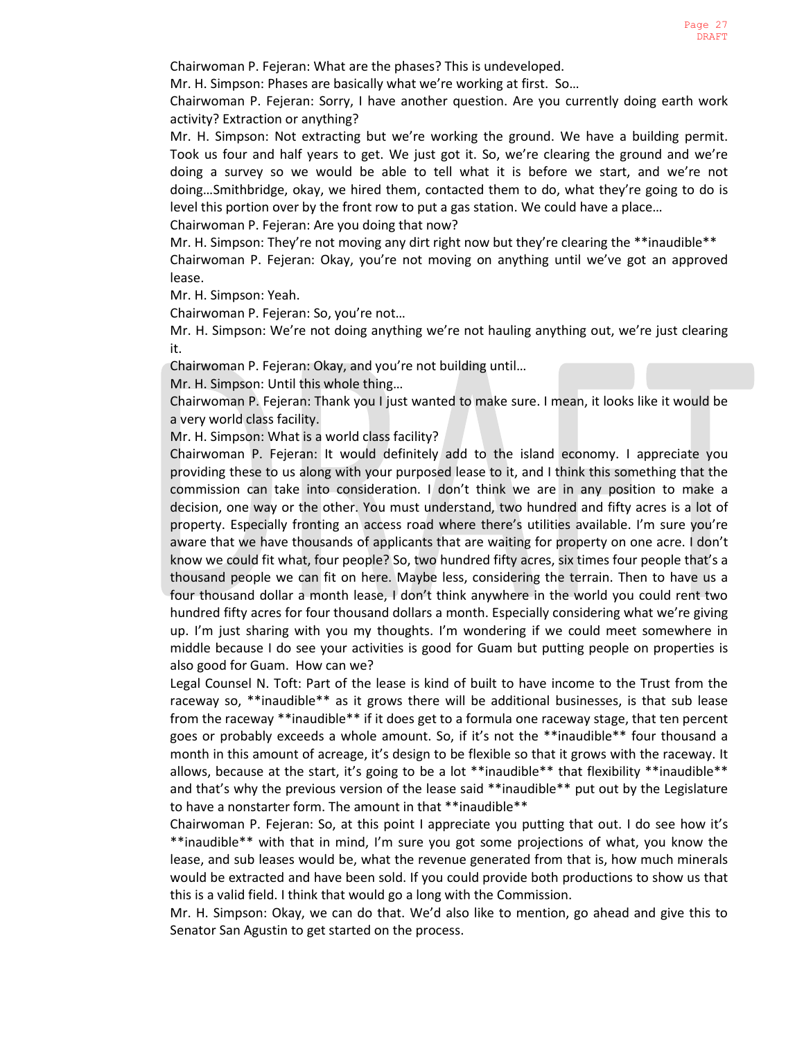Chairwoman P. Fejeran: What are the phases? This is undeveloped.

Mr. H. Simpson: Phases are basically what we're working at first. So…

Chairwoman P. Fejeran: Sorry, I have another question. Are you currently doing earth work activity? Extraction or anything?

Mr. H. Simpson: Not extracting but we're working the ground. We have a building permit. Took us four and half years to get. We just got it. So, we're clearing the ground and we're doing a survey so we would be able to tell what it is before we start, and we're not doing…Smithbridge, okay, we hired them, contacted them to do, what they're going to do is level this portion over by the front row to put a gas station. We could have a place…

Chairwoman P. Fejeran: Are you doing that now?

Mr. H. Simpson: They're not moving any dirt right now but they're clearing the **inaudible**

Chairwoman P. Fejeran: Okay, you're not moving on anything until we've got an approved lease.

Mr. H. Simpson: Yeah.

Chairwoman P. Fejeran: So, you're not…

Mr. H. Simpson: We're not doing anything we're not hauling anything out, we're just clearing it.

Chairwoman P. Fejeran: Okay, and you're not building until…

Mr. H. Simpson: Until this whole thing…

Chairwoman P. Fejeran: Thank you I just wanted to make sure. I mean, it looks like it would be a very world class facility.

Mr. H. Simpson: What is a world class facility?

Chairwoman P. Fejeran: It would definitely add to the island economy. I appreciate you providing these to us along with your purposed lease to it, and I think this something that the commission can take into consideration. I don't think we are in any position to make a decision, one way or the other. You must understand, two hundred and fifty acres is a lot of property. Especially fronting an access road where there's utilities available. I'm sure you're aware that we have thousands of applicants that are waiting for property on one acre. I don't know we could fit what, four people? So, two hundred fifty acres, six times four people that's a thousand people we can fit on here. Maybe less, considering the terrain. Then to have us a four thousand dollar a month lease, I don't think anywhere in the world you could rent two hundred fifty acres for four thousand dollars a month. Especially considering what we're giving up. I'm just sharing with you my thoughts. I'm wondering if we could meet somewhere in middle because I do see your activities is good for Guam but putting people on properties is also good for Guam. How can we?

Legal Counsel N. Toft: Part of the lease is kind of built to have income to the Trust from the raceway so, **inaudible** as it grows there will be additional businesses, is that sub lease from the raceway **inaudible** if it does get to a formula one raceway stage, that ten percent goes or probably exceeds a whole amount. So, if it's not the **inaudible** four thousand a month in this amount of acreage, it's design to be flexible so that it grows with the raceway. It allows, because at the start, it's going to be a lot **inaudible** that flexibility **inaudible** and that's why the previous version of the lease said **inaudible** put out by the Legislature to have a nonstarter form. The amount in that **inaudible**

Chairwoman P. Fejeran: So, at this point I appreciate you putting that out. I do see how it's **inaudible** with that in mind, I'm sure you got some projections of what, you know the lease, and sub leases would be, what the revenue generated from that is, how much minerals would be extracted and have been sold. If you could provide both productions to show us that this is a valid field. I think that would go a long with the Commission.

Mr. H. Simpson: Okay, we can do that. We'd also like to mention, go ahead and give this to Senator San Agustin to get started on the process.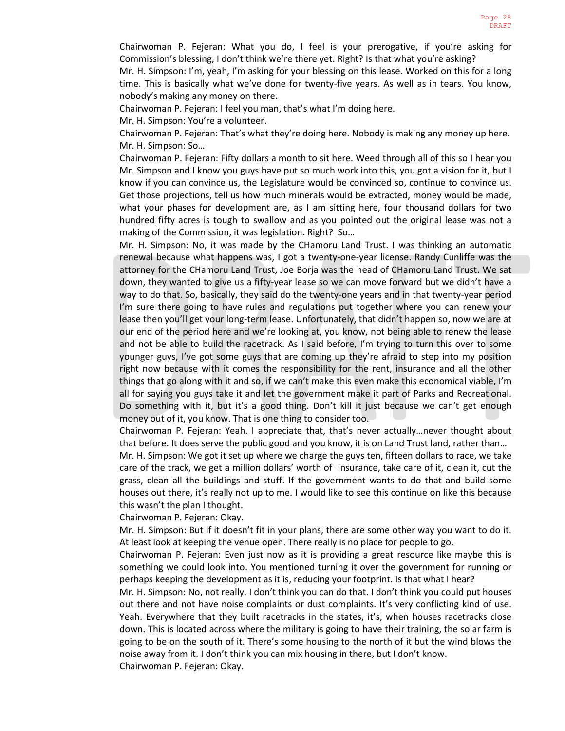Chairwoman P. Fejeran: What you do, I feel is your prerogative, if you're asking for Commission's blessing, I don't think we're there yet. Right? Is that what you're asking?

Mr. H. Simpson: I'm, yeah, I'm asking for your blessing on this lease. Worked on this for a long time. This is basically what we've done for twenty-five years. As well as in tears. You know, nobody's making any money on there.

Chairwoman P. Fejeran: I feel you man, that's what I'm doing here.

Mr. H. Simpson: You're a volunteer.

Chairwoman P. Fejeran: That's what they're doing here. Nobody is making any money up here.

Mr. H. Simpson: So…

Chairwoman P. Fejeran: Fifty dollars a month to sit here. Weed through all of this so I hear you Mr. Simpson and I know you guys have put so much work into this, you got a vision for it, but I know if you can convince us, the Legislature would be convinced so, continue to convince us. Get those projections, tell us how much minerals would be extracted, money would be made, what your phases for development are, as I am sitting here, four thousand dollars for two hundred fifty acres is tough to swallow and as you pointed out the original lease was not a making of the Commission, it was legislation. Right? So…

Mr. H. Simpson: No, it was made by the CHamoru Land Trust. I was thinking an automatic renewal because what happens was, I got a twenty-one-year license. Randy Cunliffe was the attorney for the CHamoru Land Trust, Joe Borja was the head of CHamoru Land Trust. We sat down, they wanted to give us a fifty-year lease so we can move forward but we didn't have a way to do that. So, basically, they said do the twenty-one years and in that twenty-year period I'm sure there going to have rules and regulations put together where you can renew your lease then you'll get your long-term lease. Unfortunately, that didn't happen so, now we are at our end of the period here and we're looking at, you know, not being able to renew the lease and not be able to build the racetrack. As I said before, I'm trying to turn this over to some younger guys, I've got some guys that are coming up they're afraid to step into my position right now because with it comes the responsibility for the rent, insurance and all the other things that go along with it and so, if we can't make this even make this economical viable, I'm all for saying you guys take it and let the government make it part of Parks and Recreational. Do something with it, but it's a good thing. Don't kill it just because we can't get enough money out of it, you know. That is one thing to consider too.

Chairwoman P. Fejeran: Yeah. I appreciate that, that's never actually…never thought about that before. It does serve the public good and you know, it is on Land Trust land, rather than…

Mr. H. Simpson: We got it set up where we charge the guys ten, fifteen dollars to race, we take care of the track, we get a million dollars' worth of insurance, take care of it, clean it, cut the grass, clean all the buildings and stuff. If the government wants to do that and build some houses out there, it's really not up to me. I would like to see this continue on like this because this wasn't the plan I thought.

Chairwoman P. Fejeran: Okay.

Mr. H. Simpson: But if it doesn't fit in your plans, there are some other way you want to do it. At least look at keeping the venue open. There really is no place for people to go.

Chairwoman P. Fejeran: Even just now as it is providing a great resource like maybe this is something we could look into. You mentioned turning it over the government for running or perhaps keeping the development as it is, reducing your footprint. Is that what I hear?

Mr. H. Simpson: No, not really. I don't think you can do that. I don't think you could put houses out there and not have noise complaints or dust complaints. It's very conflicting kind of use. Yeah. Everywhere that they built racetracks in the states, it's, when houses racetracks close down. This is located across where the military is going to have their training, the solar farm is going to be on the south of it. There's some housing to the north of it but the wind blows the noise away from it. I don't think you can mix housing in there, but I don't know.

Chairwoman P. Fejeran: Okay.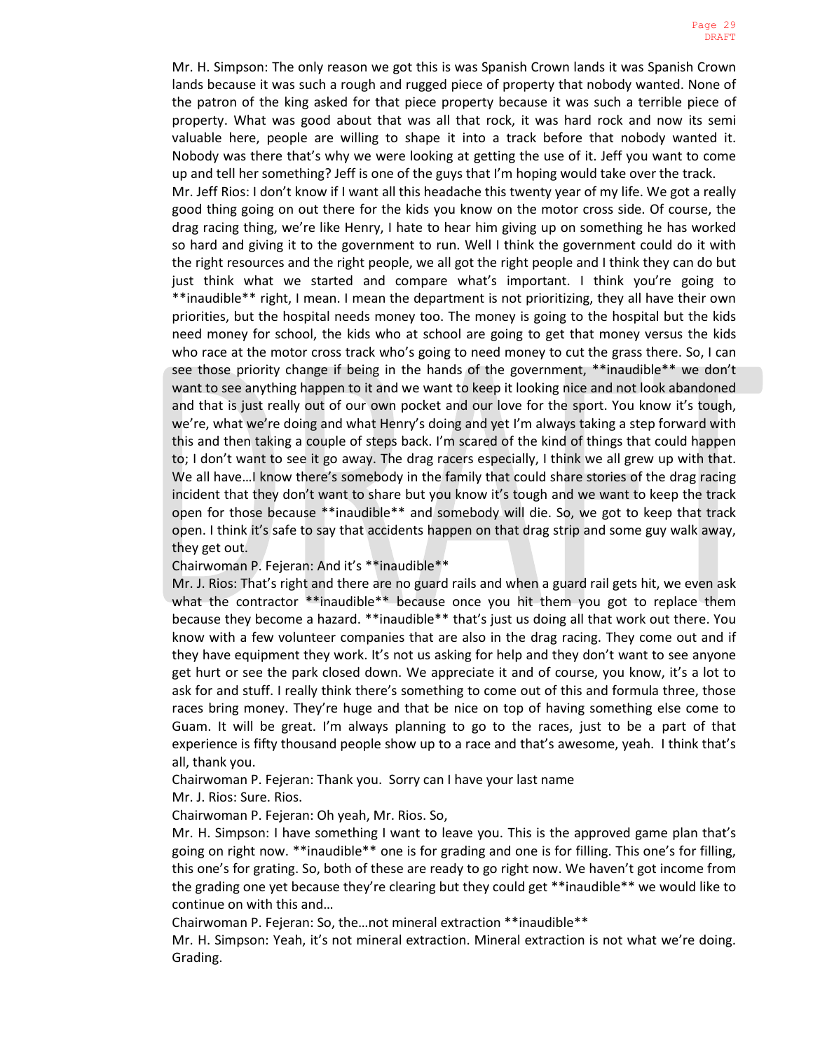Mr. H. Simpson: The only reason we got this is was Spanish Crown lands it was Spanish Crown lands because it was such a rough and rugged piece of property that nobody wanted. None of the patron of the king asked for that piece property because it was such a terrible piece of property. What was good about that was all that rock, it was hard rock and now its semi valuable here, people are willing to shape it into a track before that nobody wanted it. Nobody was there that's why we were looking at getting the use of it. Jeff you want to come up and tell her something? Jeff is one of the guys that I'm hoping would take over the track.

Mr. Jeff Rios: I don't know if I want all this headache this twenty year of my life. We got a really good thing going on out there for the kids you know on the motor cross side. Of course, the drag racing thing, we're like Henry, I hate to hear him giving up on something he has worked so hard and giving it to the government to run. Well I think the government could do it with the right resources and the right people, we all got the right people and I think they can do but just think what we started and compare what's important. I think you're going to **inaudible** right, I mean. I mean the department is not prioritizing, they all have their own priorities, but the hospital needs money too. The money is going to the hospital but the kids need money for school, the kids who at school are going to get that money versus the kids who race at the motor cross track who's going to need money to cut the grass there. So, I can see those priority change if being in the hands of the government, **inaudible** we don't want to see anything happen to it and we want to keep it looking nice and not look abandoned and that is just really out of our own pocket and our love for the sport. You know it's tough, we're, what we're doing and what Henry's doing and yet I'm always taking a step forward with this and then taking a couple of steps back. I'm scared of the kind of things that could happen to; I don't want to see it go away. The drag racers especially, I think we all grew up with that. We all have…I know there's somebody in the family that could share stories of the drag racing incident that they don't want to share but you know it's tough and we want to keep the track open for those because **inaudible** and somebody will die. So, we got to keep that track open. I think it's safe to say that accidents happen on that drag strip and some guy walk away, they get out.

Chairwoman P. Fejeran: And it's **inaudible**

Mr. J. Rios: That's right and there are no guard rails and when a guard rail gets hit, we even ask what the contractor **inaudible** because once you hit them you got to replace them because they become a hazard. **inaudible** that's just us doing all that work out there. You know with a few volunteer companies that are also in the drag racing. They come out and if they have equipment they work. It's not us asking for help and they don't want to see anyone get hurt or see the park closed down. We appreciate it and of course, you know, it's a lot to ask for and stuff. I really think there's something to come out of this and formula three, those races bring money. They're huge and that be nice on top of having something else come to Guam. It will be great. I'm always planning to go to the races, just to be a part of that experience is fifty thousand people show up to a race and that's awesome, yeah. I think that's all, thank you.

Chairwoman P. Fejeran: Thank you. Sorry can I have your last name

Mr. J. Rios: Sure. Rios.

Chairwoman P. Fejeran: Oh yeah, Mr. Rios. So,

Mr. H. Simpson: I have something I want to leave you. This is the approved game plan that's going on right now. **inaudible** one is for grading and one is for filling. This one's for filling, this one's for grating. So, both of these are ready to go right now. We haven't got income from the grading one yet because they're clearing but they could get **inaudible** we would like to continue on with this and…

Chairwoman P. Fejeran: So, the…not mineral extraction **inaudible**

Mr. H. Simpson: Yeah, it's not mineral extraction. Mineral extraction is not what we're doing. Grading.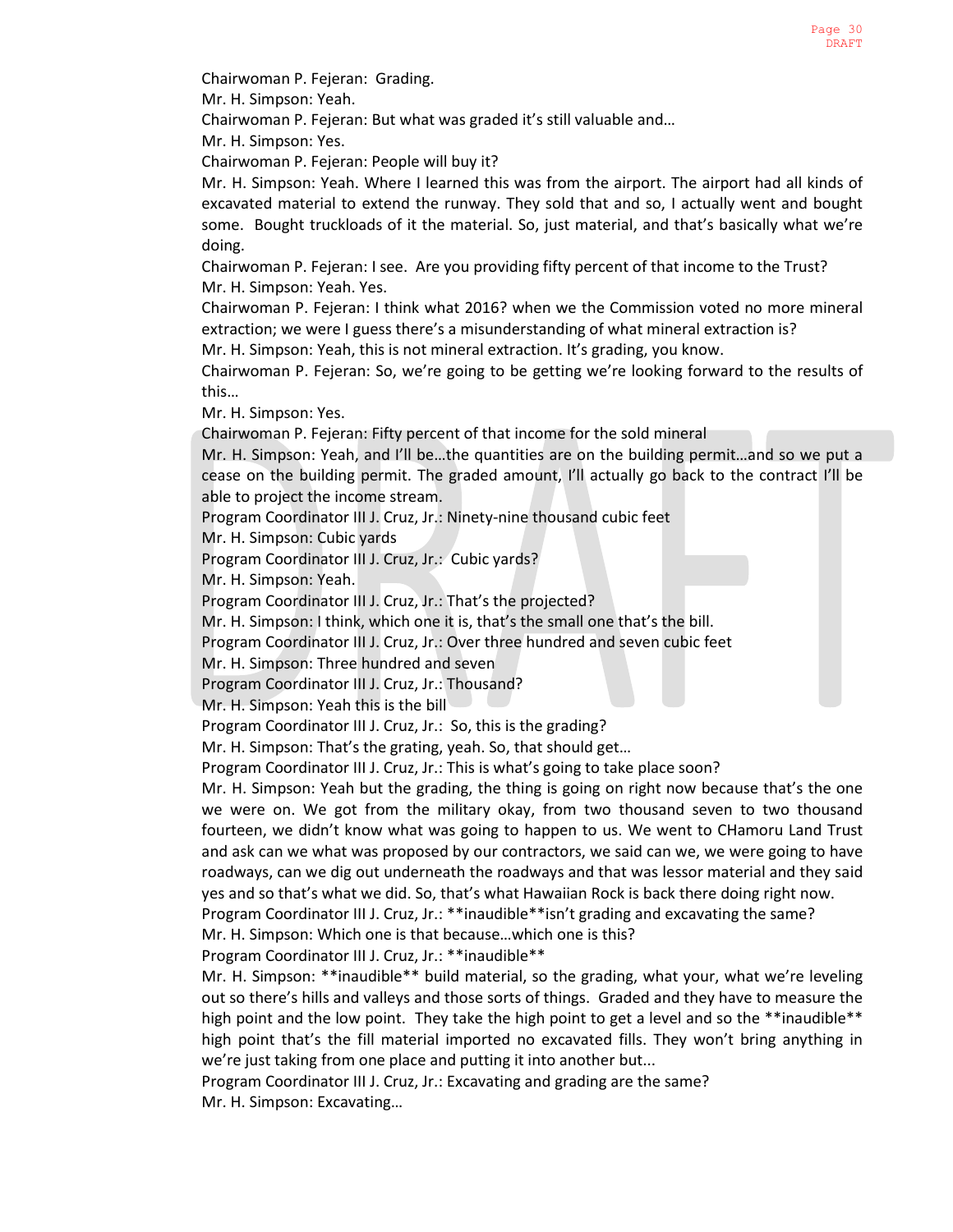Chairwoman P. Fejeran: Grading.

Mr. H. Simpson: Yeah.

Chairwoman P. Fejeran: But what was graded it's still valuable and…

Mr. H. Simpson: Yes.

Chairwoman P. Fejeran: People will buy it?

Mr. H. Simpson: Yeah. Where I learned this was from the airport. The airport had all kinds of excavated material to extend the runway. They sold that and so, I actually went and bought some. Bought truckloads of it the material. So, just material, and that's basically what we're doing.

Chairwoman P. Fejeran: I see. Are you providing fifty percent of that income to the Trust?

Mr. H. Simpson: Yeah. Yes.

Chairwoman P. Fejeran: I think what 2016? when we the Commission voted no more mineral extraction; we were I guess there's a misunderstanding of what mineral extraction is?

Mr. H. Simpson: Yeah, this is not mineral extraction. It's grading, you know.

Chairwoman P. Fejeran: So, we're going to be getting we're looking forward to the results of this…

Mr. H. Simpson: Yes.

Chairwoman P. Fejeran: Fifty percent of that income for the sold mineral

Mr. H. Simpson: Yeah, and I'll be…the quantities are on the building permit…and so we put a cease on the building permit. The graded amount, I'll actually go back to the contract I'll be able to project the income stream.

Program Coordinator III J. Cruz, Jr.: Ninety-nine thousand cubic feet

Mr. H. Simpson: Cubic yards

Program Coordinator III J. Cruz, Jr.: Cubic yards?

Mr. H. Simpson: Yeah.

Program Coordinator III J. Cruz, Jr.: That's the projected?

Mr. H. Simpson: I think, which one it is, that's the small one that's the bill.

Program Coordinator III J. Cruz, Jr.: Over three hundred and seven cubic feet

Mr. H. Simpson: Three hundred and seven

Program Coordinator III J. Cruz, Jr.: Thousand?

Mr. H. Simpson: Yeah this is the bill

Program Coordinator III J. Cruz, Jr.: So, this is the grading?

Mr. H. Simpson: That's the grating, yeah. So, that should get…

Program Coordinator III J. Cruz, Jr.: This is what's going to take place soon?

Mr. H. Simpson: Yeah but the grading, the thing is going on right now because that's the one we were on. We got from the military okay, from two thousand seven to two thousand fourteen, we didn't know what was going to happen to us. We went to CHamoru Land Trust and ask can we what was proposed by our contractors, we said can we, we were going to have roadways, can we dig out underneath the roadways and that was lessor material and they said yes and so that's what we did. So, that's what Hawaiian Rock is back there doing right now.

Program Coordinator III J. Cruz, Jr.: **inaudible**isn't grading and excavating the same?

Mr. H. Simpson: Which one is that because…which one is this?

Program Coordinator III J. Cruz, Jr.: **inaudible**

Mr. H. Simpson: **inaudible** build material, so the grading, what your, what we're leveling out so there's hills and valleys and those sorts of things. Graded and they have to measure the high point and the low point. They take the high point to get a level and so the **inaudible** high point that's the fill material imported no excavated fills. They won't bring anything in we're just taking from one place and putting it into another but...

Program Coordinator III J. Cruz, Jr.: Excavating and grading are the same?

Mr. H. Simpson: Excavating…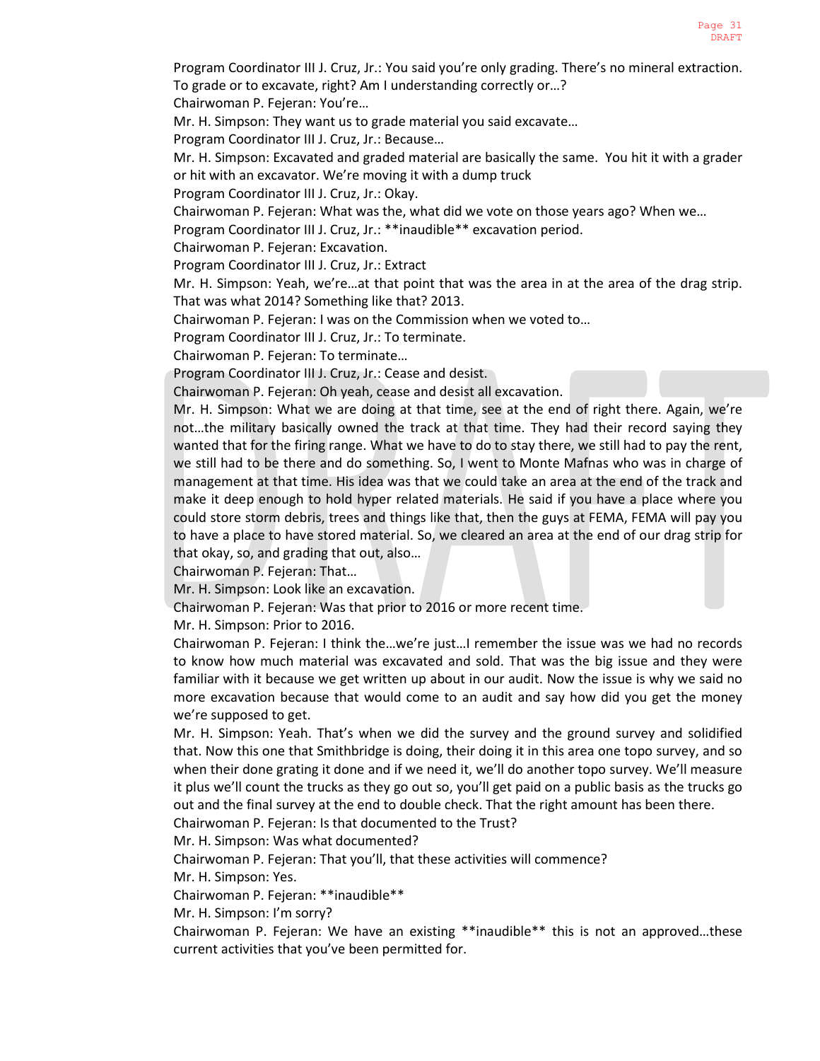Program Coordinator III J. Cruz, Jr.: You said you're only grading. There's no mineral extraction. To grade or to excavate, right? Am I understanding correctly or…?

Chairwoman P. Fejeran: You're…

Mr. H. Simpson: They want us to grade material you said excavate…

Program Coordinator III J. Cruz, Jr.: Because…

Mr. H. Simpson: Excavated and graded material are basically the same. You hit it with a grader or hit with an excavator. We're moving it with a dump truck

Program Coordinator III J. Cruz, Jr.: Okay.

Chairwoman P. Fejeran: What was the, what did we vote on those years ago? When we…

Program Coordinator III J. Cruz, Jr.: **inaudible** excavation period.

Chairwoman P. Fejeran: Excavation.

Program Coordinator III J. Cruz, Jr.: Extract

Mr. H. Simpson: Yeah, we're…at that point that was the area in at the area of the drag strip. That was what 2014? Something like that? 2013.

Chairwoman P. Fejeran: I was on the Commission when we voted to…

Program Coordinator III J. Cruz, Jr.: To terminate.

Chairwoman P. Fejeran: To terminate…

Program Coordinator III J. Cruz, Jr.: Cease and desist.

Chairwoman P. Fejeran: Oh yeah, cease and desist all excavation.

Mr. H. Simpson: What we are doing at that time, see at the end of right there. Again, we're not…the military basically owned the track at that time. They had their record saying they wanted that for the firing range. What we have to do to stay there, we still had to pay the rent, we still had to be there and do something. So, I went to Monte Mafnas who was in charge of management at that time. His idea was that we could take an area at the end of the track and make it deep enough to hold hyper related materials. He said if you have a place where you could store storm debris, trees and things like that, then the guys at FEMA, FEMA will pay you to have a place to have stored material. So, we cleared an area at the end of our drag strip for that okay, so, and grading that out, also…

Chairwoman P. Fejeran: That…

Mr. H. Simpson: Look like an excavation.

Chairwoman P. Fejeran: Was that prior to 2016 or more recent time.

Mr. H. Simpson: Prior to 2016.

Chairwoman P. Fejeran: I think the…we're just…I remember the issue was we had no records to know how much material was excavated and sold. That was the big issue and they were familiar with it because we get written up about in our audit. Now the issue is why we said no more excavation because that would come to an audit and say how did you get the money we're supposed to get.

Mr. H. Simpson: Yeah. That's when we did the survey and the ground survey and solidified that. Now this one that Smithbridge is doing, their doing it in this area one topo survey, and so when their done grating it done and if we need it, we'll do another topo survey. We'll measure it plus we'll count the trucks as they go out so, you'll get paid on a public basis as the trucks go out and the final survey at the end to double check. That the right amount has been there.

Chairwoman P. Fejeran: Is that documented to the Trust?

Mr. H. Simpson: Was what documented?

Chairwoman P. Fejeran: That you'll, that these activities will commence?

Mr. H. Simpson: Yes.

Chairwoman P. Fejeran: **inaudible**

Mr. H. Simpson: I'm sorry?

Chairwoman P. Fejeran: We have an existing **inaudible** this is not an approved…these current activities that you've been permitted for.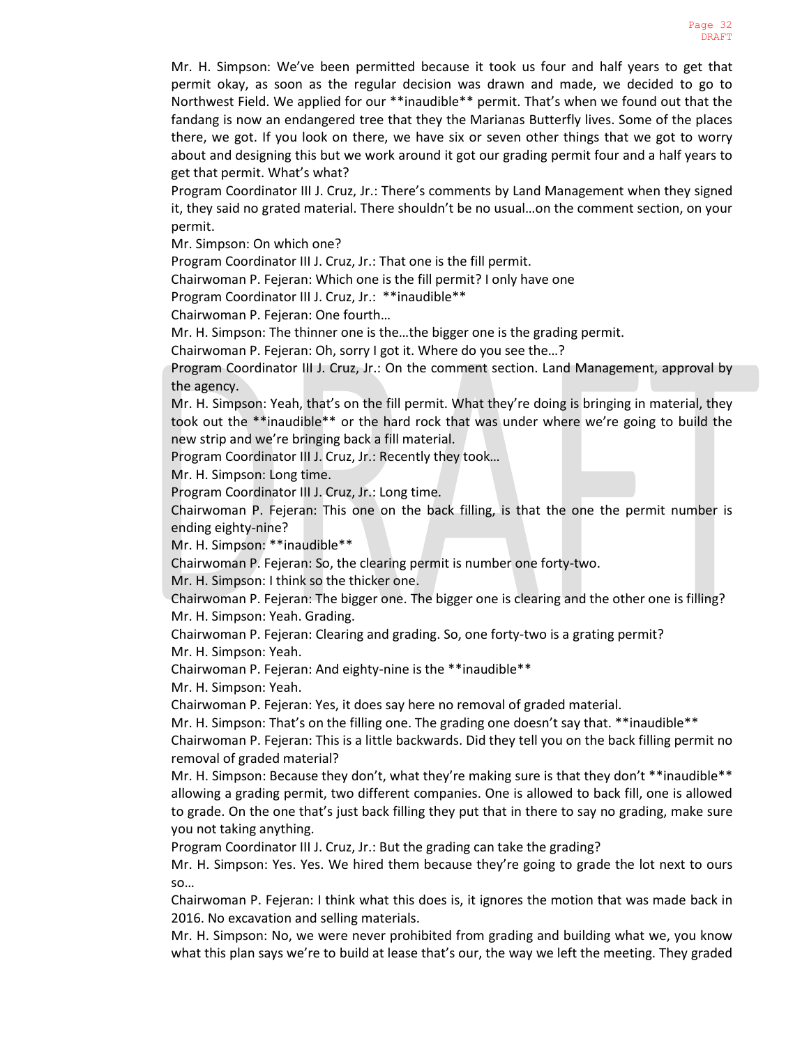Mr. H. Simpson: We've been permitted because it took us four and half years to get that permit okay, as soon as the regular decision was drawn and made, we decided to go to Northwest Field. We applied for our **inaudible** permit. That's when we found out that the fandang is now an endangered tree that they the Marianas Butterfly lives. Some of the places there, we got. If you look on there, we have six or seven other things that we got to worry about and designing this but we work around it got our grading permit four and a half years to get that permit. What's what?

Program Coordinator III J. Cruz, Jr.: There's comments by Land Management when they signed it, they said no grated material. There shouldn't be no usual…on the comment section, on your permit.

Mr. Simpson: On which one?

Program Coordinator III J. Cruz, Jr.: That one is the fill permit.

Chairwoman P. Fejeran: Which one is the fill permit? I only have one

Program Coordinator III J. Cruz, Jr.: **inaudible**

Chairwoman P. Fejeran: One fourth…

Mr. H. Simpson: The thinner one is the…the bigger one is the grading permit.

Chairwoman P. Fejeran: Oh, sorry I got it. Where do you see the…?

Program Coordinator III J. Cruz, Jr.: On the comment section. Land Management, approval by the agency.

Mr. H. Simpson: Yeah, that's on the fill permit. What they're doing is bringing in material, they took out the **inaudible** or the hard rock that was under where we're going to build the new strip and we're bringing back a fill material.

Program Coordinator III J. Cruz, Jr.: Recently they took…

Mr. H. Simpson: Long time.

Program Coordinator III J. Cruz, Jr.: Long time.

Chairwoman P. Fejeran: This one on the back filling, is that the one the permit number is ending eighty-nine?

Mr. H. Simpson: **inaudible**

Chairwoman P. Fejeran: So, the clearing permit is number one forty-two.

Mr. H. Simpson: I think so the thicker one.

Chairwoman P. Fejeran: The bigger one. The bigger one is clearing and the other one is filling?

Mr. H. Simpson: Yeah. Grading.

Chairwoman P. Fejeran: Clearing and grading. So, one forty-two is a grating permit?

Mr. H. Simpson: Yeah.

Chairwoman P. Fejeran: And eighty-nine is the **inaudible**

Mr. H. Simpson: Yeah.

Chairwoman P. Fejeran: Yes, it does say here no removal of graded material.

Mr. H. Simpson: That's on the filling one. The grading one doesn't say that. **inaudible**

Chairwoman P. Fejeran: This is a little backwards. Did they tell you on the back filling permit no removal of graded material?

Mr. H. Simpson: Because they don't, what they're making sure is that they don't **inaudible** allowing a grading permit, two different companies. One is allowed to back fill, one is allowed to grade. On the one that's just back filling they put that in there to say no grading, make sure you not taking anything.

Program Coordinator III J. Cruz, Jr.: But the grading can take the grading?

Mr. H. Simpson: Yes. Yes. We hired them because they're going to grade the lot next to ours so…

Chairwoman P. Fejeran: I think what this does is, it ignores the motion that was made back in 2016. No excavation and selling materials.

Mr. H. Simpson: No, we were never prohibited from grading and building what we, you know what this plan says we're to build at lease that's our, the way we left the meeting. They graded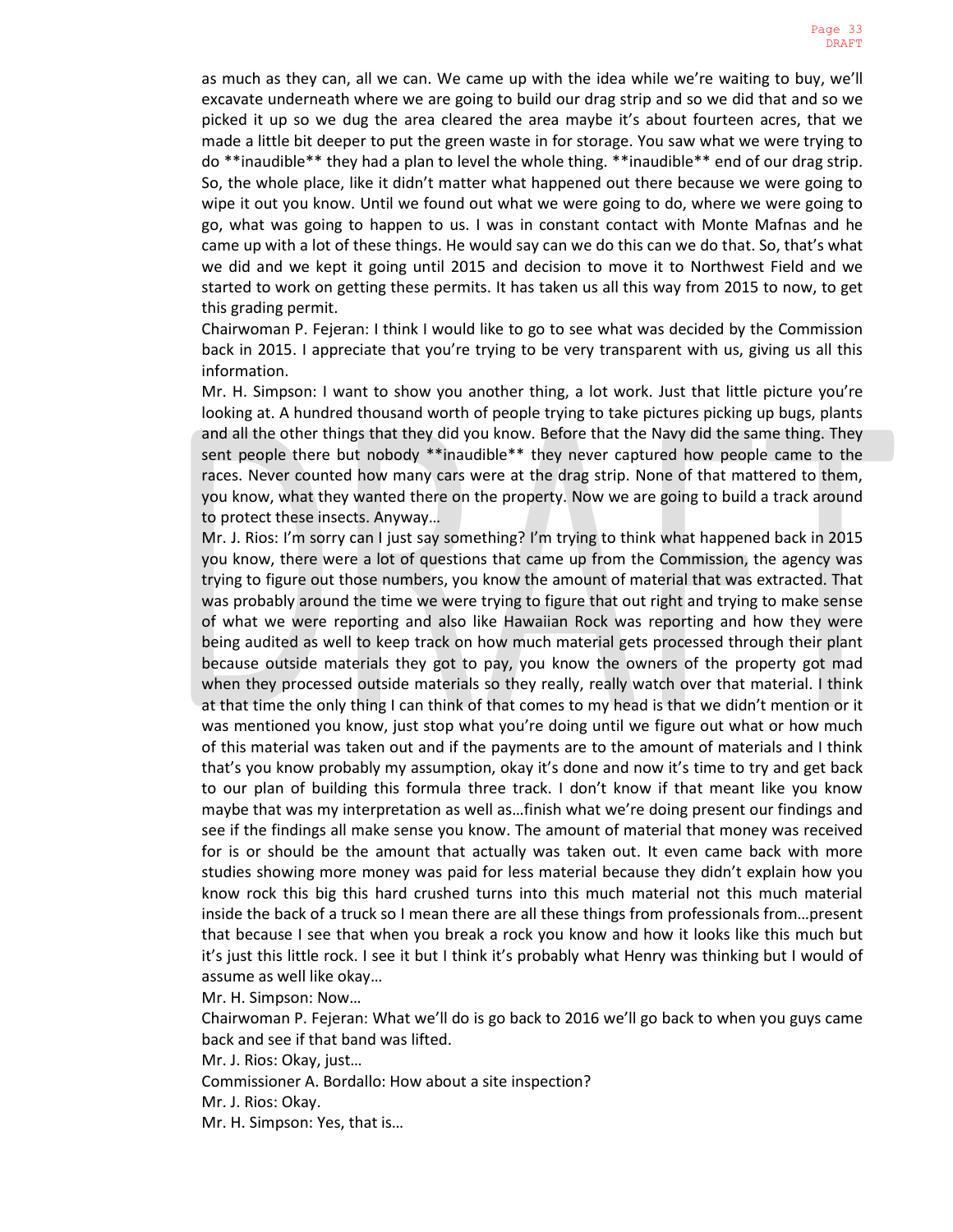as much as they can, all we can. We came up with the idea while we're waiting to buy, we'll excavate underneath where we are going to build our drag strip and so we did that and so we picked it up so we dug the area cleared the area maybe it's about fourteen acres, that we made a little bit deeper to put the green waste in for storage. You saw what we were trying to do **inaudible** they had a plan to level the whole thing. **inaudible** end of our drag strip. So, the whole place, like it didn't matter what happened out there because we were going to wipe it out you know. Until we found out what we were going to do, where we were going to go, what was going to happen to us. I was in constant contact with Monte Mafnas and he came up with a lot of these things. He would say can we do this can we do that. So, that's what we did and we kept it going until 2015 and decision to move it to Northwest Field and we started to work on getting these permits. It has taken us all this way from 2015 to now, to get this grading permit.

Chairwoman P. Fejeran: I think I would like to go to see what was decided by the Commission back in 2015. I appreciate that you're trying to be very transparent with us, giving us all this information.

Mr. H. Simpson: I want to show you another thing, a lot work. Just that little picture you're looking at. A hundred thousand worth of people trying to take pictures picking up bugs, plants and all the other things that they did you know. Before that the Navy did the same thing. They sent people there but nobody **inaudible** they never captured how people came to the races. Never counted how many cars were at the drag strip. None of that mattered to them, you know, what they wanted there on the property. Now we are going to build a track around to protect these insects. Anyway…

Mr. J. Rios: I'm sorry can I just say something? I'm trying to think what happened back in 2015 you know, there were a lot of questions that came up from the Commission, the agency was trying to figure out those numbers, you know the amount of material that was extracted. That was probably around the time we were trying to figure that out right and trying to make sense of what we were reporting and also like Hawaiian Rock was reporting and how they were being audited as well to keep track on how much material gets processed through their plant because outside materials they got to pay, you know the owners of the property got mad when they processed outside materials so they really, really watch over that material. I think at that time the only thing I can think of that comes to my head is that we didn't mention or it was mentioned you know, just stop what you're doing until we figure out what or how much of this material was taken out and if the payments are to the amount of materials and I think that's you know probably my assumption, okay it's done and now it's time to try and get back to our plan of building this formula three track. I don't know if that meant like you know maybe that was my interpretation as well as…finish what we're doing present our findings and see if the findings all make sense you know. The amount of material that money was received for is or should be the amount that actually was taken out. It even came back with more studies showing more money was paid for less material because they didn't explain how you know rock this big this hard crushed turns into this much material not this much material inside the back of a truck so I mean there are all these things from professionals from…present that because I see that when you break a rock you know and how it looks like this much but it's just this little rock. I see it but I think it's probably what Henry was thinking but I would of assume as well like okay…

Mr. H. Simpson: Now…

Chairwoman P. Fejeran: What we'll do is go back to 2016 we'll go back to when you guys came back and see if that band was lifted.

Mr. J. Rios: Okay, just…

Commissioner A. Bordallo: How about a site inspection?

Mr. J. Rios: Okay.

Mr. H. Simpson: Yes, that is…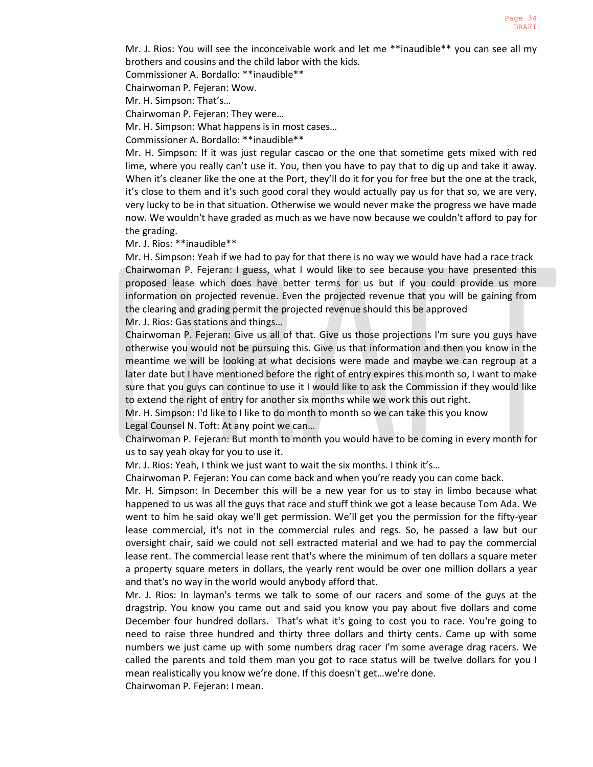Mr. J. Rios: You will see the inconceivable work and let me **inaudible** you can see all my brothers and cousins and the child labor with the kids.

Commissioner A. Bordallo: **inaudible**

Chairwoman P. Fejeran: Wow.

Mr. H. Simpson: That's…

Chairwoman P. Fejeran: They were…

Mr. H. Simpson: What happens is in most cases…

Commissioner A. Bordallo: **inaudible**

Mr. H. Simpson: If it was just regular cascao or the one that sometime gets mixed with red lime, where you really can't use it. You, then you have to pay that to dig up and take it away. When it's cleaner like the one at the Port, they'll do it for you for free but the one at the track, it's close to them and it's such good coral they would actually pay us for that so, we are very, very lucky to be in that situation. Otherwise we would never make the progress we have made now. We wouldn't have graded as much as we have now because we couldn't afford to pay for the grading.

Mr. J. Rios: **inaudible**

Mr. H. Simpson: Yeah if we had to pay for that there is no way we would have had a race track

Chairwoman P. Fejeran: I guess, what I would like to see because you have presented this proposed lease which does have better terms for us but if you could provide us more information on projected revenue. Even the projected revenue that you will be gaining from the clearing and grading permit the projected revenue should this be approved

Mr. J. Rios: Gas stations and things…

Chairwoman P. Fejeran: Give us all of that. Give us those projections I'm sure you guys have otherwise you would not be pursuing this. Give us that information and then you know in the meantime we will be looking at what decisions were made and maybe we can regroup at a later date but I have mentioned before the right of entry expires this month so, I want to make sure that you guys can continue to use it I would like to ask the Commission if they would like to extend the right of entry for another six months while we work this out right.

Mr. H. Simpson: I'd like to I like to do month to month so we can take this you know

Legal Counsel N. Toft: At any point we can…

Chairwoman P. Fejeran: But month to month you would have to be coming in every month for us to say yeah okay for you to use it.

Mr. J. Rios: Yeah, I think we just want to wait the six months. I think it's…

Chairwoman P. Fejeran: You can come back and when you're ready you can come back.

Mr. H. Simpson: In December this will be a new year for us to stay in limbo because what happened to us was all the guys that race and stuff think we got a lease because Tom Ada. We went to him he said okay we'll get permission. We'll get you the permission for the fifty-year lease commercial, it's not in the commercial rules and regs. So, he passed a law but our oversight chair, said we could not sell extracted material and we had to pay the commercial lease rent. The commercial lease rent that's where the minimum of ten dollars a square meter a property square meters in dollars, the yearly rent would be over one million dollars a year and that's no way in the world would anybody afford that.

Mr. J. Rios: In layman's terms we talk to some of our racers and some of the guys at the dragstrip. You know you came out and said you know you pay about five dollars and come December four hundred dollars. That's what it's going to cost you to race. You're going to need to raise three hundred and thirty three dollars and thirty cents. Came up with some numbers we just came up with some numbers drag racer I'm some average drag racers. We called the parents and told them man you got to race status will be twelve dollars for you I mean realistically you know we're done. If this doesn't get…we're done.

Chairwoman P. Fejeran: I mean.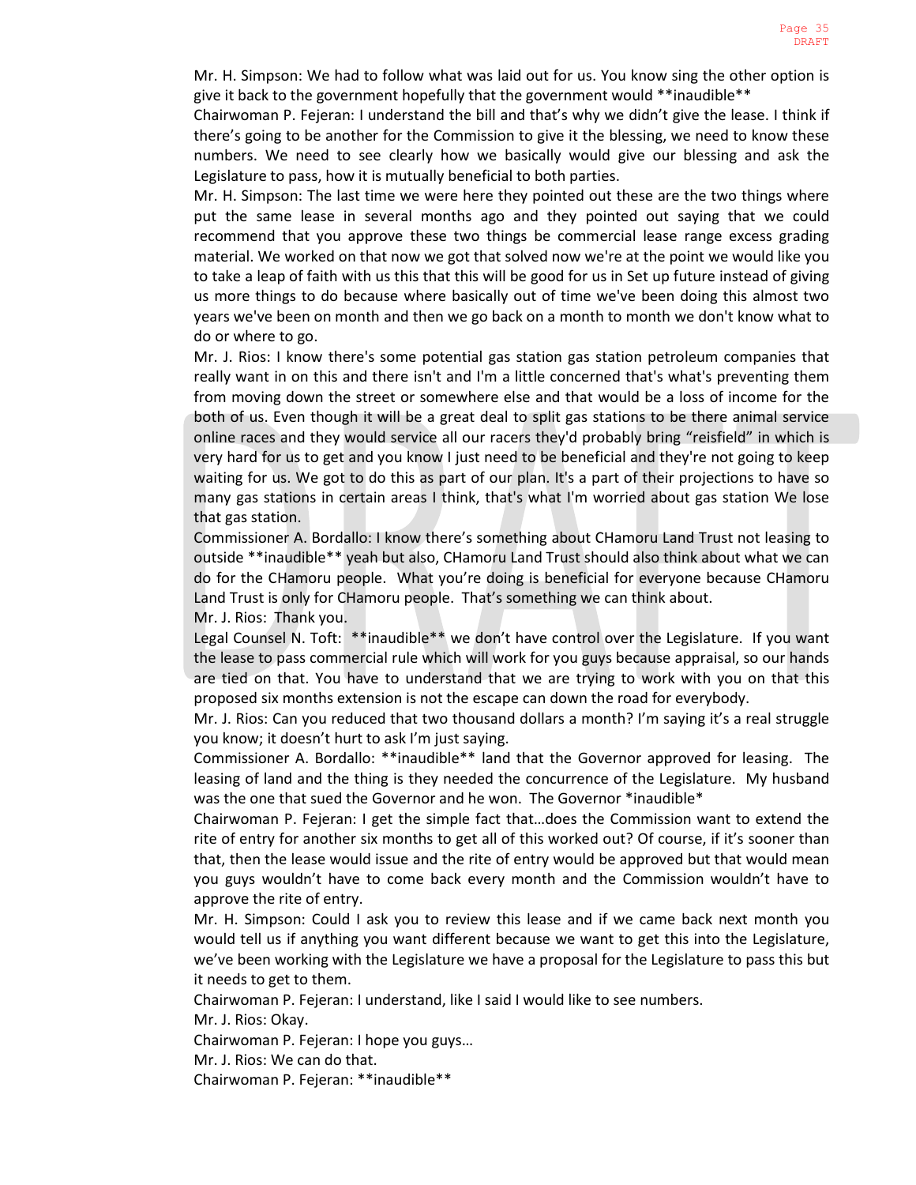Mr. H. Simpson: We had to follow what was laid out for us. You know sing the other option is give it back to the government hopefully that the government would **inaudible**

Chairwoman P. Fejeran: I understand the bill and that's why we didn't give the lease. I think if there's going to be another for the Commission to give it the blessing, we need to know these numbers. We need to see clearly how we basically would give our blessing and ask the Legislature to pass, how it is mutually beneficial to both parties.

Mr. H. Simpson: The last time we were here they pointed out these are the two things where put the same lease in several months ago and they pointed out saying that we could recommend that you approve these two things be commercial lease range excess grading material. We worked on that now we got that solved now we're at the point we would like you to take a leap of faith with us this that this will be good for us in Set up future instead of giving us more things to do because where basically out of time we've been doing this almost two years we've been on month and then we go back on a month to month we don't know what to do or where to go.

Mr. J. Rios: I know there's some potential gas station gas station petroleum companies that really want in on this and there isn't and I'm a little concerned that's what's preventing them from moving down the street or somewhere else and that would be a loss of income for the both of us. Even though it will be a great deal to split gas stations to be there animal service online races and they would service all our racers they'd probably bring "reisfield" in which is very hard for us to get and you know I just need to be beneficial and they're not going to keep waiting for us. We got to do this as part of our plan. It's a part of their projections to have so many gas stations in certain areas I think, that's what I'm worried about gas station We lose that gas station.

Commissioner A. Bordallo: I know there's something about CHamoru Land Trust not leasing to outside **inaudible** yeah but also, CHamoru Land Trust should also think about what we can do for the CHamoru people. What you're doing is beneficial for everyone because CHamoru Land Trust is only for CHamoru people. That's something we can think about.

Mr. J. Rios: Thank you.

Legal Counsel N. Toft: **inaudible** we don't have control over the Legislature. If you want the lease to pass commercial rule which will work for you guys because appraisal, so our hands are tied on that. You have to understand that we are trying to work with you on that this proposed six months extension is not the escape can down the road for everybody.

Mr. J. Rios: Can you reduced that two thousand dollars a month? I'm saying it's a real struggle you know; it doesn't hurt to ask I'm just saying.

Commissioner A. Bordallo: **inaudible** land that the Governor approved for leasing. The leasing of land and the thing is they needed the concurrence of the Legislature. My husband was the one that sued the Governor and he won. The Governor *inaudible*

Chairwoman P. Fejeran: I get the simple fact that…does the Commission want to extend the rite of entry for another six months to get all of this worked out? Of course, if it's sooner than that, then the lease would issue and the rite of entry would be approved but that would mean you guys wouldn't have to come back every month and the Commission wouldn't have to approve the rite of entry.

Mr. H. Simpson: Could I ask you to review this lease and if we came back next month you would tell us if anything you want different because we want to get this into the Legislature, we've been working with the Legislature we have a proposal for the Legislature to pass this but it needs to get to them.

Chairwoman P. Fejeran: I understand, like I said I would like to see numbers.

Mr. J. Rios: Okay.

Chairwoman P. Fejeran: I hope you guys…

Mr. J. Rios: We can do that.

Chairwoman P. Fejeran: **inaudible**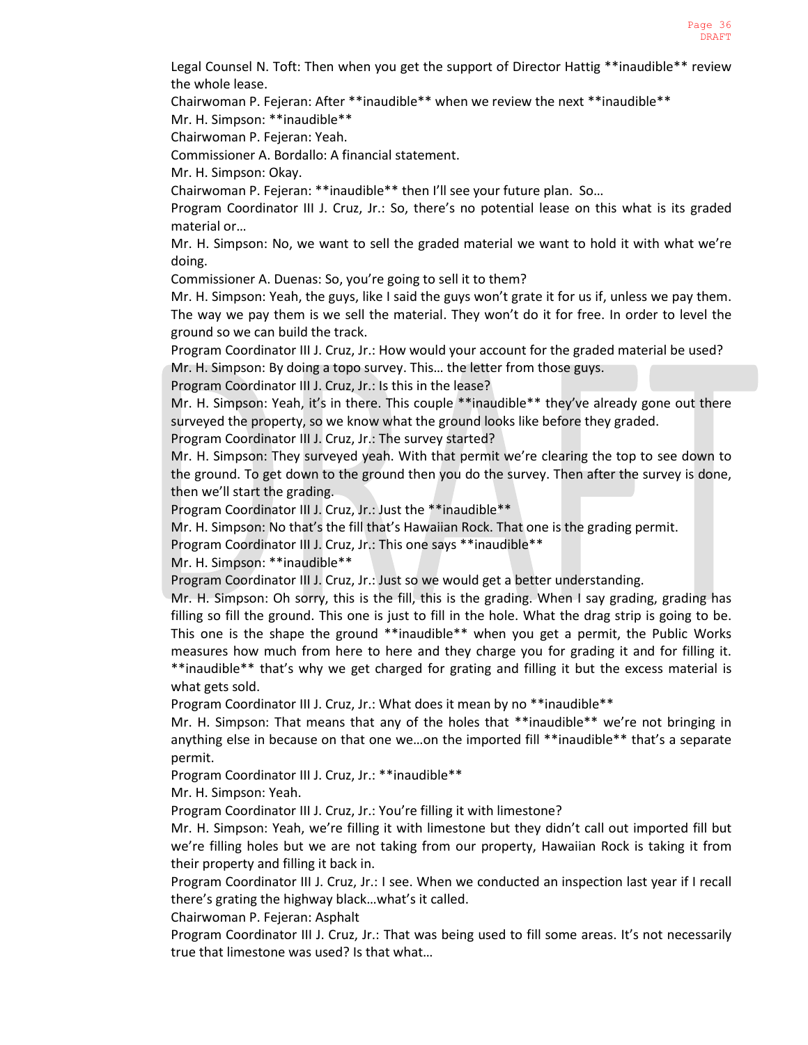Legal Counsel N. Toft: Then when you get the support of Director Hattig **inaudible** review the whole lease.

Chairwoman P. Fejeran: After **inaudible** when we review the next **inaudible**

Mr. H. Simpson: **inaudible**

Chairwoman P. Fejeran: Yeah.

Commissioner A. Bordallo: A financial statement.

Mr. H. Simpson: Okay.

Chairwoman P. Fejeran: **inaudible** then I'll see your future plan. So…

Program Coordinator III J. Cruz, Jr.: So, there's no potential lease on this what is its graded material or…

Mr. H. Simpson: No, we want to sell the graded material we want to hold it with what we're doing.

Commissioner A. Duenas: So, you're going to sell it to them?

Mr. H. Simpson: Yeah, the guys, like I said the guys won't grate it for us if, unless we pay them. The way we pay them is we sell the material. They won't do it for free. In order to level the ground so we can build the track.

Program Coordinator III J. Cruz, Jr.: How would your account for the graded material be used?

Mr. H. Simpson: By doing a topo survey. This… the letter from those guys.

Program Coordinator III J. Cruz, Jr.: Is this in the lease?

Mr. H. Simpson: Yeah, it's in there. This couple **inaudible** they've already gone out there surveyed the property, so we know what the ground looks like before they graded.

Program Coordinator III J. Cruz, Jr.: The survey started?

Mr. H. Simpson: They surveyed yeah. With that permit we're clearing the top to see down to the ground. To get down to the ground then you do the survey. Then after the survey is done, then we'll start the grading.

Program Coordinator III J. Cruz, Jr.: Just the **inaudible**

Mr. H. Simpson: No that's the fill that's Hawaiian Rock. That one is the grading permit.

Program Coordinator III J. Cruz, Jr.: This one says **inaudible**

Mr. H. Simpson: **inaudible**

Program Coordinator III J. Cruz, Jr.: Just so we would get a better understanding.

Mr. H. Simpson: Oh sorry, this is the fill, this is the grading. When I say grading, grading has filling so fill the ground. This one is just to fill in the hole. What the drag strip is going to be. This one is the shape the ground **inaudible** when you get a permit, the Public Works measures how much from here to here and they charge you for grading it and for filling it. **inaudible** that's why we get charged for grating and filling it but the excess material is what gets sold.

Program Coordinator III J. Cruz, Jr.: What does it mean by no **inaudible**

Mr. H. Simpson: That means that any of the holes that **inaudible** we're not bringing in anything else in because on that one we…on the imported fill **inaudible** that's a separate permit.

Program Coordinator III J. Cruz, Jr.: **inaudible**

Mr. H. Simpson: Yeah.

Program Coordinator III J. Cruz, Jr.: You're filling it with limestone?

Mr. H. Simpson: Yeah, we're filling it with limestone but they didn't call out imported fill but we're filling holes but we are not taking from our property, Hawaiian Rock is taking it from their property and filling it back in.

Program Coordinator III J. Cruz, Jr.: I see. When we conducted an inspection last year if I recall there's grating the highway black…what's it called.

Chairwoman P. Fejeran: Asphalt

Program Coordinator III J. Cruz, Jr.: That was being used to fill some areas. It's not necessarily true that limestone was used? Is that what…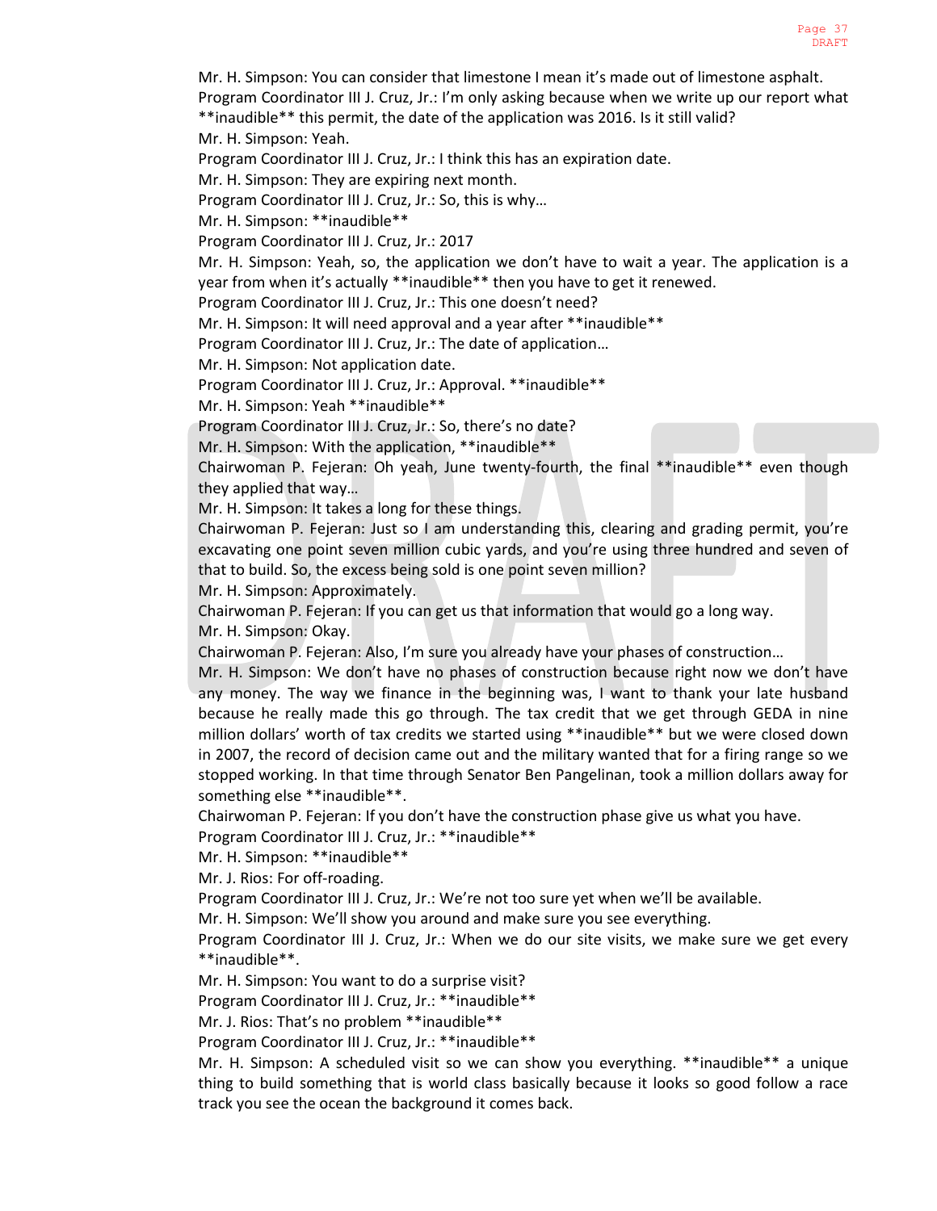Mr. H. Simpson: You can consider that limestone I mean it's made out of limestone asphalt.
Program Coordinator III J. Cruz, Jr.: I'm only asking because when we write up our report what **inaudible** this permit, the date of the application was 2016. Is it still valid?
Mr. H. Simpson: Yeah.
Program Coordinator III J. Cruz, Jr.: I think this has an expiration date.
Mr. H. Simpson: They are expiring next month.
Program Coordinator III J. Cruz, Jr.: So, this is why…
Mr. H. Simpson: **inaudible**
Program Coordinator III J. Cruz, Jr.: 2017
Mr. H. Simpson: Yeah, so, the application we don't have to wait a year. The application is a year from when it's actually **inaudible** then you have to get it renewed.
Program Coordinator III J. Cruz, Jr.: This one doesn't need?
Mr. H. Simpson: It will need approval and a year after **inaudible**
Program Coordinator III J. Cruz, Jr.: The date of application…
Mr. H. Simpson: Not application date.
Program Coordinator III J. Cruz, Jr.: Approval. **inaudible**
Mr. H. Simpson: Yeah **inaudible**
Program Coordinator III J. Cruz, Jr.: So, there's no date?
Mr. H. Simpson: With the application, **inaudible**
Chairwoman P. Fejeran: Oh yeah, June twenty-fourth, the final **inaudible** even though they applied that way…
Mr. H. Simpson: It takes a long for these things.
Chairwoman P. Fejeran: Just so I am understanding this, clearing and grading permit, you're excavating one point seven million cubic yards, and you're using three hundred and seven of that to build. So, the excess being sold is one point seven million?
Mr. H. Simpson: Approximately.
Chairwoman P. Fejeran: If you can get us that information that would go a long way.
Mr. H. Simpson: Okay.
Chairwoman P. Fejeran: Also, I'm sure you already have your phases of construction…
Mr. H. Simpson: We don't have no phases of construction because right now we don't have any money. The way we finance in the beginning was, I want to thank your late husband because he really made this go through. The tax credit that we get through GEDA in nine million dollars' worth of tax credits we started using **inaudible** but we were closed down in 2007, the record of decision came out and the military wanted that for a firing range so we stopped working. In that time through Senator Ben Pangelinan, took a million dollars away for something else **inaudible**.
Chairwoman P. Fejeran: If you don't have the construction phase give us what you have.
Program Coordinator III J. Cruz, Jr.: **inaudible**
Mr. H. Simpson: **inaudible**
Mr. J. Rios: For off-roading.
Program Coordinator III J. Cruz, Jr.: We're not too sure yet when we'll be available.
Mr. H. Simpson: We'll show you around and make sure you see everything.
Program Coordinator III J. Cruz, Jr.: When we do our site visits, we make sure we get every **inaudible**.
Mr. H. Simpson: You want to do a surprise visit?
Program Coordinator III J. Cruz, Jr.: **inaudible**
Mr. J. Rios: That's no problem **inaudible**
Program Coordinator III J. Cruz, Jr.: **inaudible**
Mr. H. Simpson: A scheduled visit so we can show you everything. **inaudible** a unique thing to build something that is world class basically because it looks so good follow a race track you see the ocean the background it comes back.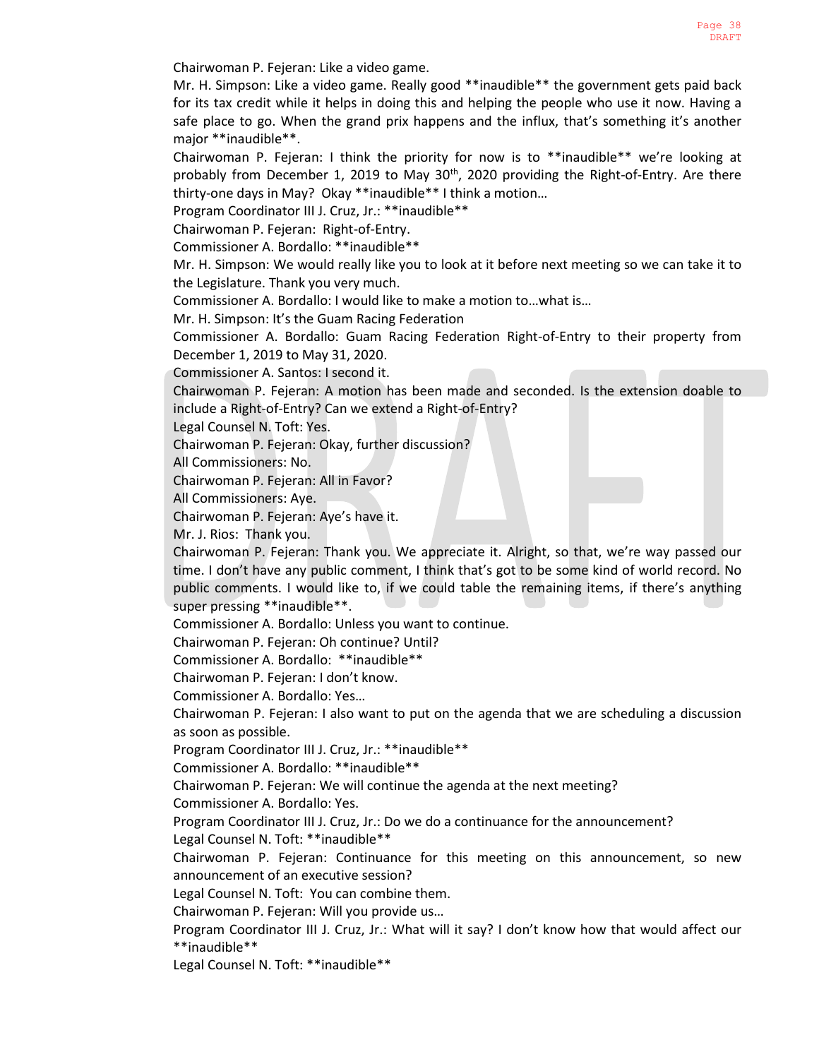Chairwoman P. Fejeran: Like a video game.

Mr. H. Simpson: Like a video game. Really good **inaudible** the government gets paid back for its tax credit while it helps in doing this and helping the people who use it now. Having a safe place to go. When the grand prix happens and the influx, that's something it's another major **inaudible**.

Chairwoman P. Fejeran: I think the priority for now is to **inaudible** we're looking at probably from December 1, 2019 to May 30th, 2020 providing the Right-of-Entry. Are there thirty-one days in May? Okay **inaudible** I think a motion…

Program Coordinator III J. Cruz, Jr.: **inaudible**

Chairwoman P. Fejeran: Right-of-Entry.

Commissioner A. Bordallo: **inaudible**

Mr. H. Simpson: We would really like you to look at it before next meeting so we can take it to the Legislature. Thank you very much.

Commissioner A. Bordallo: I would like to make a motion to…what is…

Mr. H. Simpson: It's the Guam Racing Federation

Commissioner A. Bordallo: Guam Racing Federation Right-of-Entry to their property from December 1, 2019 to May 31, 2020.

Commissioner A. Santos: I second it.

Chairwoman P. Fejeran: A motion has been made and seconded. Is the extension doable to include a Right-of-Entry? Can we extend a Right-of-Entry?

Legal Counsel N. Toft: Yes.

Chairwoman P. Fejeran: Okay, further discussion?

All Commissioners: No.

Chairwoman P. Fejeran: All in Favor?

All Commissioners: Aye.

Chairwoman P. Fejeran: Aye's have it.

Mr. J. Rios: Thank you.

Chairwoman P. Fejeran: Thank you. We appreciate it. Alright, so that, we're way passed our time. I don't have any public comment, I think that's got to be some kind of world record. No public comments. I would like to, if we could table the remaining items, if there's anything super pressing **inaudible**.

Commissioner A. Bordallo: Unless you want to continue.

Chairwoman P. Fejeran: Oh continue? Until?

Commissioner A. Bordallo: **inaudible**

Chairwoman P. Fejeran: I don't know.

Commissioner A. Bordallo: Yes…

Chairwoman P. Fejeran: I also want to put on the agenda that we are scheduling a discussion as soon as possible.

Program Coordinator III J. Cruz, Jr.: **inaudible**

Commissioner A. Bordallo: **inaudible**

Chairwoman P. Fejeran: We will continue the agenda at the next meeting?

Commissioner A. Bordallo: Yes.

Program Coordinator III J. Cruz, Jr.: Do we do a continuance for the announcement?

Legal Counsel N. Toft: **inaudible**

Chairwoman P. Fejeran: Continuance for this meeting on this announcement, so new announcement of an executive session?

Legal Counsel N. Toft: You can combine them.

Chairwoman P. Fejeran: Will you provide us…

Program Coordinator III J. Cruz, Jr.: What will it say? I don't know how that would affect our **inaudible**

Legal Counsel N. Toft: **inaudible**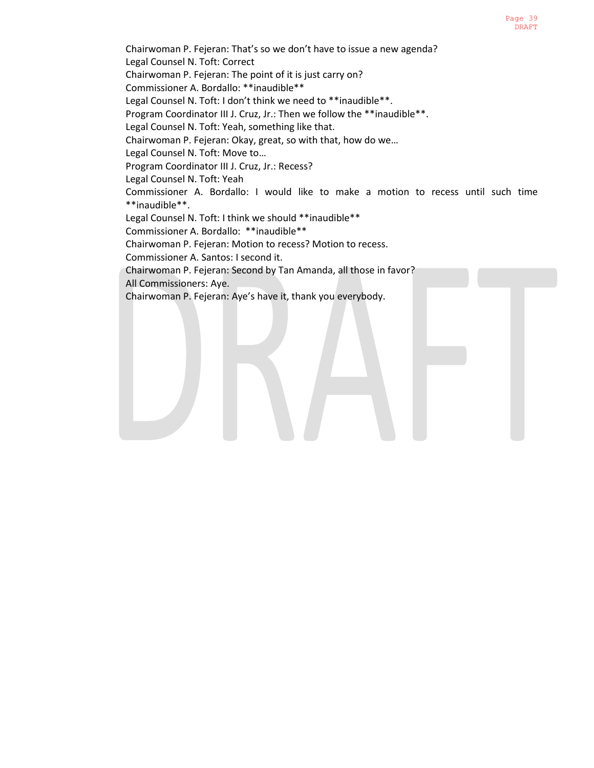Chairwoman P. Fejeran: That's so we don't have to issue a new agenda?
Legal Counsel N. Toft: Correct
Chairwoman P. Fejeran: The point of it is just carry on?
Commissioner A. Bordallo: **inaudible**
Legal Counsel N. Toft: I don't think we need to **inaudible**.
Program Coordinator III J. Cruz, Jr.: Then we follow the **inaudible**.
Legal Counsel N. Toft: Yeah, something like that.
Chairwoman P. Fejeran: Okay, great, so with that, how do we…
Legal Counsel N. Toft: Move to…
Program Coordinator III J. Cruz, Jr.: Recess?
Legal Counsel N. Toft: Yeah
Commissioner A. Bordallo: I would like to make a motion to recess until such time **inaudible**.
Legal Counsel N. Toft: I think we should **inaudible**
Commissioner A. Bordallo: **inaudible**
Chairwoman P. Fejeran: Motion to recess? Motion to recess.
Commissioner A. Santos: I second it.
Chairwoman P. Fejeran: Second by Tan Amanda, all those in favor?
All Commissioners: Aye.
Chairwoman P. Fejeran: Aye's have it, thank you everybody.